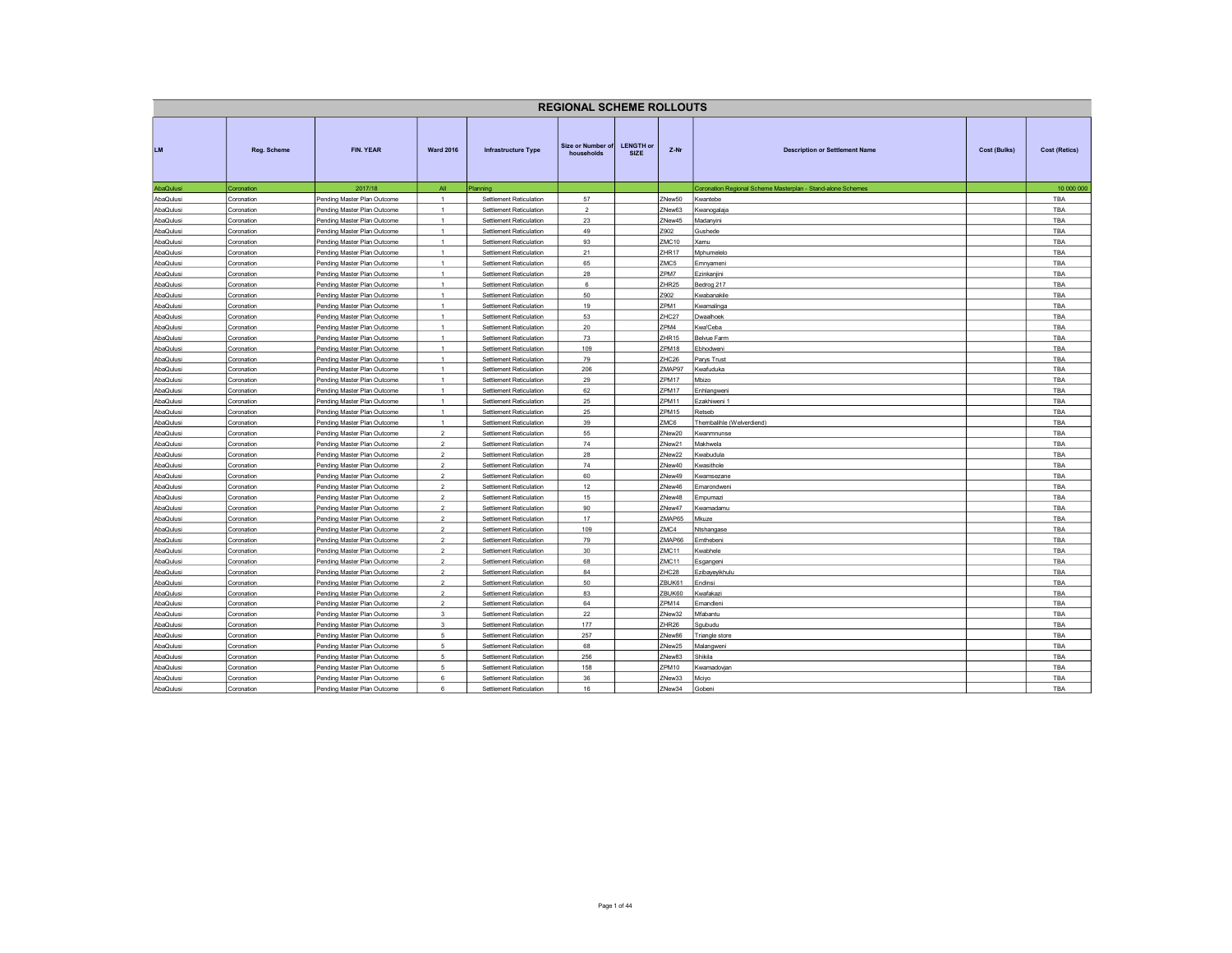# REGIONAL SCHEME ROLLOUTS

| LM | Reg. Scheme | FIN. YEAR | Ward 2016 | Infrastructure Type | Size or Number of households | LENGTH or SIZE | Z-Nr | Description or Settlement Name | Cost (Bulks) | Cost (Retics) |
|---|---|---|---|---|---|---|---|---|---|---|
| AbaQulusi | Coronation | 2017/18 | All | Planning | | | | Coronation Regional Scheme Masterplan - Stand-alone Schemes | | 10 000 000 |
| AbaQulusi | Coronation | Pending Master Plan Outcome | 1 | Settlement Reticulation | 57 | | ZNew50 | Kwantebe | | TBA |
| AbaQulusi | Coronation | Pending Master Plan Outcome | 1 | Settlement Reticulation | 2 | | ZNew63 | Kwanogalaja | | TBA |
| AbaQulusi | Coronation | Pending Master Plan Outcome | 1 | Settlement Reticulation | 23 | | ZNew45 | Madanyini | | TBA |
| AbaQulusi | Coronation | Pending Master Plan Outcome | 1 | Settlement Reticulation | 49 | | Z902 | Gushede | | TBA |
| AbaQulusi | Coronation | Pending Master Plan Outcome | 1 | Settlement Reticulation | 93 | | ZMC10 | Xamu | | TBA |
| AbaQulusi | Coronation | Pending Master Plan Outcome | 1 | Settlement Reticulation | 21 | | ZHR17 | Mphumelelo | | TBA |
| AbaQulusi | Coronation | Pending Master Plan Outcome | 1 | Settlement Reticulation | 65 | | ZMC5 | Emnyameni | | TBA |
| AbaQulusi | Coronation | Pending Master Plan Outcome | 1 | Settlement Reticulation | 28 | | ZPM7 | Ezinkanjini | | TBA |
| AbaQulusi | Coronation | Pending Master Plan Outcome | 1 | Settlement Reticulation | 6 | | ZHR25 | Bedrog 217 | | TBA |
| AbaQulusi | Coronation | Pending Master Plan Outcome | 1 | Settlement Reticulation | 50 | | Z902 | Kwabanakile | | TBA |
| AbaQulusi | Coronation | Pending Master Plan Outcome | 1 | Settlement Reticulation | 19 | | ZPM1 | Kwamalinga | | TBA |
| AbaQulusi | Coronation | Pending Master Plan Outcome | 1 | Settlement Reticulation | 53 | | ZHC27 | Dwaalhoek | | TBA |
| AbaQulusi | Coronation | Pending Master Plan Outcome | 1 | Settlement Reticulation | 20 | | ZPM4 | Kwa'Ceba | | TBA |
| AbaQulusi | Coronation | Pending Master Plan Outcome | 1 | Settlement Reticulation | 73 | | ZHR15 | Belvue Farm | | TBA |
| AbaQulusi | Coronation | Pending Master Plan Outcome | 1 | Settlement Reticulation | 109 | | ZPM18 | Ebhodweni | | TBA |
| AbaQulusi | Coronation | Pending Master Plan Outcome | 1 | Settlement Reticulation | 79 | | ZHC26 | Parys Trust | | TBA |
| AbaQulusi | Coronation | Pending Master Plan Outcome | 1 | Settlement Reticulation | 206 | | ZMAP97 | Kwafuduka | | TBA |
| AbaQulusi | Coronation | Pending Master Plan Outcome | 1 | Settlement Reticulation | 29 | | ZPM17 | Mbizo | | TBA |
| AbaQulusi | Coronation | Pending Master Plan Outcome | 1 | Settlement Reticulation | 62 | | ZPM17 | Enhlangweni | | TBA |
| AbaQulusi | Coronation | Pending Master Plan Outcome | 1 | Settlement Reticulation | 25 | | ZPM11 | Ezakhiweni 1 | | TBA |
| AbaQulusi | Coronation | Pending Master Plan Outcome | 1 | Settlement Reticulation | 25 | | ZPM15 | Retseb | | TBA |
| AbaQulusi | Coronation | Pending Master Plan Outcome | 1 | Settlement Reticulation | 39 | | ZMC6 | Thembalihle (Welverdiend) | | TBA |
| AbaQulusi | Coronation | Pending Master Plan Outcome | 2 | Settlement Reticulation | 55 | | ZNew20 | Kwanmunse | | TBA |
| AbaQulusi | Coronation | Pending Master Plan Outcome | 2 | Settlement Reticulation | 74 | | ZNew21 | Makhwela | | TBA |
| AbaQulusi | Coronation | Pending Master Plan Outcome | 2 | Settlement Reticulation | 28 | | ZNew22 | Kwabudula | | TBA |
| AbaQulusi | Coronation | Pending Master Plan Outcome | 2 | Settlement Reticulation | 74 | | ZNew40 | Kwasithole | | TBA |
| AbaQulusi | Coronation | Pending Master Plan Outcome | 2 | Settlement Reticulation | 60 | | ZNew49 | Kwamsezane | | TBA |
| AbaQulusi | Coronation | Pending Master Plan Outcome | 2 | Settlement Reticulation | 12 | | ZNew46 | Emarondweni | | TBA |
| AbaQulusi | Coronation | Pending Master Plan Outcome | 2 | Settlement Reticulation | 15 | | ZNew48 | Empumazi | | TBA |
| AbaQulusi | Coronation | Pending Master Plan Outcome | 2 | Settlement Reticulation | 90 | | ZNew47 | Kwamadamu | | TBA |
| AbaQulusi | Coronation | Pending Master Plan Outcome | 2 | Settlement Reticulation | 17 | | ZMAP65 | Mkuze | | TBA |
| AbaQulusi | Coronation | Pending Master Plan Outcome | 2 | Settlement Reticulation | 109 | | ZMC4 | Ntshangase | | TBA |
| AbaQulusi | Coronation | Pending Master Plan Outcome | 2 | Settlement Reticulation | 79 | | ZMAP66 | Emthebeni | | TBA |
| AbaQulusi | Coronation | Pending Master Plan Outcome | 2 | Settlement Reticulation | 30 | | ZMC11 | Kwabhele | | TBA |
| AbaQulusi | Coronation | Pending Master Plan Outcome | 2 | Settlement Reticulation | 68 | | ZMC11 | Esgangeni | | TBA |
| AbaQulusi | Coronation | Pending Master Plan Outcome | 2 | Settlement Reticulation | 84 | | ZHC28 | Ezibayeyikhulu | | TBA |
| AbaQulusi | Coronation | Pending Master Plan Outcome | 2 | Settlement Reticulation | 50 | | ZBUK61 | Endinsi | | TBA |
| AbaQulusi | Coronation | Pending Master Plan Outcome | 2 | Settlement Reticulation | 83 | | ZBUK60 | Kwafakazi | | TBA |
| AbaQulusi | Coronation | Pending Master Plan Outcome | 2 | Settlement Reticulation | 64 | | ZPM14 | Emandleni | | TBA |
| AbaQulusi | Coronation | Pending Master Plan Outcome | 3 | Settlement Reticulation | 22 | | ZNew32 | Mfabantu | | TBA |
| AbaQulusi | Coronation | Pending Master Plan Outcome | 3 | Settlement Reticulation | 177 | | ZHR26 | Sgubudu | | TBA |
| AbaQulusi | Coronation | Pending Master Plan Outcome | 5 | Settlement Reticulation | 257 | | ZNew86 | Triangle store | | TBA |
| AbaQulusi | Coronation | Pending Master Plan Outcome | 5 | Settlement Reticulation | 68 | | ZNew25 | Malangweni | | TBA |
| AbaQulusi | Coronation | Pending Master Plan Outcome | 5 | Settlement Reticulation | 256 | | ZNew83 | Shikila | | TBA |
| AbaQulusi | Coronation | Pending Master Plan Outcome | 5 | Settlement Reticulation | 158 | | ZPM10 | Kwamadovjan | | TBA |
| AbaQulusi | Coronation | Pending Master Plan Outcome | 6 | Settlement Reticulation | 36 | | ZNew33 | Mciyo | | TBA |
| AbaQulusi | Coronation | Pending Master Plan Outcome | 6 | Settlement Reticulation | 16 | | ZNew34 | Gobeni | | TBA |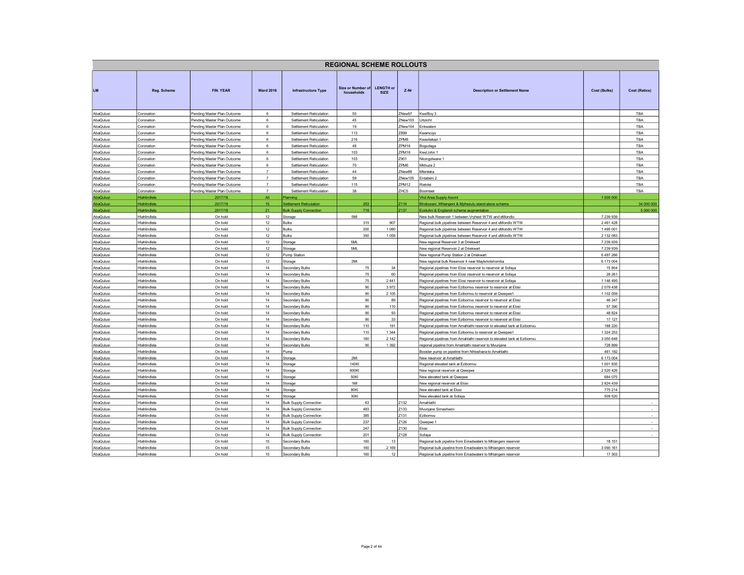## REGIONAL SCHEME ROLLOUTS

| LM | Reg. Scheme | FIN. YEAR | Ward 2016 | Infrastructure Type | Size or Number of households | LENGTH or SIZE | Z-Nr | Description or Settlement Name | Cost (Bulks) | Cost (Retics) |
|---|---|---|---|---|---|---|---|---|---|---|
| AbaQulusi | Coronation | Pending Master Plan Outcome | 6 | Settlement Reticulation | 50 | | ZNew97 | Kwa'Boy 3 | | TBA |
| AbaQulusi | Coronation | Pending Master Plan Outcome | 6 | Settlement Reticulation | 45 | | ZNew103 | Uitzicht | | TBA |
| AbaQulusi | Coronation | Pending Master Plan Outcome | 6 | Settlement Reticulation | 19 | | ZNew104 | Enkwaleni | | TBA |
| AbaQulusi | Coronation | Pending Master Plan Outcome | 6 | Settlement Reticulation | 113 | | Z899 | Kwamciyo | | TBA |
| AbaQulusi | Coronation | Pending Master Plan Outcome | 6 | Settlement Reticulation | 216 | | ZPM8 | Kwavilakazi 1 | | TBA |
| AbaQulusi | Coronation | Pending Master Plan Outcome | 6 | Settlement Reticulation | 48 | | ZPM16 | Bogudaga | | TBA |
| AbaQulusi | Coronation | Pending Master Plan Outcome | 6 | Settlement Reticulation | 103 | | ZPM16 | Kwa'John 1 | | TBA |
| AbaQulusi | Coronation | Pending Master Plan Outcome | 6 | Settlement Reticulation | 103 | | Z901 | Nkongolwane 1 | | TBA |
| AbaQulusi | Coronation | Pending Master Plan Outcome | 6 | Settlement Reticulation | 70 | | ZPM6 | Mkhuze 2 | | TBA |
| AbaQulusi | Coronation | Pending Master Plan Outcome | 7 | Settlement Reticulation | 44 | | ZNew88 | Mtenteka | | TBA |
| AbaQulusi | Coronation | Pending Master Plan Outcome | 7 | Settlement Reticulation | 59 | | ZNew105 | Entabeni 2 | | TBA |
| AbaQulusi | Coronation | Pending Master Plan Outcome | 7 | Settlement Reticulation | 115 | | ZPM12 | Rietvlei | | TBA |
| AbaQulusi | Coronation | Pending Master Plan Outcome | 7 | Settlement Reticulation | 38 | | ZHC5 | Boomlaer | | TBA |
| AbaQulusi | Hlahlindlela | 2017/18 | All | Planning | | | | Vhd Area Supply Assmt | 1 000 000 | |
| AbaQulusi | Hlahlindlela | 2017/18 | 15 | Settlement Reticulation | 253 | | Z116 | Bhobozani, Mhlangeni & Mphezulu stand-alone scheme | | 34 000 000 |
| AbaQulusi | Hlahlindlela | 2017/18 | 21 | Bulk Supply Connection | 718 | | Z137 | Ezidulini & Engilandi scheme augmentation | | 5 000 000 |
| AbaQulusi | Hlahlindlela | On hold | 12 | Storage | 5Ml | | | New bulk Reservoir 1 between Vryheid WTW and eMondlo | 7 239 939 | |
| AbaQulusi | Hlahlindlela | On hold | 12 | Bulks | 315 | 907 | | Regional bulk pipelines between Reservoir 4 and eMondlo WTW | 2 461 428 | |
| AbaQulusi | Hlahlindlela | On hold | 12 | Bulks | 200 | 1 080 | | Regional bulk pipelines between Reservoir 4 and eMondlo WTW | 1 495 001 | |
| AbaQulusi | Hlahlindlela | On hold | 12 | Bulks | 350 | 1 059 | | Regional bulk pipelines between Reservoir 4 and eMondlo WTW | 2 132 083 | |
| AbaQulusi | Hlahlindlela | On hold | 12 | Storage | 5ML | | | New regional Reservoir 3 at Driekwart | 7 239 939 | |
| AbaQulusi | Hlahlindlela | On hold | 12 | Storage | 5ML | | | New regional Reservoir 2 at Driekwart | 7 239 939 | |
| AbaQulusi | Hlahlindlela | On hold | 12 | Pump Station | | | | New regional Pump Station 2 at Driekwart | 6 497 266 | |
| AbaQulusi | Hlahlindlela | On hold | 12 | Storage | 2Ml | | | New regional bulk Reservoir 4 near Maytshotshomba | 6 173 004 | |
| AbaQulusi | Hlahlindlela | On hold | 14 | Secondary Bulks | 75 | 34 | | Regional pipelines from Elosi reservoir to reservoir at Sofaya | 15 804 | |
| AbaQulusi | Hlahlindlela | On hold | 14 | Secondary Bulks | 75 | 60 | | Regional pipelines from Elosi reservoir to reservoir at Sofaya | 28 261 | |
| AbaQulusi | Hlahlindlela | On hold | 14 | Secondary Bulks | 75 | 2 441 | | Regional pipelines from Elosi reservoir to reservoir at Sofaya | 1 146 495 | |
| AbaQulusi | Hlahlindlela | On hold | 14 | Secondary Bulks | 90 | 3 972 | | Regional pipelines from Ezibomvu reservoir to reservoir at Elosi | 2 079 438 | |
| AbaQulusi | Hlahlindlela | On hold | 14 | Secondary Bulks | 90 | 2 105 | | Regional pipelines from Ezibomvu to reservoir at Qweqwe1 | 1 102 059 | |
| AbaQulusi | Hlahlindlela | On hold | 14 | Secondary Bulks | 90 | 89 | | Regional pipelines from Ezibomvu reservoir to reservoir at Elosi | 46 347 | |
| AbaQulusi | Hlahlindlela | On hold | 14 | Secondary Bulks | 90 | 110 | | Regional pipelines from Ezibomvu reservoir to reservoir at Elosi | 57 390 | |
| AbaQulusi | Hlahlindlela | On hold | 14 | Secondary Bulks | 90 | 93 | | Regional pipelines from Ezibomvu reservoir to reservoir at Elosi | 48 824 | |
| AbaQulusi | Hlahlindlela | On hold | 14 | Secondary Bulks | 90 | 33 | | Regional pipelines from Ezibomvu reservoir to reservoir at Elosi | 17 127 | |
| AbaQulusi | Hlahlindlela | On hold | 14 | Secondary Bulks | 110 | 191 | | Regional pipelines from Amahlathi reservoir to elevated tank at Ezibomvu | 188 220 | |
| AbaQulusi | Hlahlindlela | On hold | 14 | Secondary Bulks | 110 | 1 344 | | Regional pipelines from Ezibomvu to reservoir at Qweqwe1 | 1 324 253 | |
| AbaQulusi | Hlahlindlela | On hold | 14 | Secondary Bulks | 160 | 2 142 | | Regional pipelines from Amahlathi reservoir to elevated tank at Ezibomvu | 3 050 648 | |
| AbaQulusi | Hlahlindlela | On hold | 14 | Secondary Bulks | 90 | 1 392 | | regional pipeline from Amahlathi reservoir to Mvunjane | 728 899 | |
| AbaQulusi | Hlahlindlela | On hold | 14 | Pump | | | | Booster pump on pipeline from Nhloshana to Amahlathi | 461 192 | |
| AbaQulusi | Hlahlindlela | On hold | 14 | Storage | 2Ml | | | New reservoir at Amahlathi | 6 173 004 | |
| AbaQulusi | Hlahlindlela | On hold | 14 | Storage | 140Kl | | | Regional elevated tank at Ezibomvu | 1 001 835 | |
| AbaQulusi | Hlahlindlela | On hold | 14 | Storage | 600Kl | | | New regional reservoir at Qweqwe | 2 520 426 | |
| AbaQulusi | Hlahlindlela | On hold | 14 | Storage | 50Kl | | | New elevated tank at Qweqwe | 684 075 | |
| AbaQulusi | Hlahlindlela | On hold | 14 | Storage | 1Ml | | | New regional reservoir at Elosi | 2 824 439 | |
| AbaQulusi | Hlahlindlela | On hold | 14 | Storage | 80Kl | | | New elevated tank at Elosi | 775 214 | |
| AbaQulusi | Hlahlindlela | On hold | 14 | Storage | 30Kl | | | New elevated tank at Sofaya | 509 520 | |
| AbaQulusi | Hlahlindlela | On hold | 14 | Bulk Supply Connection | 63 | | Z132 | Amahlathi | | - |
| AbaQulusi | Hlahlindlela | On hold | 14 | Bulk Supply Connection | 483 | | Z133 | Mvunjane Simashwini | | - |
| AbaQulusi | Hlahlindlela | On hold | 14 | Bulk Supply Connection | 385 | | Z131 | Ezibomvu | | - |
| AbaQulusi | Hlahlindlela | On hold | 14 | Bulk Supply Connection | 237 | | Z126 | Qweqwe 1 | | - |
| AbaQulusi | Hlahlindlela | On hold | 14 | Bulk Supply Connection | 247 | | Z130 | Elosi | | - |
| AbaQulusi | Hlahlindlela | On hold | 14 | Bulk Supply Connection | 201 | | Z128 | Sofaya | | - |
| AbaQulusi | Hlahlindlela | On hold | 15 | Secondary Bulks | 160 | 13 | | Regional bulk pipeline from Emadwaleni to Mhlangeni reservoir | 18 151 | |
| AbaQulusi | Hlahlindlela | On hold | 15 | Secondary Bulks | 160 | 2 169 | | Regional bulk pipeline from Emadwaleni to Mhlangeni reservoir | 3 090 161 | |
| AbaQulusi | Hlahlindlela | On hold | 15 | Secondary Bulks | 160 | 12 | | Regional bulk pipeline from Emadwaleni to Mhlangeni reservoir | 17 303 | |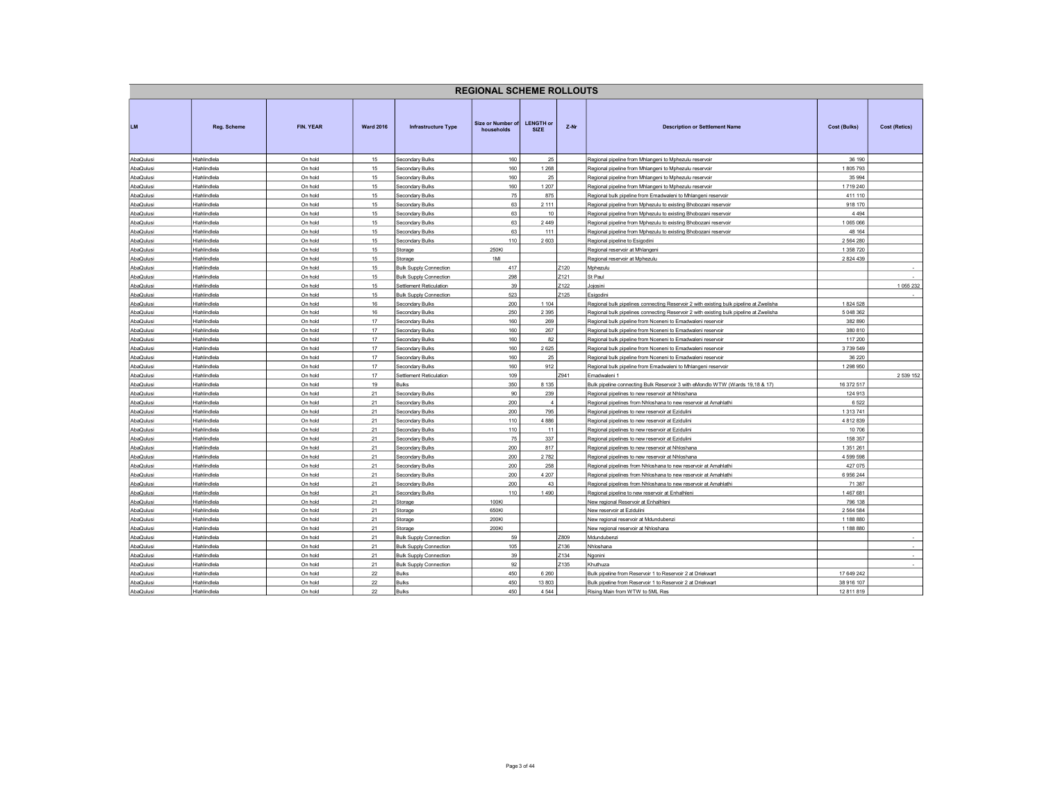# REGIONAL SCHEME ROLLOUTS

| LM | Reg. Scheme | FIN. YEAR | Ward 2016 | Infrastructure Type | Size or Number of households | LENGTH or SIZE | Z-Nr | Description or Settlement Name | Cost (Bulks) | Cost (Retics) |
|---|---|---|---|---|---|---|---|---|---|---|
| AbaQulusi | Hlahlindlela | On hold | 15 | Secondary Bulks | 160 | 25 | | Regional pipeline from Mhlangeni to Mphezulu reservoir | 36 190 | |
| AbaQulusi | Hlahlindlela | On hold | 15 | Secondary Bulks | 160 | 1 268 | | Regional pipeline from Mhlangeni to Mphezulu reservoir | 1 805 793 | |
| AbaQulusi | Hlahlindlela | On hold | 15 | Secondary Bulks | 160 | 25 | | Regional pipeline from Mhlangeni to Mphezulu reservoir | 35 994 | |
| AbaQulusi | Hlahlindlela | On hold | 15 | Secondary Bulks | 160 | 1 207 | | Regional pipeline from Mhlangeni to Mphezulu reservoir | 1 719 240 | |
| AbaQulusi | Hlahlindlela | On hold | 15 | Secondary Bulks | 75 | 875 | | Regional bulk pipeline from Emadwaleni to Mhlangeni reservoir | 411 110 | |
| AbaQulusi | Hlahlindlela | On hold | 15 | Secondary Bulks | 63 | 2 111 | | Regional pipeline from Mphezulu to existing Bhobozani reservoir | 918 170 | |
| AbaQulusi | Hlahlindlela | On hold | 15 | Secondary Bulks | 63 | 10 | | Regional pipeline from Mphezulu to existing Bhobozani reservoir | 4 494 | |
| AbaQulusi | Hlahlindlela | On hold | 15 | Secondary Bulks | 63 | 2 449 | | Regional pipeline from Mphezulu to existing Bhobozani reservoir | 1 065 066 | |
| AbaQulusi | Hlahlindlela | On hold | 15 | Secondary Bulks | 63 | 111 | | Regional pipeline from Mphezulu to existing Bhobozani reservoir | 48 164 | |
| AbaQulusi | Hlahlindlela | On hold | 15 | Secondary Bulks | 110 | 2 603 | | Regional pipeline to Esigodini | 2 564 280 | |
| AbaQulusi | Hlahlindlela | On hold | 15 | Storage | 250Kl | | | Regional reservoir at Mhlangeni | 1 358 720 | |
| AbaQulusi | Hlahlindlela | On hold | 15 | Storage | 1Ml | | | Regional reservoir at Mphezulu | 2 824 439 | |
| AbaQulusi | Hlahlindlela | On hold | 15 | Bulk Supply Connection | 417 | | Z120 | Mphezulu | | - |
| AbaQulusi | Hlahlindlela | On hold | 15 | Bulk Supply Connection | 298 | | Z121 | St Paul | | - |
| AbaQulusi | Hlahlindlela | On hold | 15 | Settlement Reticulation | 39 | | Z122 | Jojosini | | 1 055 232 |
| AbaQulusi | Hlahlindlela | On hold | 15 | Bulk Supply Connection | 523 | | Z125 | Esigodini | | - |
| AbaQulusi | Hlahlindlela | On hold | 16 | Secondary Bulks | 200 | 1 104 | | Regional bulk pipelines connecting Reservoir 2 with existing bulk pipeline at Zwelisha | 1 824 528 | |
| AbaQulusi | Hlahlindlela | On hold | 16 | Secondary Bulks | 250 | 2 395 | | Regional bulk pipelines connecting Reservoir 2 with existing bulk pipeline at Zwelisha | 5 048 362 | |
| AbaQulusi | Hlahlindlela | On hold | 17 | Secondary Bulks | 160 | 269 | | Regional bulk pipeline from Nceneni to Emadwaleni reservoir | 382 890 | |
| AbaQulusi | Hlahlindlela | On hold | 17 | Secondary Bulks | 160 | 267 | | Regional bulk pipeline from Nceneni to Emadwaleni reservoir | 380 810 | |
| AbaQulusi | Hlahlindlela | On hold | 17 | Secondary Bulks | 160 | 82 | | Regional bulk pipeline from Nceneni to Emadwaleni reservoir | 117 200 | |
| AbaQulusi | Hlahlindlela | On hold | 17 | Secondary Bulks | 160 | 2 625 | | Regional bulk pipeline from Nceneni to Emadwaleni reservoir | 3 739 549 | |
| AbaQulusi | Hlahlindlela | On hold | 17 | Secondary Bulks | 160 | 25 | | Regional bulk pipeline from Nceneni to Emadwaleni reservoir | 36 220 | |
| AbaQulusi | Hlahlindlela | On hold | 17 | Secondary Bulks | 160 | 912 | | Regional bulk pipeline from Emadwaleni to Mhlangeni reservoir | 1 298 950 | |
| AbaQulusi | Hlahlindlela | On hold | 17 | Settlement Reticulation | 109 | | Z941 | Emadwaleni 1 | | 2 539 152 |
| AbaQulusi | Hlahlindlela | On hold | 19 | Bulks | 350 | 8 135 | | Bulk pipeline connecting Bulk Reservoir 3 with eMondlo WTW (Wards 19,18 & 17) | 16 372 517 | |
| AbaQulusi | Hlahlindlela | On hold | 21 | Secondary Bulks | 90 | 239 | | Regional pipelines to new reservoir at Nhloshana | 124 913 | |
| AbaQulusi | Hlahlindlela | On hold | 21 | Secondary Bulks | 200 | 4 | | Regional pipelines from Nhloshana to new reservoir at Amahlathi | 6 522 | |
| AbaQulusi | Hlahlindlela | On hold | 21 | Secondary Bulks | 200 | 795 | | Regional pipelines to new reservoir at Ezidulini | 1 313 741 | |
| AbaQulusi | Hlahlindlela | On hold | 21 | Secondary Bulks | 110 | 4 886 | | Regional pipelines to new reservoir at Ezidulini | 4 812 839 | |
| AbaQulusi | Hlahlindlela | On hold | 21 | Secondary Bulks | 110 | 11 | | Regional pipelines to new reservoir at Ezidulini | 10 706 | |
| AbaQulusi | Hlahlindlela | On hold | 21 | Secondary Bulks | 75 | 337 | | Regional pipelines to new reservoir at Ezidulini | 158 357 | |
| AbaQulusi | Hlahlindlela | On hold | 21 | Secondary Bulks | 200 | 817 | | Regional pipelines to new reservoir at Nhloshana | 1 351 261 | |
| AbaQulusi | Hlahlindlela | On hold | 21 | Secondary Bulks | 200 | 2 782 | | Regional pipelines to new reservoir at Nhloshana | 4 599 598 | |
| AbaQulusi | Hlahlindlela | On hold | 21 | Secondary Bulks | 200 | 258 | | Regional pipelines from Nhloshana to new reservoir at Amahlathi | 427 075 | |
| AbaQulusi | Hlahlindlela | On hold | 21 | Secondary Bulks | 200 | 4 207 | | Regional pipelines from Nhloshana to new reservoir at Amahlathi | 6 956 244 | |
| AbaQulusi | Hlahlindlela | On hold | 21 | Secondary Bulks | 200 | 43 | | Regional pipelines from Nhloshana to new reservoir at Amahlathi | 71 387 | |
| AbaQulusi | Hlahlindlela | On hold | 21 | Secondary Bulks | 110 | 1 490 | | Regional pipeline to new reservoir at Enhalhleni | 1 467 681 | |
| AbaQulusi | Hlahlindlela | On hold | 21 | Storage | 100Kl | | | New regional Reservoir at Enhalhleni | 796 138 | |
| AbaQulusi | Hlahlindlela | On hold | 21 | Storage | 650Kl | | | New reservoir at Ezidulini | 2 564 584 | |
| AbaQulusi | Hlahlindlela | On hold | 21 | Storage | 200Kl | | | New regional reservoir at Mdundubenzi | 1 188 880 | |
| AbaQulusi | Hlahlindlela | On hold | 21 | Storage | 200Kl | | | New regional reservoir at Nhloshana | 1 188 880 | |
| AbaQulusi | Hlahlindlela | On hold | 21 | Bulk Supply Connection | 59 | | Z809 | Mdundubenzi | | - |
| AbaQulusi | Hlahlindlela | On hold | 21 | Bulk Supply Connection | 105 | | Z136 | Nhloshana | | - |
| AbaQulusi | Hlahlindlela | On hold | 21 | Bulk Supply Connection | 39 | | Z134 | Ngonini | | - |
| AbaQulusi | Hlahlindlela | On hold | 21 | Bulk Supply Connection | 92 | | Z135 | Khuthuza | | - |
| AbaQulusi | Hlahlindlela | On hold | 22 | Bulks | 450 | 6 260 | | Bulk pipeline from Reservoir 1 to Reservoir 2 at Driekwart | 17 649 242 | |
| AbaQulusi | Hlahlindlela | On hold | 22 | Bulks | 450 | 13 803 | | Bulk pipeline from Reservoir 1 to Reservoir 2 at Driekwart | 38 916 107 | |
| AbaQulusi | Hlahlindlela | On hold | 22 | Bulks | 450 | 4 544 | | Rising Main from WTW to 5ML Res | 12 811 819 | |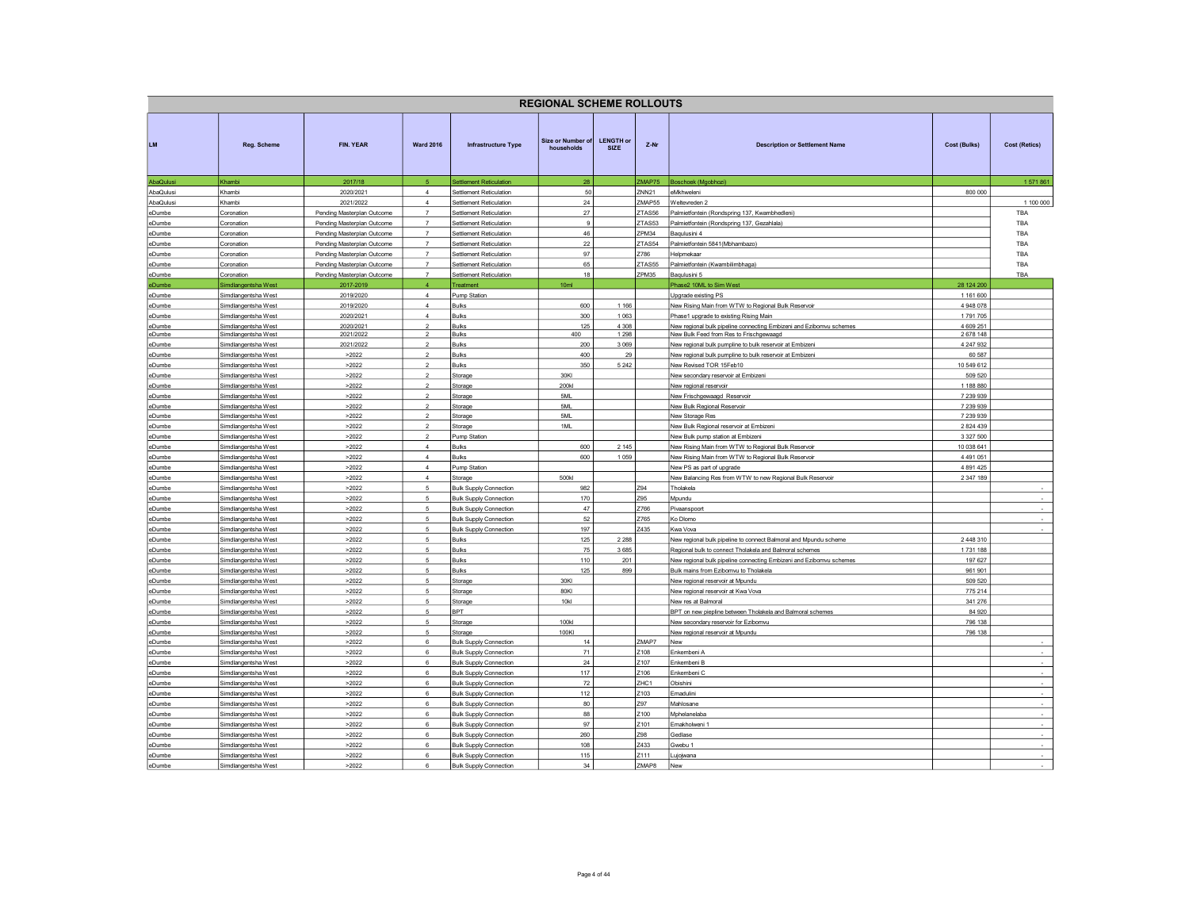# REGIONAL SCHEME ROLLOUTS

| LM | Reg. Scheme | FIN. YEAR | Ward 2016 | Infrastructure Type | Size or Number of households | LENGTH or SIZE | Z-Nr | Description or Settlement Name | Cost (Bulks) | Cost (Retics) |
|---|---|---|---|---|---|---|---|---|---|---|
| AbaQulusi | Khambi | 2017/18 | 5 | Settlement Reticulation | 28 | | ZMAP75 | Boschoek (Mgobhozi) | | 1 571 861 |
| AbaQulusi | Khambi | 2020/2021 | 4 | Settlement Reticulation | 50 | | ZNN21 | eMkhweleni | 800 000 | |
| AbaQulusi | Khambi | 2021/2022 | 4 | Settlement Reticulation | 24 | | ZMAP55 | Weltevreden 2 | | 1 100 000 |
| eDumbe | Coronation | Pending Masterplan Outcome | 7 | Settlement Reticulation | 27 | | ZTAS56 | Palmietfontein (Rondspring 137, Kwambhedleni) | | TBA |
| eDumbe | Coronation | Pending Masterplan Outcome | 7 | Settlement Reticulation | 9 | | ZTAS53 | Palmietfontein (Rondspring 137, Gezahlala) | | TBA |
| eDumbe | Coronation | Pending Masterplan Outcome | 7 | Settlement Reticulation | 46 | | ZPM34 | Baqulusini 4 | | TBA |
| eDumbe | Coronation | Pending Masterplan Outcome | 7 | Settlement Reticulation | 22 | | ZTAS54 | Palmietfontein 5841(Mbhambazo) | | TBA |
| eDumbe | Coronation | Pending Masterplan Outcome | 7 | Settlement Reticulation | 97 | | Z786 | Helpmekaar | | TBA |
| eDumbe | Coronation | Pending Masterplan Outcome | 7 | Settlement Reticulation | 65 | | ZTAS55 | Palmietfontein (Kwambiliimbhaga) | | TBA |
| eDumbe | Coronation | Pending Masterplan Outcome | 7 | Settlement Reticulation | 18 | | ZPM35 | Baqulusini 5 | | TBA |
| eDumbe | Simdlangentsha West | 2017-2019 | 4 | Treatment | 10ml | | | Phase2 10ML to Sim West | 28 124 200 | |
| eDumbe | Simdlangentsha West | 2019/2020 | 4 | Pump Station | | | | Upgrade existing PS | 1 161 600 | |
| eDumbe | Simdlangentsha West | 2019/2020 | 4 | Bulks | 600 | 1 166 | | New Rising Main from WTW to Regional Bulk Reservoir | 4 948 078 | |
| eDumbe | Simdlangentsha West | 2020/2021 | 4 | Bulks | 300 | 1 063 | | Phase1 upgrade to existing Rising Main | 1 791 705 | |
| eDumbe | Simdlangentsha West | 2020/2021 | 2 | Bulks | 125 | 4 308 | | New regional bulk pipeline connecting Embizeni and Ezibomvu schemes | 4 609 251 | |
| eDumbe | Simdlangentsha West | 2021/2022 | 2 | Bulks | 400 | 1 298 | | New Bulk Feed from Res to Frischgewaagd | 2 678 148 | |
| eDumbe | Simdlangentsha West | 2021/2022 | 2 | Bulks | 200 | 3 069 | | New regional bulk pumpline to bulk reservoir at Embizeni | 4 247 932 | |
| eDumbe | Simdlangentsha West | >2022 | 2 | Bulks | 400 | 29 | | New regional bulk pumpline to bulk reservoir at Embizeni | 60 587 | |
| eDumbe | Simdlangentsha West | >2022 | 2 | Bulks | 350 | 5 242 | | New Revised TOR 15Feb10 | 10 549 612 | |
| eDumbe | Simdlangentsha West | >2022 | 2 | Storage | 30Kl | | | New secondary reservoir at Embizeni | 509 520 | |
| eDumbe | Simdlangentsha West | >2022 | 2 | Storage | 200kl | | | New regional reservoir | 1 188 880 | |
| eDumbe | Simdlangentsha West | >2022 | 2 | Storage | 5ML | | | New Frischgewaagd Reservoir | 7 239 939 | |
| eDumbe | Simdlangentsha West | >2022 | 2 | Storage | 5ML | | | New Bulk Regional Reservoir | 7 239 939 | |
| eDumbe | Simdlangentsha West | >2022 | 2 | Storage | 5ML | | | New Storage Res | 7 239 939 | |
| eDumbe | Simdlangentsha West | >2022 | 2 | Storage | 1ML | | | New Bulk Regional reservoir at Embizeni | 2 824 439 | |
| eDumbe | Simdlangentsha West | >2022 | 2 | Pump Station | | | | New Bulk pump station at Embizeni | 3 327 500 | |
| eDumbe | Simdlangentsha West | >2022 | 4 | Bulks | 600 | 2 145 | | New Rising Main from WTW to Regional Bulk Reservoir | 10 038 641 | |
| eDumbe | Simdlangentsha West | >2022 | 4 | Bulks | 600 | 1 059 | | New Rising Main from WTW to Regional Bulk Reservoir | 4 491 051 | |
| eDumbe | Simdlangentsha West | >2022 | 4 | Pump Station | | | | New PS as part of upgrade | 4 891 425 | |
| eDumbe | Simdlangentsha West | >2022 | 4 | Storage | 500kl | | | New Balancing Res from WTW to new Regional Bulk Reservoir | 2 347 189 | |
| eDumbe | Simdlangentsha West | >2022 | 5 | Bulk Supply Connection | 982 | | Z94 | Tholakela | | - |
| eDumbe | Simdlangentsha West | >2022 | 5 | Bulk Supply Connection | 170 | | Z95 | Mpundu | | - |
| eDumbe | Simdlangentsha West | >2022 | 5 | Bulk Supply Connection | 47 | | Z766 | Pivaanspoort | | - |
| eDumbe | Simdlangentsha West | >2022 | 5 | Bulk Supply Connection | 52 | | Z765 | Ko Dlomo | | - |
| eDumbe | Simdlangentsha West | >2022 | 5 | Bulk Supply Connection | 197 | | Z435 | Kwa Vova | | - |
| eDumbe | Simdlangentsha West | >2022 | 5 | Bulks | 125 | 2 288 | | New regional bulk pipeline to connect Balmoral and Mpundu scheme | 2 448 310 | |
| eDumbe | Simdlangentsha West | >2022 | 5 | Bulks | 75 | 3 685 | | Regional bulk to connect Tholakela and Balmoral schemes | 1 731 188 | |
| eDumbe | Simdlangentsha West | >2022 | 5 | Bulks | 110 | 201 | | New regional bulk pipeline connecting Embizeni and Ezibomvu schemes | 197 627 | |
| eDumbe | Simdlangentsha West | >2022 | 5 | Bulks | 125 | 899 | | Bulk mains from Ezibomvu to Tholakela | 961 901 | |
| eDumbe | Simdlangentsha West | >2022 | 5 | Storage | 30Kl | | | New regional reservoir at Mpundu | 509 520 | |
| eDumbe | Simdlangentsha West | >2022 | 5 | Storage | 80Kl | | | New regional reservoir at Kwa Vova | 775 214 | |
| eDumbe | Simdlangentsha West | >2022 | 5 | Storage | 10kl | | | New res at Balmoral | 341 276 | |
| eDumbe | Simdlangentsha West | >2022 | 5 | BPT | | | | BPT on new piepline between Tholakela and Balmoral schemes | 84 920 | |
| eDumbe | Simdlangentsha West | >2022 | 5 | Storage | 100kl | | | New secondary reservoir for Ezibomvu | 796 138 | |
| eDumbe | Simdlangentsha West | >2022 | 5 | Storage | 100Kl | | | New regional reservoir at Mpundu | 796 138 | |
| eDumbe | Simdlangentsha West | >2022 | 6 | Bulk Supply Connection | 14 | | ZMAP7 | New | | - |
| eDumbe | Simdlangentsha West | >2022 | 6 | Bulk Supply Connection | 71 | | Z108 | Enkembeni A | | - |
| eDumbe | Simdlangentsha West | >2022 | 6 | Bulk Supply Connection | 24 | | Z107 | Enkembeni B | | - |
| eDumbe | Simdlangentsha West | >2022 | 6 | Bulk Supply Connection | 117 | | Z106 | Enkembeni C | | - |
| eDumbe | Simdlangentsha West | >2022 | 6 | Bulk Supply Connection | 72 | | ZHC1 | Obishini | | - |
| eDumbe | Simdlangentsha West | >2022 | 6 | Bulk Supply Connection | 112 | | Z103 | Emadulini | | - |
| eDumbe | Simdlangentsha West | >2022 | 6 | Bulk Supply Connection | 80 | | Z97 | Mahlosane | | - |
| eDumbe | Simdlangentsha West | >2022 | 6 | Bulk Supply Connection | 88 | | Z100 | Mphelanelaba | | - |
| eDumbe | Simdlangentsha West | >2022 | 6 | Bulk Supply Connection | 97 | | Z101 | Emakholweni 1 | | - |
| eDumbe | Simdlangentsha West | >2022 | 6 | Bulk Supply Connection | 260 | | Z98 | Gedlase | | - |
| eDumbe | Simdlangentsha West | >2022 | 6 | Bulk Supply Connection | 108 | | Z433 | Gwebu 1 | | - |
| eDumbe | Simdlangentsha West | >2022 | 6 | Bulk Supply Connection | 115 | | Z111 | Lujojwana | | - |
| eDumbe | Simdlangentsha West | >2022 | 6 | Bulk Supply Connection | 34 | | ZMAP8 | New | | - |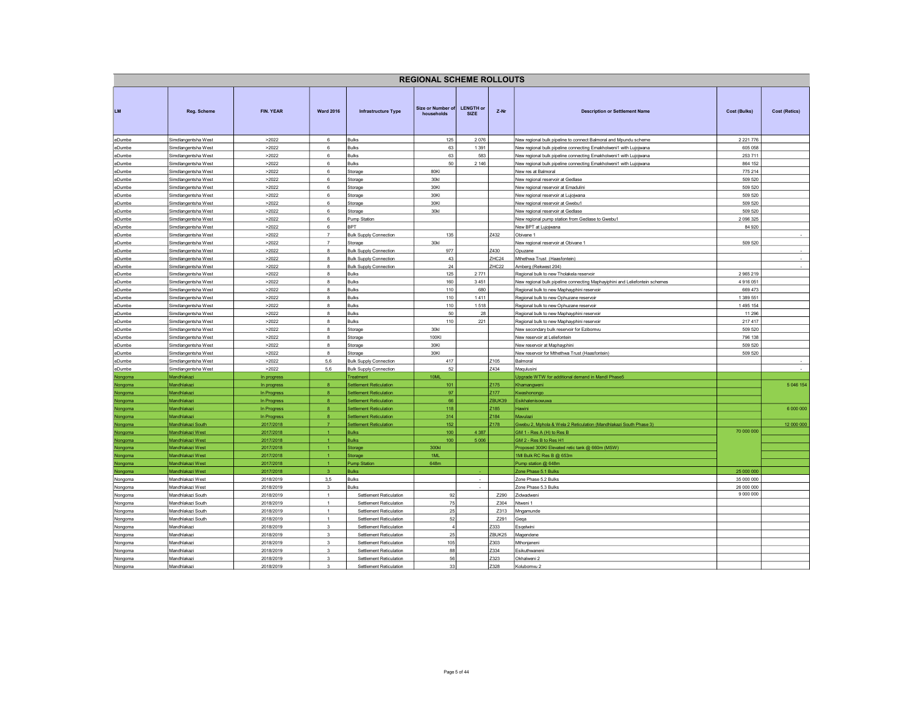# REGIONAL SCHEME ROLLOUTS

| LM | Reg. Scheme | FIN. YEAR | Ward 2016 | Infrastructure Type | Size or Number of households | LENGTH or SIZE | Z-Nr | Description or Settlement Name | Cost (Bulks) | Cost (Retics) |
|---|---|---|---|---|---|---|---|---|---|---|
| eDumbe | Simdlangentsha West | >2022 | 6 | Bulks | 125 | 2 076 | | New regional bulk pipeline to connect Balmoral and Mpundu scheme | 2 221 776 | |
| eDumbe | Simdlangentsha West | >2022 | 6 | Bulks | 63 | 1 391 | | New regional bulk pipeline connecting Emakhولweni1 with Lujojwana | 605 058 | |
| eDumbe | Simdlangentsha West | >2022 | 6 | Bulks | 63 | 583 | | New regional bulk pipeline connecting Emakholweni1 with Lujojwana | 253 711 | |
| eDumbe | Simdlangentsha West | >2022 | 6 | Bulks | 50 | 2 146 | | New regional bulk pipeline connecting Emakholweni1 with Lujojwana | 864 152 | |
| eDumbe | Simdlangentsha West | >2022 | 6 | Storage | 80Kl | | | New res at Balmoral | 775 214 | |
| eDumbe | Simdlangentsha West | >2022 | 6 | Storage | 30kl | | | New regional reservoir at Gedlase | 509 520 | |
| eDumbe | Simdlangentsha West | >2022 | 6 | Storage | 30Kl | | | New regional reservoir at Emadulini | 509 520 | |
| eDumbe | Simdlangentsha West | >2022 | 6 | Storage | 30Kl | | | New regional reservoir at Lujojwana | 509 520 | |
| eDumbe | Simdlangentsha West | >2022 | 6 | Storage | 30Kl | | | New regional reservoir at Gwebu1 | 509 520 | |
| eDumbe | Simdlangentsha West | >2022 | 6 | Storage | 30kl | | | New regional reservoir at Gedlase | 509 520 | |
| eDumbe | Simdlangentsha West | >2022 | 6 | Pump Station | | | | New regional pump station from Gedlase to Gwebu1 | 2 096 325 | |
| eDumbe | Simdlangentsha West | >2022 | 6 | BPT | | | | New BPT at Lujojwana | 84 920 | |
| eDumbe | Simdlangentsha West | >2022 | 7 | Bulk Supply Connection | 135 | | Z432 | Obivane 1 | | - |
| eDumbe | Simdlangentsha West | >2022 | 7 | Storage | 30kl | | | New regional reservoir at Obivane 1 | 509 520 | |
| eDumbe | Simdlangentsha West | >2022 | 8 | Bulk Supply Connection | 977 | | Z430 | Opuzane | | - |
| eDumbe | Simdlangentsha West | >2022 | 8 | Bulk Supply Connection | 43 | | ZHC24 | Mthethwa Trust (Haasfontein) | | - |
| eDumbe | Simdlangentsha West | >2022 | 8 | Bulk Supply Connection | 24 | | ZHC22 | Amberg (Rekwest 204) | | - |
| eDumbe | Simdlangentsha West | >2022 | 8 | Bulks | 125 | 2 771 | | Regional bulk to new Tholakela reservoir | 2 965 219 | |
| eDumbe | Simdlangentsha West | >2022 | 8 | Bulks | 160 | 3 451 | | New regional bulk pipeline connecting Maphayiphini and Leliefontein schemes | 4 916 051 | |
| eDumbe | Simdlangentsha West | >2022 | 8 | Bulks | 110 | 680 | | Regional bulk to new Maphayphini reservoir | 669 473 | |
| eDumbe | Simdlangentsha West | >2022 | 8 | Bulks | 110 | 1 411 | | Regional bulk to new Ophuzane reservoir | 1 389 551 | |
| eDumbe | Simdlangentsha West | >2022 | 8 | Bulks | 110 | 1 518 | | Regional bulk to new Ophuzane reservoir | 1 495 154 | |
| eDumbe | Simdlangentsha West | >2022 | 8 | Bulks | 50 | 28 | | Regional bulk to new Maphayphini reservoir | 11 296 | |
| eDumbe | Simdlangentsha West | >2022 | 8 | Bulks | 110 | 221 | | Regional bulk to new Maphayphini reservoir | 217 417 | |
| eDumbe | Simdlangentsha West | >2022 | 8 | Storage | 30kl | | | New secondary bulk reservoir for Ezibomvu | 509 520 | |
| eDumbe | Simdlangentsha West | >2022 | 8 | Storage | 100Kl | | | New reservoir at Leliefontein | 796 138 | |
| eDumbe | Simdlangentsha West | >2022 | 8 | Storage | 30Kl | | | New reservoir at Maphayphini | 509 520 | |
| eDumbe | Simdlangentsha West | >2022 | 8 | Storage | 30Kl | | | New reservoir for Mthethwa Trust (Haasfontein) | 509 520 | |
| eDumbe | Simdlangentsha West | >2022 | 5,6 | Bulk Supply Connection | 417 | | Z105 | Balmoral | | - |
| eDumbe | Simdlangentsha West | >2022 | 5,6 | Bulk Supply Connection | 52 | | Z434 | Maqulusini | | - |
| Nongoma | Mandhlakazi | In progress | | Treatment | 10ML | | | Upgrade WTW for additional demand in Mandl Phase5 | | |
| Nongoma | Mandhlakazi | In progress | 8 | Settlement Reticulation | 101 | | Z175 | Khamangweni | | 5 046 154 |
| Nongoma | Mandhlakazi | In Progress | 8 | Settlement Reticulation | 97 | | Z177 | Kwashonongo | | |
| Nongoma | Mandhlakazi | In Progress | 8 | Settlement Reticulation | 66 | | ZBUK39 | Esikhalenisowuwa | | |
| Nongoma | Mandhlakazi | In Progress | 8 | Settlement Reticulation | 118 | | Z185 | Hawini | | 6 000 000 |
| Nongoma | Mandhlakazi | In Progress | 8 | Settlement Reticulation | 314 | | Z184 | Mavulazi | | |
| Nongoma | Mandhlakazi South | 2017/2018 | 7 | Settlement Reticulation | 152 | | Z178 | Gwebu 2, Mphola & Wela 2 Reticulation (Mandhlakazi South Phase 3) | | 12 000 000 |
| Nongoma | Mandhlakazi West | 2017/2018 | 1 | Bulks | 100 | 4 387 | | GM 1 - Res A (H) to Res B | 70 000 000 | |
| Nongoma | Mandhlakazi West | 2017/2018 | 1 | Bulks | 100 | 5 006 | | GM 2 - Res B to Res H1 | | |
| Nongoma | Mandhlakazi West | 2017/2018 | 1 | Storage | 300kl | | | Proposed 300Kl Elevated retic tank @ 660m (MSW) | | |
| Nongoma | Mandhlakazi West | 2017/2018 | 1 | Storage | 1ML | | | 1Ml Bulk RC Res B @ 653m | | |
| Nongoma | Mandhlakazi West | 2017/2018 | 1 | Pump Station | 648m | | | Pump station @ 648m | | |
| Nongoma | Mandhlakazi West | 2017/2018 | 3 | Bulks | | - | | Zone Phase 5.1 Bulks | 25 000 000 | |
| Nongoma | Mandhlakazi West | 2018/2019 | 3,5 | Bulks | | - | | Zone Phase 5.2 Bulks | 35 000 000 | |
| Nongoma | Mandhlakazi West | 2018/2019 | 3 | Bulks | | - | | Zone Phase 5.3 Bulks | 26 000 000 | |
| Nongoma | Mandhlakazi South | 2018/2019 | 1 | Settlement Reticulation | 92 | | Z290 | Zidwadweni | 9 000 000 | |
| Nongoma | Mandhlakazi South | 2018/2019 | 1 | Settlement Reticulation | 75 | | Z304 | Ntweni 1 | | |
| Nongoma | Mandhlakazi South | 2018/2019 | 1 | Settlement Reticulation | 25 | | Z313 | Mngamunde | | |
| Nongoma | Mandhlakazi South | 2018/2019 | 1 | Settlement Reticulation | 52 | | Z291 | Geqa | | |
| Nongoma | Mandhlakazi | 2018/2019 | 3 | Settlement Reticulation | 4 | | Z333 | Esqelwini | | |
| Nongoma | Mandhlakazi | 2018/2019 | 3 | Settlement Reticulation | 25 | | ZBUK25 | Magendene | | |
| Nongoma | Mandhlakazi | 2018/2019 | 3 | Settlement Reticulation | 105 | | Z303 | Mthonjaneni | | |
| Nongoma | Mandhlakazi | 2018/2019 | 3 | Settlement Reticulation | 88 | | Z334 | Esikuthwaneni | | |
| Nongoma | Mandhlakazi | 2018/2019 | 3 | Settlement Reticulation | 56 | | Z323 | Okhalweni 2 | | |
| Nongoma | Mandhlakazi | 2018/2019 | 3 | Settlement Reticulation | 33 | | Z328 | Kolubomvu 2 | | |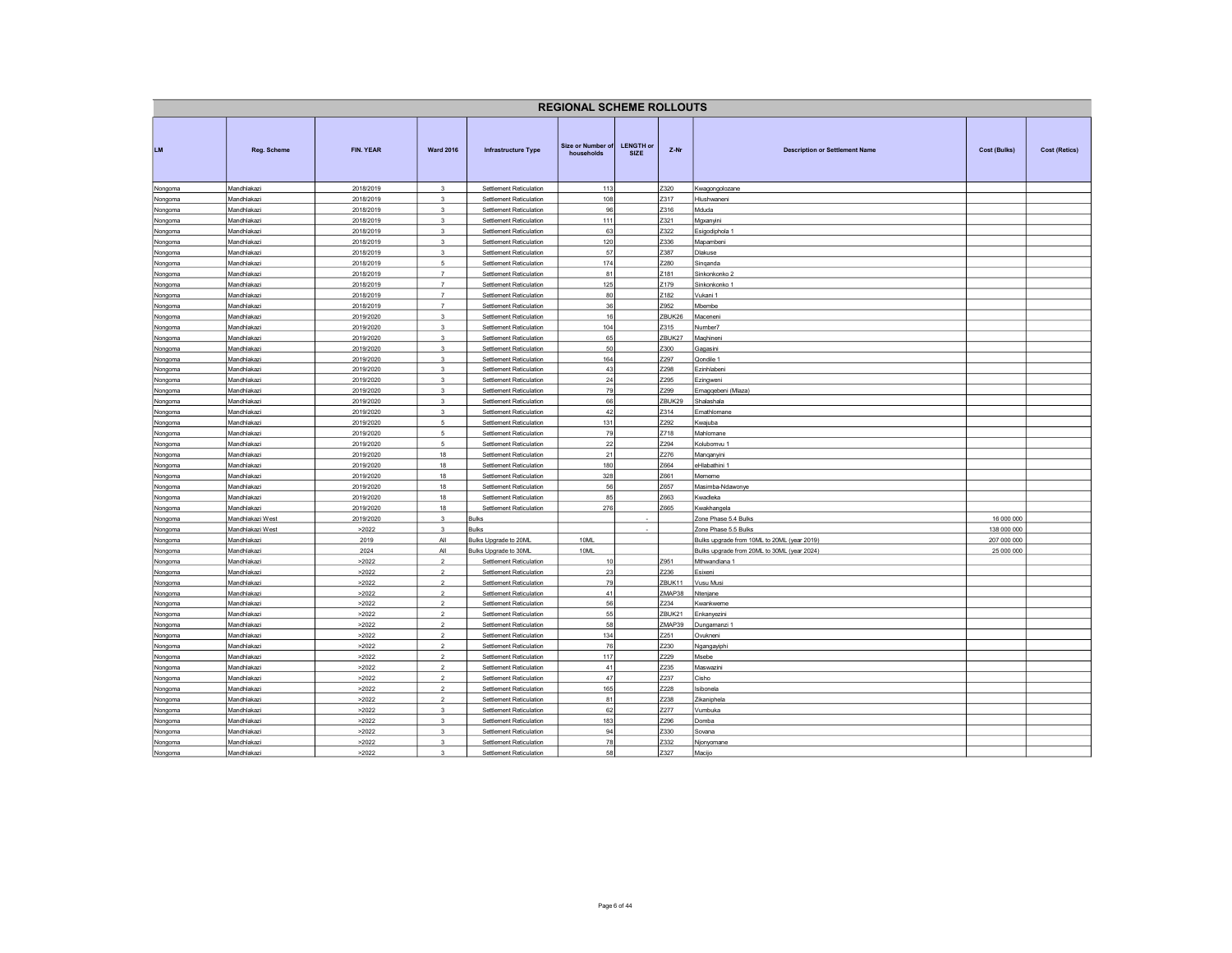# REGIONAL SCHEME ROLLOUTS

| LM | Reg. Scheme | FIN. YEAR | Ward 2016 | Infrastructure Type | Size or Number of households | LENGTH or SIZE | Z-Nr | Description or Settlement Name | Cost (Bulks) | Cost (Retics) |
|---|---|---|---|---|---|---|---|---|---|---|
| Nongoma | Mandhlakazi | 2018/2019 | 3 | Settlement Reticulation | 113 | | Z320 | Kwagongolozane | | |
| Nongoma | Mandhlakazi | 2018/2019 | 3 | Settlement Reticulation | 108 | | Z317 | Hlushwaneni | | |
| Nongoma | Mandhlakazi | 2018/2019 | 3 | Settlement Reticulation | 96 | | Z316 | Mduda | | |
| Nongoma | Mandhlakazi | 2018/2019 | 3 | Settlement Reticulation | 111 | | Z321 | Mgxanyini | | |
| Nongoma | Mandhlakazi | 2018/2019 | 3 | Settlement Reticulation | 63 | | Z322 | Esigodiphola 1 | | |
| Nongoma | Mandhlakazi | 2018/2019 | 3 | Settlement Reticulation | 120 | | Z336 | Mapambeni | | |
| Nongoma | Mandhlakazi | 2018/2019 | 3 | Settlement Reticulation | 57 | | Z387 | Diakuse | | |
| Nongoma | Mandhlakazi | 2018/2019 | 5 | Settlement Reticulation | 174 | | Z280 | Singanda | | |
| Nongoma | Mandhlakazi | 2018/2019 | 7 | Settlement Reticulation | 81 | | Z181 | Sinkonkonko 2 | | |
| Nongoma | Mandhlakazi | 2018/2019 | 7 | Settlement Reticulation | 125 | | Z179 | Sinkonkonko 1 | | |
| Nongoma | Mandhlakazi | 2018/2019 | 7 | Settlement Reticulation | 80 | | Z182 | Vukani 1 | | |
| Nongoma | Mandhlakazi | 2018/2019 | 7 | Settlement Reticulation | 36 | | Z952 | Mbembe | | |
| Nongoma | Mandhlakazi | 2019/2020 | 3 | Settlement Reticulation | 16 | | ZBUK26 | Maceneni | | |
| Nongoma | Mandhlakazi | 2019/2020 | 3 | Settlement Reticulation | 104 | | Z315 | Number7 | | |
| Nongoma | Mandhlakazi | 2019/2020 | 3 | Settlement Reticulation | 65 | | ZBUK27 | Maqhineni | | |
| Nongoma | Mandhlakazi | 2019/2020 | 3 | Settlement Reticulation | 50 | | Z300 | Gagasini | | |
| Nongoma | Mandhlakazi | 2019/2020 | 3 | Settlement Reticulation | 164 | | Z297 | Qondile 1 | | |
| Nongoma | Mandhlakazi | 2019/2020 | 3 | Settlement Reticulation | 43 | | Z298 | Ezinhlabeni | | |
| Nongoma | Mandhlakazi | 2019/2020 | 3 | Settlement Reticulation | 24 | | Z295 | Ezingweni | | |
| Nongoma | Mandhlakazi | 2019/2020 | 3 | Settlement Reticulation | 79 | | Z299 | Emagqebeni (Mlaza) | | |
| Nongoma | Mandhlakazi | 2019/2020 | 3 | Settlement Reticulation | 66 | | ZBUK29 | Shalashala | | |
| Nongoma | Mandhlakazi | 2019/2020 | 3 | Settlement Reticulation | 42 | | Z314 | Emathlomane | | |
| Nongoma | Mandhlakazi | 2019/2020 | 5 | Settlement Reticulation | 131 | | Z292 | Kwajuba | | |
| Nongoma | Mandhlakazi | 2019/2020 | 5 | Settlement Reticulation | 79 | | Z718 | Mahlomane | | |
| Nongoma | Mandhlakazi | 2019/2020 | 5 | Settlement Reticulation | 22 | | Z294 | Kolubomvu 1 | | |
| Nongoma | Mandhlakazi | 2019/2020 | 18 | Settlement Reticulation | 21 | | Z276 | Manqanyini | | |
| Nongoma | Mandhlakazi | 2019/2020 | 18 | Settlement Reticulation | 180 | | Z664 | eHlabathini 1 | | |
| Nongoma | Mandhlakazi | 2019/2020 | 18 | Settlement Reticulation | 328 | | Z661 | Mememe | | |
| Nongoma | Mandhlakazi | 2019/2020 | 18 | Settlement Reticulation | 56 | | Z657 | Masimba-Ndawonye | | |
| Nongoma | Mandhlakazi | 2019/2020 | 18 | Settlement Reticulation | 85 | | Z663 | Kwadleka | | |
| Nongoma | Mandhlakazi | 2019/2020 | 18 | Settlement Reticulation | 276 | | Z665 | Kwakhangela | | |
| Nongoma | Mandhlakazi West | 2019/2020 | 3 | Bulks | | - | | Zone Phase 5.4 Bulks | 16 000 000 | |
| Nongoma | Mandhlakazi West | >2022 | 3 | Bulks | | - | | Zone Phase 5.5 Bulks | 138 000 000 | |
| Nongoma | Mandhlakazi | 2019 | All | Bulks Upgrade to 20ML | 10ML | | | Bulks upgrade from 10ML to 20ML (year 2019) | 207 000 000 | |
| Nongoma | Mandhlakazi | 2024 | All | Bulks Upgrade to 30ML | 10ML | | | Bulks upgrade from 20ML to 30ML (year 2024) | 25 000 000 | |
| Nongoma | Mandhlakazi | >2022 | 2 | Settlement Reticulation | 10 | | Z951 | Mthwandlana 1 | | |
| Nongoma | Mandhlakazi | >2022 | 2 | Settlement Reticulation | 23 | | Z236 | Esixeni | | |
| Nongoma | Mandhlakazi | >2022 | 2 | Settlement Reticulation | 79 | | ZBUK11 | Vusu Musi | | |
| Nongoma | Mandhlakazi | >2022 | 2 | Settlement Reticulation | 41 | | ZMAP38 | Ntenjane | | |
| Nongoma | Mandhlakazi | >2022 | 2 | Settlement Reticulation | 56 | | Z234 | Kwankweme | | |
| Nongoma | Mandhlakazi | >2022 | 2 | Settlement Reticulation | 55 | | ZBUK21 | Enkanyezini | | |
| Nongoma | Mandhlakazi | >2022 | 2 | Settlement Reticulation | 58 | | ZMAP39 | Dungamanzi 1 | | |
| Nongoma | Mandhlakazi | >2022 | 2 | Settlement Reticulation | 134 | | Z251 | Ovukneni | | |
| Nongoma | Mandhlakazi | >2022 | 2 | Settlement Reticulation | 76 | | Z230 | Ngangayiphi | | |
| Nongoma | Mandhlakazi | >2022 | 2 | Settlement Reticulation | 117 | | Z229 | Msebe | | |
| Nongoma | Mandhlakazi | >2022 | 2 | Settlement Reticulation | 41 | | Z235 | Maswazini | | |
| Nongoma | Mandhlakazi | >2022 | 2 | Settlement Reticulation | 47 | | Z237 | Cisho | | |
| Nongoma | Mandhlakazi | >2022 | 2 | Settlement Reticulation | 165 | | Z228 | Isibonela | | |
| Nongoma | Mandhlakazi | >2022 | 2 | Settlement Reticulation | 81 | | Z238 | Zikaniphela | | |
| Nongoma | Mandhlakazi | >2022 | 3 | Settlement Reticulation | 62 | | Z277 | Vumbuka | | |
| Nongoma | Mandhlakazi | >2022 | 3 | Settlement Reticulation | 183 | | Z296 | Domba | | |
| Nongoma | Mandhlakazi | >2022 | 3 | Settlement Reticulation | 94 | | Z330 | Sovana | | |
| Nongoma | Mandhlakazi | >2022 | 3 | Settlement Reticulation | 78 | | Z332 | Njonyomane | | |
| Nongoma | Mandhlakazi | >2022 | 3 | Settlement Reticulation | 58 | | Z327 | Macijo | | |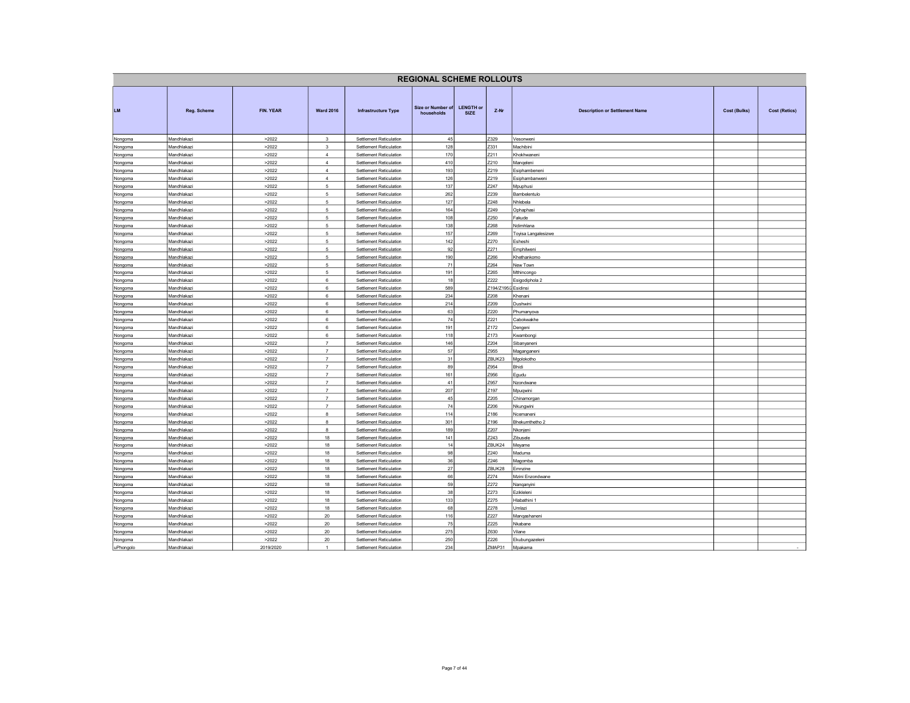# REGIONAL SCHEME ROLLOUTS

| LM | Reg. Scheme | FIN. YEAR | Ward 2016 | Infrastructure Type | Size or Number of households | LENGTH or SIZE | Z-Nr | Description or Settlement Name | Cost (Bulks) | Cost (Retics) |
|---|---|---|---|---|---|---|---|---|---|---|
| Nongoma | Mandhlakazi | >2022 | 3 | Settlement Reticulation | 45 | | Z329 | Vesonweni | | |
| Nongoma | Mandhlakazi | >2022 | 3 | Settlement Reticulation | 128 | | Z331 | Machibini | | |
| Nongoma | Mandhlakazi | >2022 | 4 | Settlement Reticulation | 170 | | Z211 | Khokhwaneni | | |
| Nongoma | Mandhlakazi | >2022 | 4 | Settlement Reticulation | 410 | | Z210 | Manqeleni | | |
| Nongoma | Mandhlakazi | >2022 | 4 | Settlement Reticulation | 193 | | Z219 | Esiphambeneni | | |
| Nongoma | Mandhlakazi | >2022 | 4 | Settlement Reticulation | 126 | | Z219 | Esiphambanweni | | |
| Nongoma | Mandhlakazi | >2022 | 5 | Settlement Reticulation | 137 | | Z247 | Mpuphusi | | |
| Nongoma | Mandhlakazi | >2022 | 5 | Settlement Reticulation | 262 | | Z239 | Bambelentulo | | |
| Nongoma | Mandhlakazi | >2022 | 5 | Settlement Reticulation | 127 | | Z248 | Nhlebela | | |
| Nongoma | Mandhlakazi | >2022 | 5 | Settlement Reticulation | 164 | | Z249 | Ophaphasi | | |
| Nongoma | Mandhlakazi | >2022 | 5 | Settlement Reticulation | 108 | | Z250 | Fakude | | |
| Nongoma | Mandhlakazi | >2022 | 5 | Settlement Reticulation | 138 | | Z268 | Ndimhlana | | |
| Nongoma | Mandhlakazi | >2022 | 5 | Settlement Reticulation | 157 | | Z269 | Toyisa Langalesizwe | | |
| Nongoma | Mandhlakazi | >2022 | 5 | Settlement Reticulation | 142 | | Z270 | Esheshi | | |
| Nongoma | Mandhlakazi | >2022 | 5 | Settlement Reticulation | 92 | | Z271 | Emphilweni | | |
| Nongoma | Mandhlakazi | >2022 | 5 | Settlement Reticulation | 190 | | Z266 | Khethankomo | | |
| Nongoma | Mandhlakazi | >2022 | 5 | Settlement Reticulation | 71 | | Z264 | New Town | | |
| Nongoma | Mandhlakazi | >2022 | 5 | Settlement Reticulation | 191 | | Z265 | Mthincongo | | |
| Nongoma | Mandhlakazi | >2022 | 6 | Settlement Reticulation | 18 | | Z222 | Esigodiphola 2 | | |
| Nongoma | Mandhlakazi | >2022 | 6 | Settlement Reticulation | 589 | | Z194/Z195/Z | Esidinsi | | |
| Nongoma | Mandhlakazi | >2022 | 6 | Settlement Reticulation | 234 | | Z208 | Khenani | | |
| Nongoma | Mandhlakazi | >2022 | 6 | Settlement Reticulation | 214 | | Z209 | Dushwini | | |
| Nongoma | Mandhlakazi | >2022 | 6 | Settlement Reticulation | 63 | | Z220 | Phumanyova | | |
| Nongoma | Mandhlakazi | >2022 | 6 | Settlement Reticulation | 74 | | Z221 | Cabokwakhe | | |
| Nongoma | Mandhlakazi | >2022 | 6 | Settlement Reticulation | 191 | | Z172 | Dengeni | | |
| Nongoma | Mandhlakazi | >2022 | 6 | Settlement Reticulation | 118 | | Z173 | Kwambongi | | |
| Nongoma | Mandhlakazi | >2022 | 7 | Settlement Reticulation | 146 | | Z204 | Sibanyaneni | | |
| Nongoma | Mandhlakazi | >2022 | 7 | Settlement Reticulation | 57 | | Z955 | Maganganeni | | |
| Nongoma | Mandhlakazi | >2022 | 7 | Settlement Reticulation | 31 | | ZBUK23 | Mgolokotho | | |
| Nongoma | Mandhlakazi | >2022 | 7 | Settlement Reticulation | 89 | | Z954 | Bhidi | | |
| Nongoma | Mandhlakazi | >2022 | 7 | Settlement Reticulation | 161 | | Z956 | Egudu | | |
| Nongoma | Mandhlakazi | >2022 | 7 | Settlement Reticulation | 41 | | Z957 | Nzondwane | | |
| Nongoma | Mandhlakazi | >2022 | 7 | Settlement Reticulation | 207 | | Z197 | Mpuqwini | | |
| Nongoma | Mandhlakazi | >2022 | 7 | Settlement Reticulation | 45 | | Z205 | Chinamorgan | | |
| Nongoma | Mandhlakazi | >2022 | 7 | Settlement Reticulation | 74 | | Z206 | Nkungwini | | |
| Nongoma | Mandhlakazi | >2022 | 8 | Settlement Reticulation | 114 | | Z186 | Ncemaneni | | |
| Nongoma | Mandhlakazi | >2022 | 8 | Settlement Reticulation | 301 | | Z196 | Bhekumthetho 2 | | |
| Nongoma | Mandhlakazi | >2022 | 8 | Settlement Reticulation | 189 | | Z207 | Nkonjeni | | |
| Nongoma | Mandhlakazi | >2022 | 18 | Settlement Reticulation | 141 | | Z243 | Zibusele | | |
| Nongoma | Mandhlakazi | >2022 | 18 | Settlement Reticulation | 14 | | ZBUK24 | Meyame | | |
| Nongoma | Mandhlakazi | >2022 | 18 | Settlement Reticulation | 98 | | Z240 | Maduma | | |
| Nongoma | Mandhlakazi | >2022 | 18 | Settlement Reticulation | 36 | | Z246 | Magomba | | |
| Nongoma | Mandhlakazi | >2022 | 18 | Settlement Reticulation | 27 | | ZBUK28 | Emnzine | | |
| Nongoma | Mandhlakazi | >2022 | 18 | Settlement Reticulation | 66 | | Z274 | Mzini Enzondwane | | |
| Nongoma | Mandhlakazi | >2022 | 18 | Settlement Reticulation | 59 | | Z272 | Nanqanyini | | |
| Nongoma | Mandhlakazi | >2022 | 18 | Settlement Reticulation | 38 | | Z273 | Ezikleleni | | |
| Nongoma | Mandhlakazi | >2022 | 18 | Settlement Reticulation | 133 | | Z275 | Hlabathini 1 | | |
| Nongoma | Mandhlakazi | >2022 | 18 | Settlement Reticulation | 68 | | Z278 | Umlazi | | |
| Nongoma | Mandhlakazi | >2022 | 20 | Settlement Reticulation | 116 | | Z227 | Manqashaneni | | |
| Nongoma | Mandhlakazi | >2022 | 20 | Settlement Reticulation | 75 | | Z225 | Nkabane | | |
| Nongoma | Mandhlakazi | >2022 | 20 | Settlement Reticulation | 275 | | Z630 | Vilane | | |
| Nongoma | Mandhlakazi | >2022 | 20 | Settlement Reticulation | 250 | | Z226 | Ekubungazeleni | | |
| uPhongolo | Mandhlakazi | 2019/2020 | 1 | Settlement Reticulation | 234 | | ZMAP31 | Mpakama | | - |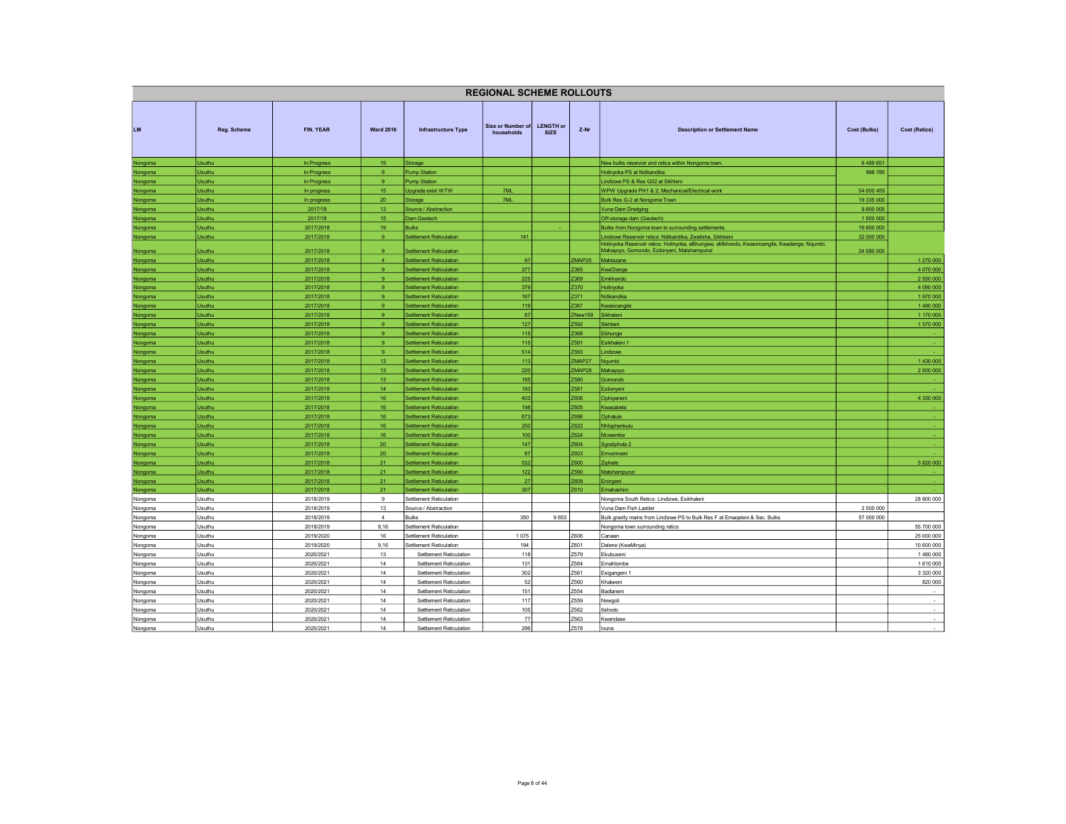# REGIONAL SCHEME ROLLOUTS

| LM | Reg. Scheme | FIN. YEAR | Ward 2016 | Infrastructure Type | Size or Number of households | LENGTH or SIZE | Z-Nr | Description or Settlement Name | Cost (Bulks) | Cost (Retics) |
|---|---|---|---|---|---|---|---|---|---|---|
| Nongoma | Usuthu | In Progress | 19 | Storage | | | | New bulks reservoir and retics within Nongoma town. | 6 489 651 | |
| Nongoma | Usuthu | In Progress | 9 | Pump Station | | | | Holinyoka PS at Ndikandika | 996 785 | |
| Nongoma | Usuthu | In Progress | 9 | Pump Station | | | | Lindizwe PS & Res G02 at Sikhleni | | |
| Nongoma | Usuthu | In progress | 15 | Upgrade exist WTW | 7ML | | | WPW Upgrade PH1 & 2: Mechanical/Electrical work | 54 600 455 | |
| Nongoma | Usuthu | In progress | 20 | Storage | 7ML | | | Bulk Res G-2 at Nongoma Town | 19 335 000 | |
| Nongoma | Usuthu | 2017/18 | 13 | Source / Abstraction | | | | Vuna Dam Dredging | 9 800 000 | |
| Nongoma | Usuthu | 2017/18 | 15 | Dam Geotech | | | | Off-storage dam (Geotech) | 1 500 000 | |
| Nongoma | Usuthu | 2017/2018 | 19 | Bulks | | - | | Bulks from Nongoma town to surrounding settlements | 16 600 000 | |
| Nongoma | Usuthu | 2017/2018 | 9 | Settlement Reticulation | 141 | | | Lindizwe Reservoir retics: Ndikandika, Zwelisha, Sikhkeni | 32 000 000 | |
| Nongoma | Usuthu | 2017/2018 | 9 | Settlement Reticulation | | | | Holinyoka Reservoir retics: Holinyoka, eBhungwe, eMkhondo, Kwasincengile, Kwadenge, Nqumbi, Mahayoyo, Gomondo, Ezilonyeni, Matshempunzi | 24 680 000 | |
| Nongoma | Usuthu | 2017/2018 | 4 | Settlement Reticulation | 97 | | ZMAP25 | Mahlezane | | 1 270 000 |
| Nongoma | Usuthu | 2017/2018 | 9 | Settlement Reticulation | 377 | | Z365 | Kwa'Denge | | 4 070 000 |
| Nongoma | Usuthu | 2017/2018 | 9 | Settlement Reticulation | 225 | | Z369 | Emkhondo | | 2 550 000 |
| Nongoma | Usuthu | 2017/2018 | 9 | Settlement Reticulation | 379 | | Z370 | Holinyoka | | 4 090 000 |
| Nongoma | Usuthu | 2017/2018 | 9 | Settlement Reticulation | 167 | | Z371 | Ndikandika | | 1 970 000 |
| Nongoma | Usuthu | 2017/2018 | 9 | Settlement Reticulation | 119 | | Z367 | Kwasicengile | | 1 490 000 |
| Nongoma | Usuthu | 2017/2018 | 9 | Settlement Reticulation | 87 | | ZNew159 | Sikheleni | | 1 170 000 |
| Nongoma | Usuthu | 2017/2018 | 9 | Settlement Reticulation | 127 | | Z592 | Sikhleni | | 1 570 000 |
| Nongoma | Usuthu | 2017/2018 | 9 | Settlement Reticulation | 115 | | Z368 | Ebhunge | | - |
| Nongoma | Usuthu | 2017/2018 | 9 | Settlement Reticulation | 115 | | Z591 | Esikhaleni 1 | | - |
| Nongoma | Usuthu | 2017/2018 | 9 | Settlement Reticulation | 514 | | Z593 | Lindizwe | | - |
| Nongoma | Usuthu | 2017/2018 | 13 | Settlement Reticulation | 113 | | ZMAP27 | Nqumbi | | 1 430 000 |
| Nongoma | Usuthu | 2017/2018 | 13 | Settlement Reticulation | 220 | | ZMAP28 | Mahayoyo | | 2 500 000 |
| Nongoma | Usuthu | 2017/2018 | 13 | Settlement Reticulation | 185 | | Z580 | Gomondo | | - |
| Nongoma | Usuthu | 2017/2018 | 14 | Settlement Reticulation | 193 | | Z581 | Ezilonyeni | | - |
| Nongoma | Usuthu | 2017/2018 | 16 | Settlement Reticulation | 403 | | Z606 | Ophiyaneni | | 4 330 000 |
| Nongoma | Usuthu | 2017/2018 | 16 | Settlement Reticulation | 198 | | Z605 | Kwasabela | | - |
| Nongoma | Usuthu | 2017/2018 | 16 | Settlement Reticulation | 673 | | Z696 | Ophalule | | - |
| Nongoma | Usuthu | 2017/2018 | 16 | Settlement Reticulation | 250 | | Z622 | Nhlophenkulu | | - |
| Nongoma | Usuthu | 2017/2018 | 16 | Settlement Reticulation | 100 | | Z624 | Mcwembe | | - |
| Nongoma | Usuthu | 2017/2018 | 20 | Settlement Reticulation | 147 | | Z604 | Sgodiphola 2 | | - |
| Nongoma | Usuthu | 2017/2018 | 20 | Settlement Reticulation | 87 | | Z603 | Emvomveni | | - |
| Nongoma | Usuthu | 2017/2018 | 21 | Settlement Reticulation | 532 | | Z600 | Ziphete | | 5 620 000 |
| Nongoma | Usuthu | 2017/2018 | 21 | Settlement Reticulation | 122 | | Z590 | Matshempunzi | | - |
| Nongoma | Usuthu | 2017/2018 | 21 | Settlement Reticulation | 27 | | Z609 | Eningeni | | - |
| Nongoma | Usuthu | 2017/2018 | 21 | Settlement Reticulation | 307 | | Z610 | Emahashini | | - |
| Nongoma | Usuthu | 2018/2019 | 9 | Settlement Reticulation | | | | Nongoma South Retics: Lindizwe, Esikhaleni | | 28 800 000 |
| Nongoma | Usuthu | 2018/2019 | 13 | Source / Abstraction | | | | Vuna Dam Fish Ladder | 2 500 000 | |
| Nongoma | Usuthu | 2018/2019 | 4 | Bulks | 350 | 9 653 | | Bulk gravity mains from Lindizwe PS to Bulk Res F at Emaqeleni & Sec. Bulks | 57 000 000 | |
| Nongoma | Usuthu | 2018/2019 | 9,16 | Settlement Reticulation | | | | Nongoma town surrounding retics | | 55 700 000 |
| Nongoma | Usuthu | 2019/2020 | 16 | Settlement Reticulation | 1 075 | | Z606 | Canaan | | 25 000 000 |
| Nongoma | Usuthu | 2019/2020 | 9,16 | Settlement Reticulation | 194 | | Z601 | Delene (KwaMinya) | | 10 600 000 |
| Nongoma | Usuthu | 2020/2021 | 13 | Settlement Reticulation | 118 | | Z579 | Ekubuseni | | 1 480 000 |
| Nongoma | Usuthu | 2020/2021 | 14 | Settlement Reticulation | 131 | | Z564 | Emahlombe | | 1 610 000 |
| Nongoma | Usuthu | 2020/2021 | 14 | Settlement Reticulation | 302 | | Z561 | Esigangeni 1 | | 3 320 000 |
| Nongoma | Usuthu | 2020/2021 | 14 | Settlement Reticulation | 52 | | Z560 | Khalweni | | 820 000 |
| Nongoma | Usuthu | 2020/2021 | 14 | Settlement Reticulation | 151 | | Z554 | Badlaneni | | - |
| Nongoma | Usuthu | 2020/2021 | 14 | Settlement Reticulation | 117 | | Z559 | Newgoli | | - |
| Nongoma | Usuthu | 2020/2021 | 14 | Settlement Reticulation | 105 | | Z562 | Itshodo | | - |
| Nongoma | Usuthu | 2020/2021 | 14 | Settlement Reticulation | 77 | | Z563 | Kwandase | | - |
| Nongoma | Usuthu | 2020/2021 | 14 | Settlement Reticulation | 296 | | Z578 | Ivuna | | - |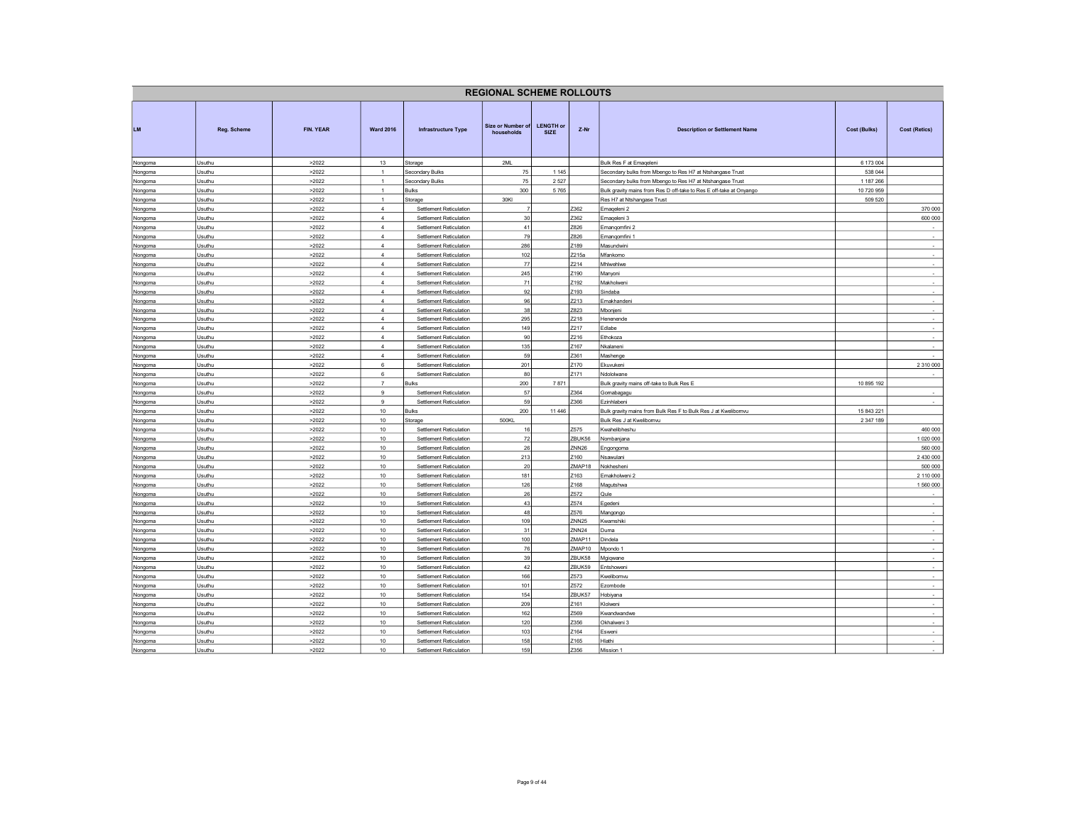# REGIONAL SCHEME ROLLOUTS

| LM | Reg. Scheme | FIN. YEAR | Ward 2016 | Infrastructure Type | Size or Number of households | LENGTH or SIZE | Z-Nr | Description or Settlement Name | Cost (Bulks) | Cost (Retics) |
|---|---|---|---|---|---|---|---|---|---|---|
| Nongoma | Usuthu | >2022 | 13 | Storage | 2ML | | | Bulk Res F at Emaqeleni | 6 173 004 | |
| Nongoma | Usuthu | >2022 | 1 | Secondary Bulks | 75 | 1 145 | | Secondary bulks from Mbengo to Res H7 at Ntshangase Trust | 538 044 | |
| Nongoma | Usuthu | >2022 | 1 | Secondary Bulks | 75 | 2 527 | | Secondary bulks from Mbengo to Res H7 at Ntshangase Trust | 1 187 266 | |
| Nongoma | Usuthu | >2022 | 1 | Bulks | 300 | 5 765 | | Bulk gravity mains from Res D off-take to Res E off-take at Onyango | 10 720 959 | |
| Nongoma | Usuthu | >2022 | 1 | Storage | 30Kl | | | Res H7 at Ntshangase Trust | 509 520 | |
| Nongoma | Usuthu | >2022 | 4 | Settlement Reticulation | 7 | | Z362 | Emaqeleni 2 | | 370 000 |
| Nongoma | Usuthu | >2022 | 4 | Settlement Reticulation | 30 | | Z362 | Emaqeleni 3 | | 600 000 |
| Nongoma | Usuthu | >2022 | 4 | Settlement Reticulation | 41 | | Z826 | Emanqomfini 2 | | - |
| Nongoma | Usuthu | >2022 | 4 | Settlement Reticulation | 79 | | Z826 | Emanqomfini 1 | | - |
| Nongoma | Usuthu | >2022 | 4 | Settlement Reticulation | 286 | | Z189 | Masundwini | | - |
| Nongoma | Usuthu | >2022 | 4 | Settlement Reticulation | 102 | | Z215a | Mfankomo | | - |
| Nongoma | Usuthu | >2022 | 4 | Settlement Reticulation | 77 | | Z214 | Mhlwehlwe | | - |
| Nongoma | Usuthu | >2022 | 4 | Settlement Reticulation | 245 | | Z190 | Manyoni | | - |
| Nongoma | Usuthu | >2022 | 4 | Settlement Reticulation | 71 | | Z192 | Makholweni | | - |
| Nongoma | Usuthu | >2022 | 4 | Settlement Reticulation | 92 | | Z193 | Sindaba | | - |
| Nongoma | Usuthu | >2022 | 4 | Settlement Reticulation | 96 | | Z213 | Emakhandeni | | - |
| Nongoma | Usuthu | >2022 | 4 | Settlement Reticulation | 38 | | Z823 | Mbonjeni | | - |
| Nongoma | Usuthu | >2022 | 4 | Settlement Reticulation | 295 | | Z218 | Henenende | | - |
| Nongoma | Usuthu | >2022 | 4 | Settlement Reticulation | 149 | | Z217 | Edlabe | | - |
| Nongoma | Usuthu | >2022 | 4 | Settlement Reticulation | 90 | | Z216 | Ethokoza | | - |
| Nongoma | Usuthu | >2022 | 4 | Settlement Reticulation | 135 | | Z167 | Nkalaneni | | - |
| Nongoma | Usuthu | >2022 | 4 | Settlement Reticulation | 59 | | Z361 | Mashenge | | - |
| Nongoma | Usuthu | >2022 | 6 | Settlement Reticulation | 201 | | Z170 | Ekuvukeni | | 2 310 000 |
| Nongoma | Usuthu | >2022 | 6 | Settlement Reticulation | 80 | | Z171 | Ndololwane | | - |
| Nongoma | Usuthu | >2022 | 7 | Bulks | 200 | 7 871 | | Bulk gravity mains off-take to Bulk Res E | 10 895 192 | |
| Nongoma | Usuthu | >2022 | 9 | Settlement Reticulation | 57 | | Z364 | Gomabagagu | | - |
| Nongoma | Usuthu | >2022 | 9 | Settlement Reticulation | 59 | | Z366 | Ezinhlabeni | | - |
| Nongoma | Usuthu | >2022 | 10 | Bulks | 200 | 11 446 | | Bulk gravity mains from Bulk Res F to Bulk Res J at Kwelibomvu | 15 843 221 | |
| Nongoma | Usuthu | >2022 | 10 | Storage | 500KL | | | Bulk Res J at Kwelibomvu | 2 347 189 | |
| Nongoma | Usuthu | >2022 | 10 | Settlement Reticulation | 16 | | Z575 | Kwahelibheshu | | 460 000 |
| Nongoma | Usuthu | >2022 | 10 | Settlement Reticulation | 72 | | ZBUK56 | Nombanjana | | 1 020 000 |
| Nongoma | Usuthu | >2022 | 10 | Settlement Reticulation | 26 | | ZNN26 | Engongoma | | 560 000 |
| Nongoma | Usuthu | >2022 | 10 | Settlement Reticulation | 213 | | Z160 | Nsawulani | | 2 430 000 |
| Nongoma | Usuthu | >2022 | 10 | Settlement Reticulation | 20 | | ZMAP18 | Nokhesheni | | 500 000 |
| Nongoma | Usuthu | >2022 | 10 | Settlement Reticulation | 181 | | Z163 | Emakholweni 2 | | 2 110 000 |
| Nongoma | Usuthu | >2022 | 10 | Settlement Reticulation | 126 | | Z168 | Magutshwa | | 1 560 000 |
| Nongoma | Usuthu | >2022 | 10 | Settlement Reticulation | 26 | | Z572 | Qule | | - |
| Nongoma | Usuthu | >2022 | 10 | Settlement Reticulation | 43 | | Z574 | Egedeni | | - |
| Nongoma | Usuthu | >2022 | 10 | Settlement Reticulation | 48 | | Z576 | Mangongo | | - |
| Nongoma | Usuthu | >2022 | 10 | Settlement Reticulation | 109 | | ZNN25 | Kwamshiki | | - |
| Nongoma | Usuthu | >2022 | 10 | Settlement Reticulation | 31 | | ZNN24 | Duma | | - |
| Nongoma | Usuthu | >2022 | 10 | Settlement Reticulation | 100 | | ZMAP11 | Dindela | | - |
| Nongoma | Usuthu | >2022 | 10 | Settlement Reticulation | 76 | | ZMAP10 | Mpondo 1 | | - |
| Nongoma | Usuthu | >2022 | 10 | Settlement Reticulation | 39 | | ZBUK58 | Mgiqwane | | - |
| Nongoma | Usuthu | >2022 | 10 | Settlement Reticulation | 42 | | ZBUK59 | Entshoweni | | - |
| Nongoma | Usuthu | >2022 | 10 | Settlement Reticulation | 166 | | Z573 | Kwelibomvu | | - |
| Nongoma | Usuthu | >2022 | 10 | Settlement Reticulation | 101 | | Z572 | Ezombode | | - |
| Nongoma | Usuthu | >2022 | 10 | Settlement Reticulation | 154 | | ZBUK57 | Hobiyana | | - |
| Nongoma | Usuthu | >2022 | 10 | Settlement Reticulation | 209 | | Z161 | Klolweni | | - |
| Nongoma | Usuthu | >2022 | 10 | Settlement Reticulation | 162 | | Z569 | Kwandwandwe | | - |
| Nongoma | Usuthu | >2022 | 10 | Settlement Reticulation | 120 | | Z356 | Okhalweni 3 | | - |
| Nongoma | Usuthu | >2022 | 10 | Settlement Reticulation | 103 | | Z164 | Esweni | | - |
| Nongoma | Usuthu | >2022 | 10 | Settlement Reticulation | 158 | | Z165 | Hlathi | | - |
| Nongoma | Usuthu | >2022 | 10 | Settlement Reticulation | 159 | | Z356 | Mission 1 | | - |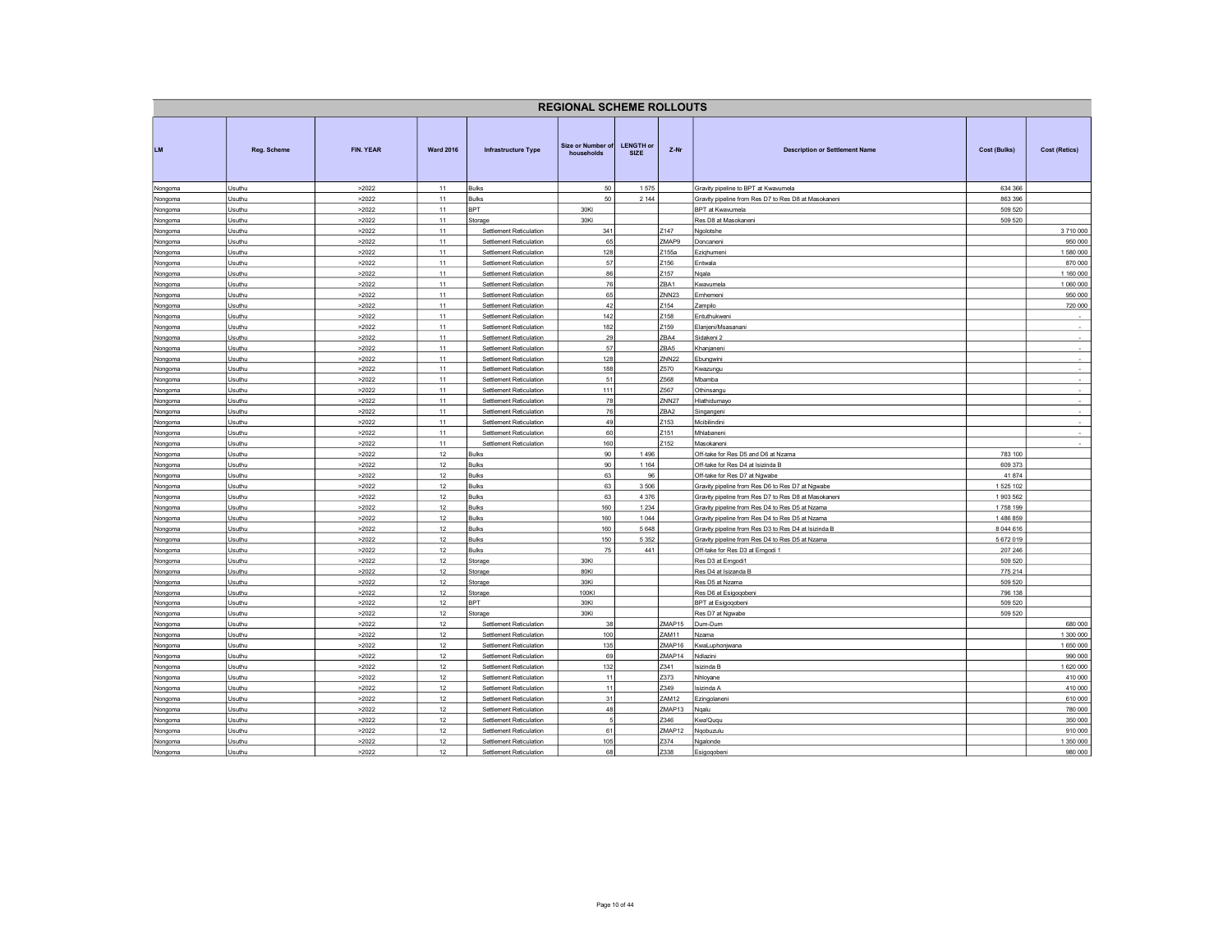## REGIONAL SCHEME ROLLOUTS

| LM | Reg. Scheme | FIN. YEAR | Ward 2016 | Infrastructure Type | Size or Number of households | LENGTH or SIZE | Z-Nr | Description or Settlement Name | Cost (Bulks) | Cost (Retics) |
|---|---|---|---|---|---|---|---|---|---|---|
| Nongoma | Usuthu | >2022 | 11 | Bulks | 50 | 1 575 | | Gravity pipeline to BPT at Kwavumela | 634 366 | |
| Nongoma | Usuthu | >2022 | 11 | Bulks | 50 | 2 144 | | Gravity pipeline from Res D7 to Res D8 at Masokaneni | 863 396 | |
| Nongoma | Usuthu | >2022 | 11 | BPT | 30Kl | | | BPT at Kwavumela | 509 520 | |
| Nongoma | Usuthu | >2022 | 11 | Storage | 30Kl | | | Res D8 at Masokaneni | 509 520 | |
| Nongoma | Usuthu | >2022 | 11 | Settlement Reticulation | 341 | | Z147 | Ngolotshe | | 3 710 000 |
| Nongoma | Usuthu | >2022 | 11 | Settlement Reticulation | 65 | | ZMAP9 | Doncaneni | | 950 000 |
| Nongoma | Usuthu | >2022 | 11 | Settlement Reticulation | 128 | | Z155a | Ezighumeni | | 1 580 000 |
| Nongoma | Usuthu | >2022 | 11 | Settlement Reticulation | 57 | | Z156 | Entwala | | 870 000 |
| Nongoma | Usuthu | >2022 | 11 | Settlement Reticulation | 86 | | Z157 | Nqala | | 1 160 000 |
| Nongoma | Usuthu | >2022 | 11 | Settlement Reticulation | 76 | | ZBA1 | Kwavumela | | 1 060 000 |
| Nongoma | Usuthu | >2022 | 11 | Settlement Reticulation | 65 | | ZNN23 | Emhemeni | | 950 000 |
| Nongoma | Usuthu | >2022 | 11 | Settlement Reticulation | 42 | | Z154 | Zampilo | | 720 000 |
| Nongoma | Usuthu | >2022 | 11 | Settlement Reticulation | 142 | | Z158 | Entuthukweni | | - |
| Nongoma | Usuthu | >2022 | 11 | Settlement Reticulation | 182 | | Z159 | Elanjeni/Msasanani | | - |
| Nongoma | Usuthu | >2022 | 11 | Settlement Reticulation | 29 | | ZBA4 | Sidakeni 2 | | - |
| Nongoma | Usuthu | >2022 | 11 | Settlement Reticulation | 57 | | ZBA5 | Khanjaneni | | - |
| Nongoma | Usuthu | >2022 | 11 | Settlement Reticulation | 128 | | ZNN22 | Ebungwini | | - |
| Nongoma | Usuthu | >2022 | 11 | Settlement Reticulation | 188 | | Z570 | Kwazungu | | - |
| Nongoma | Usuthu | >2022 | 11 | Settlement Reticulation | 51 | | Z568 | Mbamba | | - |
| Nongoma | Usuthu | >2022 | 11 | Settlement Reticulation | 111 | | Z567 | Othinsangu | | - |
| Nongoma | Usuthu | >2022 | 11 | Settlement Reticulation | 78 | | ZNN27 | Hlathidumayo | | - |
| Nongoma | Usuthu | >2022 | 11 | Settlement Reticulation | 76 | | ZBA2 | Singangeni | | - |
| Nongoma | Usuthu | >2022 | 11 | Settlement Reticulation | 49 | | Z153 | Mcibilindini | | - |
| Nongoma | Usuthu | >2022 | 11 | Settlement Reticulation | 60 | | Z151 | Mhlabaneni | | - |
| Nongoma | Usuthu | >2022 | 11 | Settlement Reticulation | 160 | | Z152 | Masokaneni | | - |
| Nongoma | Usuthu | >2022 | 12 | Bulks | 90 | 1 496 | | Off-take for Res D5 and D6 at Nzama | 783 100 | |
| Nongoma | Usuthu | >2022 | 12 | Bulks | 90 | 1 164 | | Off-take for Res D4 at Isizinda B | 609 373 | |
| Nongoma | Usuthu | >2022 | 12 | Bulks | 63 | 96 | | Off-take for Res D7 at Ngwabe | 41 874 | |
| Nongoma | Usuthu | >2022 | 12 | Bulks | 63 | 3 506 | | Gravity pipeline from Res D6 to Res D7 at Ngwabe | 1 525 102 | |
| Nongoma | Usuthu | >2022 | 12 | Bulks | 63 | 4 376 | | Gravity pipeline from Res D7 to Res D8 at Masokaneni | 1 903 562 | |
| Nongoma | Usuthu | >2022 | 12 | Bulks | 160 | 1 234 | | Gravity pipeline from Res D4 to Res D5 at Nzama | 1 758 199 | |
| Nongoma | Usuthu | >2022 | 12 | Bulks | 160 | 1 044 | | Gravity pipeline from Res D4 to Res D5 at Nzama | 1 486 859 | |
| Nongoma | Usuthu | >2022 | 12 | Bulks | 160 | 5 648 | | Gravity pipeline from Res D3 to Res D4 at Isizinda B | 8 044 616 | |
| Nongoma | Usuthu | >2022 | 12 | Bulks | 150 | 5 352 | | Gravity pipeline from Res D4 to Res D5 at Nzama | 5 672 019 | |
| Nongoma | Usuthu | >2022 | 12 | Bulks | 75 | 441 | | Off-take for Res D3 at Emgodi 1 | 207 246 | |
| Nongoma | Usuthu | >2022 | 12 | Storage | 30Kl | | | Res D3 at Emgodi1 | 509 520 | |
| Nongoma | Usuthu | >2022 | 12 | Storage | 80Kl | | | Res D4 at Isizanda B | 775 214 | |
| Nongoma | Usuthu | >2022 | 12 | Storage | 30Kl | | | Res D5 at Nzama | 509 520 | |
| Nongoma | Usuthu | >2022 | 12 | Storage | 100Kl | | | Res D6 at Esigoqobeni | 796 138 | |
| Nongoma | Usuthu | >2022 | 12 | BPT | 30Kl | | | BPT at Esigoqobeni | 509 520 | |
| Nongoma | Usuthu | >2022 | 12 | Storage | 30Kl | | | Res D7 at Ngwabe | 509 520 | |
| Nongoma | Usuthu | >2022 | 12 | Settlement Reticulation | 38 | | ZMAP15 | Dum-Dum | | 680 000 |
| Nongoma | Usuthu | >2022 | 12 | Settlement Reticulation | 100 | | ZAM11 | Nzama | | 1 300 000 |
| Nongoma | Usuthu | >2022 | 12 | Settlement Reticulation | 135 | | ZMAP16 | KwaLuphonjwana | | 1 650 000 |
| Nongoma | Usuthu | >2022 | 12 | Settlement Reticulation | 69 | | ZMAP14 | Ndlazini | | 990 000 |
| Nongoma | Usuthu | >2022 | 12 | Settlement Reticulation | 132 | | Z341 | Isizinda B | | 1 620 000 |
| Nongoma | Usuthu | >2022 | 12 | Settlement Reticulation | 11 | | Z373 | Nhloyane | | 410 000 |
| Nongoma | Usuthu | >2022 | 12 | Settlement Reticulation | 11 | | Z349 | Isizinda A | | 410 000 |
| Nongoma | Usuthu | >2022 | 12 | Settlement Reticulation | 31 | | ZAM12 | Ezingolaneni | | 610 000 |
| Nongoma | Usuthu | >2022 | 12 | Settlement Reticulation | 48 | | ZMAP13 | Nqalu | | 780 000 |
| Nongoma | Usuthu | >2022 | 12 | Settlement Reticulation | 5 | | Z346 | Kwa'Ququ | | 350 000 |
| Nongoma | Usuthu | >2022 | 12 | Settlement Reticulation | 61 | | ZMAP12 | Nqobuzulu | | 910 000 |
| Nongoma | Usuthu | >2022 | 12 | Settlement Reticulation | 105 | | Z374 | Ngalonde | | 1 350 000 |
| Nongoma | Usuthu | >2022 | 12 | Settlement Reticulation | 68 | | Z338 | Esigoqobeni | | 980 000 |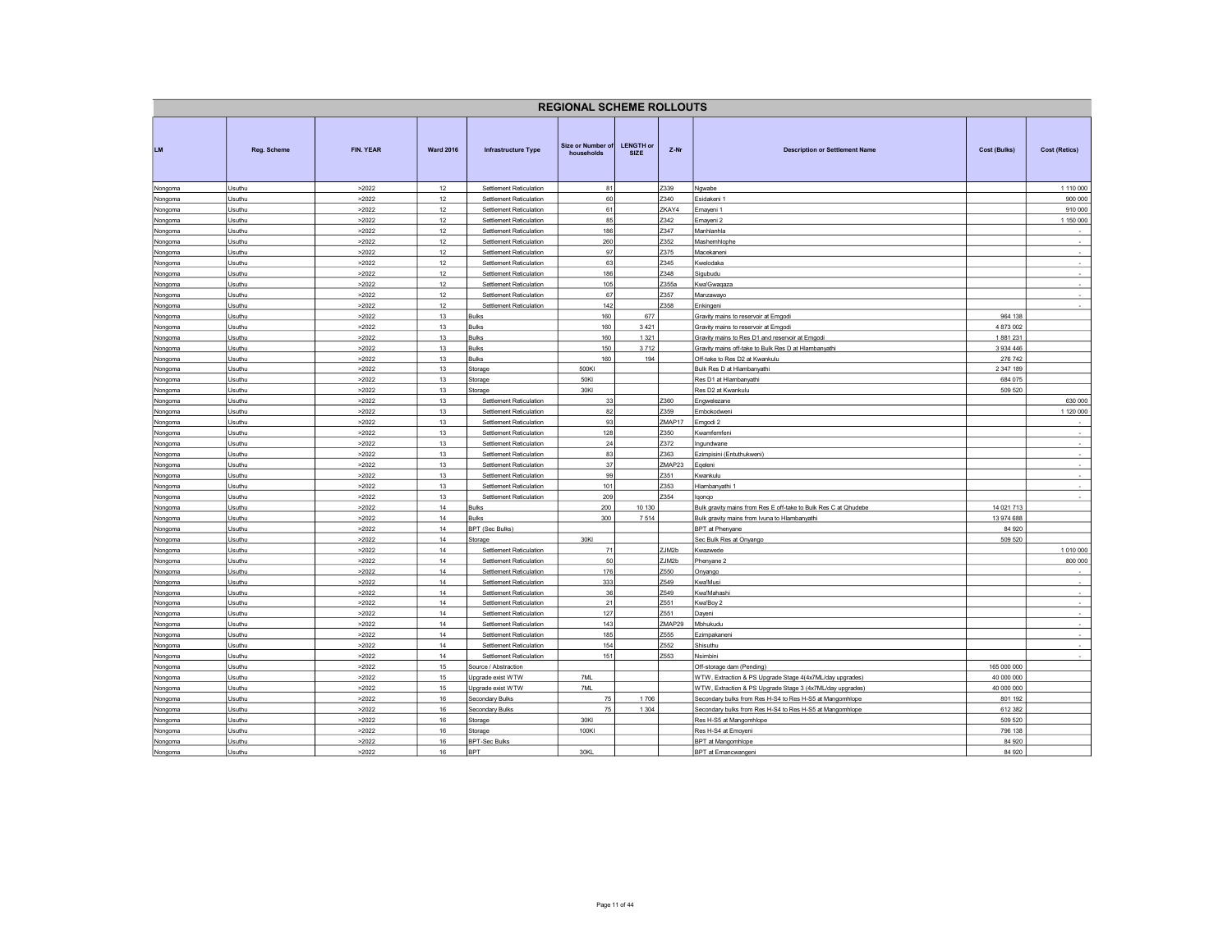## REGIONAL SCHEME ROLLOUTS

| LM | Reg. Scheme | FIN. YEAR | Ward 2016 | Infrastructure Type | Size or Number of households | LENGTH or SIZE | Z-Nr | Description or Settlement Name | Cost (Bulks) | Cost (Retics) |
|---|---|---|---|---|---|---|---|---|---|---|
| Nongoma | Usuthu | >2022 | 12 | Settlement Reticulation | 81 | | Z339 | Ngwabe | | 1 110 000 |
| Nongoma | Usuthu | >2022 | 12 | Settlement Reticulation | 60 | | Z340 | Esidakeni 1 | | 900 000 |
| Nongoma | Usuthu | >2022 | 12 | Settlement Reticulation | 61 | | ZKAY4 | Emayeni 1 | | 910 000 |
| Nongoma | Usuthu | >2022 | 12 | Settlement Reticulation | 85 | | Z342 | Emayeni 2 | | 1 150 000 |
| Nongoma | Usuthu | >2022 | 12 | Settlement Reticulation | 186 | | Z347 | Manhlanhla | | - |
| Nongoma | Usuthu | >2022 | 12 | Settlement Reticulation | 260 | | Z352 | Mashemhlophe | | - |
| Nongoma | Usuthu | >2022 | 12 | Settlement Reticulation | 97 | | Z375 | Macekaneni | | - |
| Nongoma | Usuthu | >2022 | 12 | Settlement Reticulation | 63 | | Z345 | Kwelodaka | | - |
| Nongoma | Usuthu | >2022 | 12 | Settlement Reticulation | 186 | | Z348 | Sigubudu | | - |
| Nongoma | Usuthu | >2022 | 12 | Settlement Reticulation | 105 | | Z355a | Kwa'Gwaqaza | | - |
| Nongoma | Usuthu | >2022 | 12 | Settlement Reticulation | 67 | | Z357 | Manzawayo | | - |
| Nongoma | Usuthu | >2022 | 12 | Settlement Reticulation | 142 | | Z358 | Enkingeni | | - |
| Nongoma | Usuthu | >2022 | 13 | Bulks | 160 | 677 | | Gravity mains to reservoir at Emgodi | 964 138 | |
| Nongoma | Usuthu | >2022 | 13 | Bulks | 160 | 3 421 | | Gravity mains to reservoir at Emgodi | 4 873 002 | |
| Nongoma | Usuthu | >2022 | 13 | Bulks | 160 | 1 321 | | Gravity mains to Res D1 and reservoir at Emgodi | 1 881 231 | |
| Nongoma | Usuthu | >2022 | 13 | Bulks | 150 | 3 712 | | Gravity mains off-take to Bulk Res D at Hlambanyathi | 3 934 446 | |
| Nongoma | Usuthu | >2022 | 13 | Bulks | 160 | 194 | | Off-take to Res D2 at Kwankulu | 276 742 | |
| Nongoma | Usuthu | >2022 | 13 | Storage | 500Kl | | | Bulk Res D at Hlambanyathi | 2 347 189 | |
| Nongoma | Usuthu | >2022 | 13 | Storage | 50Kl | | | Res D1 at Hlambanyathi | 684 075 | |
| Nongoma | Usuthu | >2022 | 13 | Storage | 30Kl | | | Res D2 at Kwankulu | 509 520 | |
| Nongoma | Usuthu | >2022 | 13 | Settlement Reticulation | 33 | | Z360 | Engwelezane | | 630 000 |
| Nongoma | Usuthu | >2022 | 13 | Settlement Reticulation | 82 | | Z359 | Embokodweni | | 1 120 000 |
| Nongoma | Usuthu | >2022 | 13 | Settlement Reticulation | 93 | | ZMAP17 | Emgodi 2 | | - |
| Nongoma | Usuthu | >2022 | 13 | Settlement Reticulation | 128 | | Z350 | Kwamfemfeni | | - |
| Nongoma | Usuthu | >2022 | 13 | Settlement Reticulation | 24 | | Z372 | Ingundwane | | - |
| Nongoma | Usuthu | >2022 | 13 | Settlement Reticulation | 83 | | Z363 | Ezimpisini (Entuthukweni) | | - |
| Nongoma | Usuthu | >2022 | 13 | Settlement Reticulation | 37 | | ZMAP23 | Eqeleni | | - |
| Nongoma | Usuthu | >2022 | 13 | Settlement Reticulation | 99 | | Z351 | Kwankulu | | - |
| Nongoma | Usuthu | >2022 | 13 | Settlement Reticulation | 101 | | Z353 | Hlambanyathi 1 | | - |
| Nongoma | Usuthu | >2022 | 13 | Settlement Reticulation | 209 | | Z354 | Iqonqo | | - |
| Nongoma | Usuthu | >2022 | 14 | Bulks | 200 | 10 130 | | Bulk gravity mains from Res E off-take to Bulk Res C at Qhudebe | 14 021 713 | |
| Nongoma | Usuthu | >2022 | 14 | Bulks | 300 | 7 514 | | Bulk gravity mains from Ivuna to Hlambanyathi | 13 974 688 | |
| Nongoma | Usuthu | >2022 | 14 | BPT (Sec Bulks) | | | | BPT at Phenyane | 84 920 | |
| Nongoma | Usuthu | >2022 | 14 | Storage | 30Kl | | | Sec Bulk Res at Onyango | 509 520 | |
| Nongoma | Usuthu | >2022 | 14 | Settlement Reticulation | 71 | | ZJM2b | Kwazwede | | 1 010 000 |
| Nongoma | Usuthu | >2022 | 14 | Settlement Reticulation | 50 | | ZJM2b | Phenyane 2 | | 800 000 |
| Nongoma | Usuthu | >2022 | 14 | Settlement Reticulation | 176 | | Z550 | Onyango | | - |
| Nongoma | Usuthu | >2022 | 14 | Settlement Reticulation | 333 | | Z549 | Kwa'Musi | | - |
| Nongoma | Usuthu | >2022 | 14 | Settlement Reticulation | 36 | | Z549 | Kwa'Mahashi | | - |
| Nongoma | Usuthu | >2022 | 14 | Settlement Reticulation | 21 | | Z551 | Kwa'Boy 2 | | - |
| Nongoma | Usuthu | >2022 | 14 | Settlement Reticulation | 127 | | Z551 | Dayeni | | - |
| Nongoma | Usuthu | >2022 | 14 | Settlement Reticulation | 143 | | ZMAP29 | Mbhukudu | | - |
| Nongoma | Usuthu | >2022 | 14 | Settlement Reticulation | 185 | | Z555 | Ezimpakaneni | | - |
| Nongoma | Usuthu | >2022 | 14 | Settlement Reticulation | 154 | | Z552 | Shisuthu | | - |
| Nongoma | Usuthu | >2022 | 14 | Settlement Reticulation | 151 | | Z553 | Nsimbini | | - |
| Nongoma | Usuthu | >2022 | 15 | Source / Abstraction | | | | Off-storage dam (Pending) | 165 000 000 | |
| Nongoma | Usuthu | >2022 | 15 | Upgrade exist WTW | 7ML | | | WTW, Extraction & PS Upgrade Stage 4(4x7ML/day upgrades) | 40 000 000 | |
| Nongoma | Usuthu | >2022 | 15 | Upgrade exist WTW | 7ML | | | WTW, Extraction & PS Upgrade Stage 3 (4x7ML/day upgrades) | 40 000 000 | |
| Nongoma | Usuthu | >2022 | 16 | Secondary Bulks | 75 | 1 706 | | Secondary bulks from Res H-S4 to Res H-S5 at Mangomhlope | 801 192 | |
| Nongoma | Usuthu | >2022 | 16 | Secondary Bulks | 75 | 1 304 | | Secondary bulks from Res H-S4 to Res H-S5 at Mangomhlope | 612 382 | |
| Nongoma | Usuthu | >2022 | 16 | Storage | 30Kl | | | Res H-S5 at Mangomhlope | 509 520 | |
| Nongoma | Usuthu | >2022 | 16 | Storage | 100Kl | | | Res H-S4 at Emoyeni | 796 138 | |
| Nongoma | Usuthu | >2022 | 16 | BPT-Sec Bulks | | | | BPT at Mangomhlope | 84 920 | |
| Nongoma | Usuthu | >2022 | 16 | BPT | 30KL | | | BPT at Emancwangeni | 84 920 | |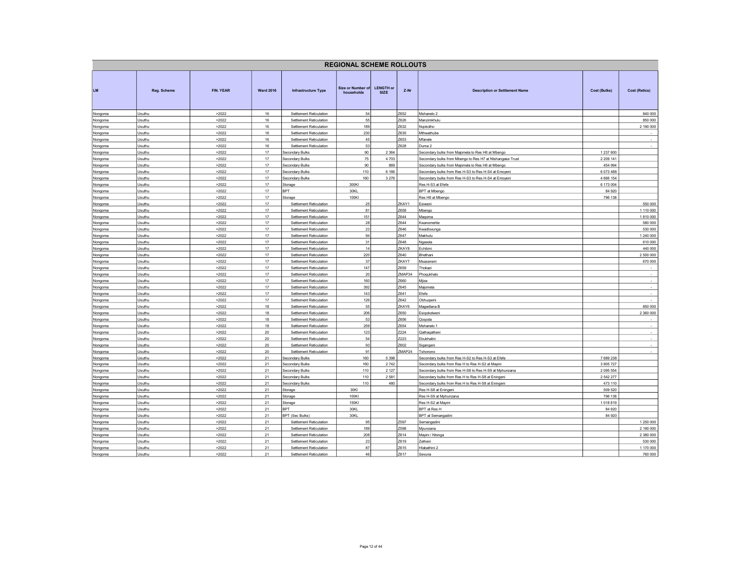## REGIONAL SCHEME ROLLOUTS

| LM | Reg. Scheme | FIN. YEAR | Ward 2016 | Infrastructure Type | Size or Number of households | LENGTH or SIZE | Z-Nr | Description or Settlement Name | Cost (Bulks) | Cost (Retics) |
|---|---|---|---|---|---|---|---|---|---|---|
| Nongoma | Usuthu | >2022 | 16 | Settlement Reticulation | 54 | | Z652 | Mshanelo 2 | | 840 000 |
| Nongoma | Usuthu | >2022 | 16 | Settlement Reticulation | 55 | | Z626 | Manzimkhulu | | 850 000 |
| Nongoma | Usuthu | >2022 | 16 | Settlement Reticulation | 189 | | Z632 | Nqokotho | | 2 190 000 |
| Nongoma | Usuthu | >2022 | 16 | Settlement Reticulation | 230 | | Z635 | Mthwathube | | - |
| Nongoma | Usuthu | >2022 | 16 | Settlement Reticulation | 45 | | Z653 | Mfanele | | - |
| Nongoma | Usuthu | >2022 | 16 | Settlement Reticulation | 53 | | Z628 | Duma 2 | | - |
| Nongoma | Usuthu | >2022 | 17 | Secondary Bulks | 90 | 2 364 | | Secondary bulks from Majomela to Res H6 at Mbengo | 1 237 600 | |
| Nongoma | Usuthu | >2022 | 17 | Secondary Bulks | 75 | 4 703 | | Secondary bulks from Mbengo to Res H7 at Ntshangase Trust | 2 209 141 | |
| Nongoma | Usuthu | >2022 | 17 | Secondary Bulks | 90 | 869 | | Secondary bulks from Majomela to Res H6 at Mbengo | 454 994 | |
| Nongoma | Usuthu | >2022 | 17 | Secondary Bulks | 110 | 6 166 | | Secondary bulks from Res H-S3 to Res H-S4 at Emoyeni | 6 073 488 | |
| Nongoma | Usuthu | >2022 | 17 | Secondary Bulks | 160 | 3 276 | | Secondary bulks from Res H-S3 to Res H-S4 at Emoyeni | 4 666 154 | |
| Nongoma | Usuthu | >2022 | 17 | Storage | 300Kl | | | Res H-S3 at Efefe | 6 173 004 | |
| Nongoma | Usuthu | >2022 | 17 | BPT | 30KL | | | BPT at Mbengo | 84 920 | |
| Nongoma | Usuthu | >2022 | 17 | Storage | 100Kl | | | Res H6 at Mbengo | 796 138 | |
| Nongoma | Usuthu | >2022 | 17 | Settlement Reticulation | 25 | | ZKAY1 | Esiweni | | 550 000 |
| Nongoma | Usuthu | >2022 | 17 | Settlement Reticulation | 81 | | Z658 | Mbengo | | 1 110 000 |
| Nongoma | Usuthu | >2022 | 17 | Settlement Reticulation | 151 | | Z644 | Maqoma | | 1 810 000 |
| Nongoma | Usuthu | >2022 | 17 | Settlement Reticulation | 28 | | Z644 | Kwanomehle | | 580 000 |
| Nongoma | Usuthu | >2022 | 17 | Settlement Reticulation | 23 | | Z646 | Kwadlovunga | | 530 000 |
| Nongoma | Usuthu | >2022 | 17 | Settlement Reticulation | 94 | | Z647 | Makhulu | | 1 240 000 |
| Nongoma | Usuthu | >2022 | 17 | Settlement Reticulation | 31 | | Z648 | Ngasela | | 610 000 |
| Nongoma | Usuthu | >2022 | 17 | Settlement Reticulation | 14 | | ZKAY8 | Echibini | | 440 000 |
| Nongoma | Usuthu | >2022 | 17 | Settlement Reticulation | 220 | | Z640 | Bhethani | | 2 500 000 |
| Nongoma | Usuthu | >2022 | 17 | Settlement Reticulation | 37 | | ZKAY7 | Msasaneni | | 670 000 |
| Nongoma | Usuthu | >2022 | 17 | Settlement Reticulation | 147 | | Z659 | Thokazi | | - |
| Nongoma | Usuthu | >2022 | 17 | Settlement Reticulation | 20 | | ZMAP34 | Phoqukhalo | | - |
| Nongoma | Usuthu | >2022 | 17 | Settlement Reticulation | 160 | | Z660 | Mjiza | | - |
| Nongoma | Usuthu | >2022 | 17 | Settlement Reticulation | 392 | | Z645 | Majomela | | - |
| Nongoma | Usuthu | >2022 | 17 | Settlement Reticulation | 143 | | Z641 | Efefe | | - |
| Nongoma | Usuthu | >2022 | 17 | Settlement Reticulation | 126 | | Z642 | Obhuqwini | | - |
| Nongoma | Usuthu | >2022 | 18 | Settlement Reticulation | 55 | | ZKAY6 | Magedlana B | | 850 000 |
| Nongoma | Usuthu | >2022 | 18 | Settlement Reticulation | 206 | | Z650 | Esiqokolweni | | 2 360 000 |
| Nongoma | Usuthu | >2022 | 18 | Settlement Reticulation | 53 | | Z656 | Qoqoda | | - |
| Nongoma | Usuthu | >2022 | 18 | Settlement Reticulation | 259 | | Z654 | Mshanelo 1 | | - |
| Nongoma | Usuthu | >2022 | 20 | Settlement Reticulation | 123 | | Z224 | Qathaqatheni | | - |
| Nongoma | Usuthu | >2022 | 20 | Settlement Reticulation | 54 | | Z223 | Ebukhalini | | - |
| Nongoma | Usuthu | >2022 | 20 | Settlement Reticulation | 93 | | Z602 | Sigangeni | | - |
| Nongoma | Usuthu | >2022 | 20 | Settlement Reticulation | 91 | | ZMAP24 | Tshonono | | - |
| Nongoma | Usuthu | >2022 | 21 | Secondary Bulks | 160 | 5 398 | | Secondary bulks from Res H-S2 to Res H-S3 at Efefe | 7 689 238 | |
| Nongoma | Usuthu | >2022 | 21 | Secondary Bulks | 160 | 2 742 | | Secondary bulks from Res H to Res H-S2 at Mayini | 3 905 727 | |
| Nongoma | Usuthu | >2022 | 21 | Secondary Bulks | 110 | 2 127 | | Secondary bulks from Res H-S8 to Res H-S9 at Mphunzana | 2 095 554 | |
| Nongoma | Usuthu | >2022 | 21 | Secondary Bulks | 110 | 2 581 | | Secondary bulks from Res H to Res H-S8 at Eningeni | 2 542 277 | |
| Nongoma | Usuthu | >2022 | 21 | Secondary Bulks | 110 | 480 | | Secondary bulks from Res H to Res H-S8 at Eningeni | 473 110 | |
| Nongoma | Usuthu | >2022 | 21 | Storage | 30Kl | | | Res H-S8 at Eningeni | 509 520 | |
| Nongoma | Usuthu | >2022 | 21 | Storage | 100Kl | | | Res H-S9 at Mphunzana | 796 138 | |
| Nongoma | Usuthu | >2022 | 21 | Storage | 150Kl | | | Res H-S2 at Mayini | 1 018 819 | |
| Nongoma | Usuthu | >2022 | 21 | BPT | 30KL | | | BPT at Res H | 84 920 | |
| Nongoma | Usuthu | >2022 | 21 | BPT (Sec Bulks) | 30KL | | | BPT at Semangadini | 84 920 | |
| Nongoma | Usuthu | >2022 | 21 | Settlement Reticulation | 95 | | Z597 | Semangadini | | 1 250 000 |
| Nongoma | Usuthu | >2022 | 21 | Settlement Reticulation | 189 | | Z598 | Mpunzana | | 2 190 000 |
| Nongoma | Usuthu | >2022 | 21 | Settlement Reticulation | 208 | | Z614 | Mayini / Ntonga | | 2 380 000 |
| Nongoma | Usuthu | >2022 | 21 | Settlement Reticulation | 23 | | Z619 | Zetheni | | 530 000 |
| Nongoma | Usuthu | >2022 | 21 | Settlement Reticulation | 87 | | Z615 | Hlabathini 2 | | 1 170 000 |
| Nongoma | Usuthu | >2022 | 21 | Settlement Reticulation | 46 | | Z617 | Sevuna | | 760 000 |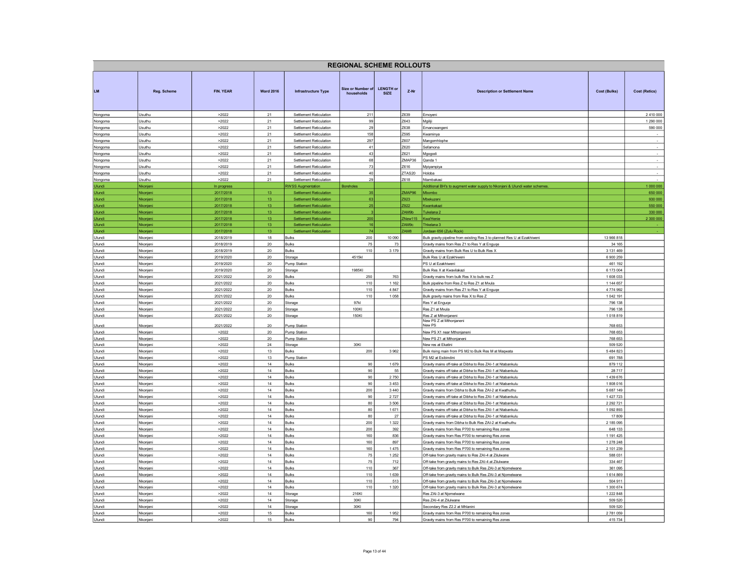# REGIONAL SCHEME ROLLOUTS

| LM | Reg. Scheme | FIN. YEAR | Ward 2016 | Infrastructure Type | Size or Number of households | LENGTH or SIZE | Z-Nr | Description or Settlement Name | Cost (Bulks) | Cost (Retics) |
|---|---|---|---|---|---|---|---|---|---|---|
| Nongoma | Usuthu | >2022 | 21 | Settlement Reticulation | 211 | | Z639 | Emoyeni | | 2 410 000 |
| Nongoma | Usuthu | >2022 | 21 | Settlement Reticulation | 99 | | Z643 | Mgiliji | | 1 290 000 |
| Nongoma | Usuthu | >2022 | 21 | Settlement Reticulation | 29 | | Z638 | Emancwangeni | | 590 000 |
| Nongoma | Usuthu | >2022 | 21 | Settlement Reticulation | 158 | | Z595 | Kwaminya | | - |
| Nongoma | Usuthu | >2022 | 21 | Settlement Reticulation | 297 | | Z607 | Mangomhlophe | | - |
| Nongoma | Usuthu | >2022 | 21 | Settlement Reticulation | 41 | | Z620 | Sefamona | | - |
| Nongoma | Usuthu | >2022 | 21 | Settlement Reticulation | 43 | | Z621 | Mgogodi | | - |
| Nongoma | Usuthu | >2022 | 21 | Settlement Reticulation | 68 | | ZMAP36 | Qanda 1 | | - |
| Nongoma | Usuthu | >2022 | 21 | Settlement Reticulation | 73 | | Z616 | Mpiyampiya | | - |
| Nongoma | Usuthu | >2022 | 21 | Settlement Reticulation | 40 | | ZTAS20 | Holoba | | - |
| Nongoma | Usuthu | >2022 | 21 | Settlement Reticulation | 29 | | Z618 | Ntambakasi | | - |
| Ulundi | Nkonjeni | In progress | | RWSS Augmentation | Boreholes | | | Additional BH's to augment water supply to Nkonjeni & Ulundi water schemes. | | 1 000 000 |
| Ulundi | Nkonjeni | 2017/2018 | 13 | Settlement Reticulation | 35 | | ZMAP96 | Mbombo | | 650 000 |
| Ulundi | Nkonjeni | 2017/2018 | 13 | Settlement Reticulation | 63 | | Z923 | Mbekuzeni | | 930 000 |
| Ulundi | Nkonjeni | 2017/2018 | 13 | Settlement Reticulation | 25 | | Z922 | Kwankakazi | | 550 000 |
| Ulundi | Nkonjeni | 2017/2018 | 13 | Settlement Reticulation | 3 | | ZAM9b | Tukelana 2 | | 330 000 |
| Ulundi | Nkonjeni | 2017/2018 | 13 | Settlement Reticulation | 200 | | ZNew115 | KwaHenie | | 2 300 000 |
| Ulundi | Nkonjeni | 2017/2018 | 13 | Settlement Reticulation | 16 | | ZAM9c | Thkelana 3 | | - |
| Ulundi | Nkonjeni | 2017/2018 | 13 | Settlement Reticulation | 74 | | ZAM8 | Jordaan 656 (Zulu Rock) | | - |
| Ulundi | Nkonjeni | 2018/2019 | 18 | Bulks | 200 | 10 090 | | Bulk gravity pipeline from existing Res 3 to planned Res U at Ezakhiweni | 13 966 818 | |
| Ulundi | Nkonjeni | 2018/2019 | 20 | Bulks | 75 | 73 | | Gravity mains from Res Z1 to Res Y at Enguqe | 34 165 | |
| Ulundi | Nkonjeni | 2018/2019 | 20 | Bulks | 110 | 3 179 | | Gravity mains from Bulk Res U to Bulk Res X | 3 131 469 | |
| Ulundi | Nkonjeni | 2019/2020 | 20 | Storage | 4515kl | | | Bulk Res U at Ezakhiweni | 6 900 259 | |
| Ulundi | Nkonjeni | 2019/2020 | 20 | Pump Station | | | | PS U at Ezakhiweni | 461 192 | |
| Ulundi | Nkonjeni | 2019/2020 | 20 | Storage | 1985Kl | | | Bulk Res X at Kwavilakazi | 6 173 004 | |
| Ulundi | Nkonjeni | 2021/2022 | 20 | Bulks | 250 | 763 | | Gravity mains from bulk Res X to bulk res Z | 1 608 033 | |
| Ulundi | Nkonjeni | 2021/2022 | 20 | Bulks | 110 | 1 162 | | Bulk pipeline from Res Z to Res Z1 at Mvula | 1 144 657 | |
| Ulundi | Nkonjeni | 2021/2022 | 20 | Bulks | 110 | 4 847 | | Gravity mains from Res Z1 to Res Y at Enguqe | 4 774 992 | |
| Ulundi | Nkonjeni | 2021/2022 | 20 | Bulks | 110 | 1 058 | | Bulk gravity mains from Res X to Res Z | 1 042 191 | |
| Ulundi | Nkonjeni | 2021/2022 | 20 | Storage | 97kl | | | Res Y at Enguqe | 796 138 | |
| Ulundi | Nkonjeni | 2021/2022 | 20 | Storage | 100Kl | | | Res Z1 at Mvula | 796 138 | |
| Ulundi | Nkonjeni | 2021/2022 | 20 | Storage | 150Kl | | | Res Z at Mthonjaneni | 1 018 819 | |
| Ulundi | Nkonjeni | 2021/2022 | 20 | Pump Station | | | | New PS Z at Mthonjaneni New PS | 768 653 | |
| Ulundi | Nkonjeni | >2022 | 20 | Pump Station | | | | New PS X1 near Mthonjaneni | 768 653 | |
| Ulundi | Nkonjeni | >2022 | 20 | Pump Station | | | | New PS Z1 at Mthonjaneni | 768 653 | |
| Ulundi | Nkonjeni | >2022 | 24 | Storage | 30Kl | | | New res at Ekatini | 509 520 | |
| Ulundi | Nkonjeni | >2022 | 13 | Bulks | 200 | 3 962 | | Bulk rising main from PS M2 to Bulk Res M at Maqwata | 5 484 823 | |
| Ulundi | Nkonjeni | >2022 | 13 | Pump Station | | | | PS M2 at Esibindini | 691 788 | |
| Ulundi | Nkonjeni | >2022 | 14 | Bulks | 90 | 1 679 | | Gravity mains off-take at Dibha to Res ZAI-1 at Ntabankulu | 879 112 | |
| Ulundi | Nkonjeni | >2022 | 14 | Bulks | 90 | 55 | | Gravity mains off-take at Dibha to Res ZAI-1 at Ntabankulu | 28 717 | |
| Ulundi | Nkonjeni | >2022 | 14 | Bulks | 90 | 2 750 | | Gravity mains off-take at Dibha to Res ZAI-1 at Ntabankulu | 1 439 676 | |
| Ulundi | Nkonjeni | >2022 | 14 | Bulks | 90 | 3 453 | | Gravity mains off-take at Dibha to Res ZAI-1 at Ntabankulu | 1 808 016 | |
| Ulundi | Nkonjeni | >2022 | 14 | Bulks | 200 | 3 440 | | Gravity mains from Dibha to Bulk Res ZAI-2 at Kwathuthu | 5 687 149 | |
| Ulundi | Nkonjeni | >2022 | 14 | Bulks | 90 | 2 727 | | Gravity mains off-take at Dibha to Res ZAI-1 at Ntabankulu | 1 427 723 | |
| Ulundi | Nkonjeni | >2022 | 14 | Bulks | 80 | 3 506 | | Gravity mains off-take at Dibha to Res ZAI-1 at Ntabankulu | 2 292 721 | |
| Ulundi | Nkonjeni | >2022 | 14 | Bulks | 80 | 1 671 | | Gravity mains off-take at Dibha to Res ZAI-1 at Ntabankulu | 1 092 893 | |
| Ulundi | Nkonjeni | >2022 | 14 | Bulks | 80 | 27 | | Gravity mains off-take at Dibha to Res ZAI-1 at Ntabankulu | 17 809 | |
| Ulundi | Nkonjeni | >2022 | 14 | Bulks | 200 | 1 322 | | Gravity mains from Dibha to Bulk Res ZAI-2 at Kwathuthu | 2 185 095 | |
| Ulundi | Nkonjeni | >2022 | 14 | Bulks | 200 | 392 | | Gravity mains from Res P700 to remaining Res zones | 648 133 | |
| Ulundi | Nkonjeni | >2022 | 14 | Bulks | 160 | 836 | | Gravity mains from Res P700 to remaining Res zones | 1 191 425 | |
| Ulundi | Nkonjeni | >2022 | 14 | Bulks | 160 | 897 | | Gravity mains from Res P700 to remaining Res zones | 1 278 248 | |
| Ulundi | Nkonjeni | >2022 | 14 | Bulks | 160 | 1 475 | | Gravity mains from Res P700 to remaining Res zones | 2 101 239 | |
| Ulundi | Nkonjeni | >2022 | 14 | Bulks | 75 | 1 252 | | Off-take from gravity mains to Res ZAI-4 at Ziulwane | 588 031 | |
| Ulundi | Nkonjeni | >2022 | 14 | Bulks | 75 | 712 | | Off-take from gravity mains to Res ZAI-4 at Ziulwane | 334 467 | |
| Ulundi | Nkonjeni | >2022 | 14 | Bulks | 110 | 367 | | Off-take from gravity mains to Bulk Res ZAI-3 at Njomelwane | 361 095 | |
| Ulundi | Nkonjeni | >2022 | 14 | Bulks | 110 | 1 639 | | Off-take from gravity mains to Bulk Res ZAI-3 at Njomelwane | 1 614 869 | |
| Ulundi | Nkonjeni | >2022 | 14 | Bulks | 110 | 513 | | Off-take from gravity mains to Bulk Res ZAI-3 at Njomelwane | 504 911 | |
| Ulundi | Nkonjeni | >2022 | 14 | Bulks | 110 | 1 320 | | Off-take from gravity mains to Bulk Res ZAI-3 at Njomelwane | 1 300 674 | |
| Ulundi | Nkonjeni | >2022 | 14 | Storage | 216Kl | | | Res ZAI-3 at Njomelwane | 1 222 848 | |
| Ulundi | Nkonjeni | >2022 | 14 | Storage | 30Kl | | | Res ZAI-4 at Ziulwane | 509 520 | |
| Ulundi | Nkonjeni | >2022 | 14 | Storage | 30Kl | | | Secondary Res Z2.2 at Mhlanini | 509 520 | |
| Ulundi | Nkonjeni | >2022 | 15 | Bulks | 160 | 1 952 | | Gravity mains from Res P700 to remaining Res zones | 2 781 059 | |
| Ulundi | Nkonjeni | >2022 | 15 | Bulks | 90 | 794 | | Gravity mains from Res P700 to remaining Res zones | 415 734 | |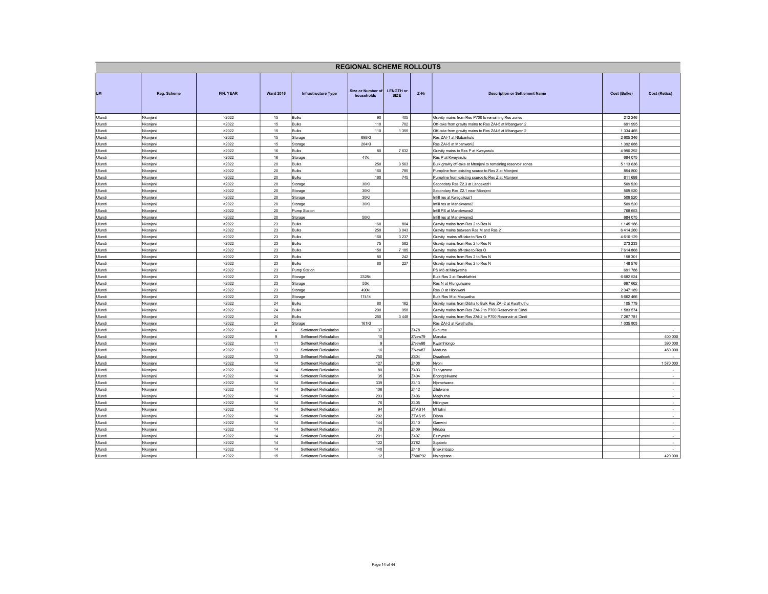## REGIONAL SCHEME ROLLOUTS

| LM | Reg. Scheme | FIN. YEAR | Ward 2016 | Infrastructure Type | Size or Number of households | LENGTH or SIZE | Z-Nr | Description or Settlement Name | Cost (Bulks) | Cost (Retics) |
|---|---|---|---|---|---|---|---|---|---|---|
| Ulundi | Nkonjeni | >2022 | 15 | Bulks | 90 | 405 | | Gravity mains from Res P700 to remaining Res zones | 212 246 | |
| Ulundi | Nkonjeni | >2022 | 15 | Bulks | 110 | 702 | | Off-take from gravity mains to Res ZAI-5 at Mbangweni2 | 691 995 | |
| Ulundi | Nkonjeni | >2022 | 15 | Bulks | 110 | 1 355 | | Off-take from gravity mains to Res ZAI-5 at Mbangweni2 | 1 334 465 | |
| Ulundi | Nkonjeni | >2022 | 15 | Storage | 698Kl | | | Res ZAI-1 at Ntabankulu | 2 605 346 | |
| Ulundi | Nkonjeni | >2022 | 15 | Storage | 264Kl | | | Res ZAI-5 at Mbanweni2 | 1 392 688 | |
| Ulundi | Nkonjeni | >2022 | 16 | Bulks | 80 | 7 632 | | Gravity mains to Res P at Kweyezulu | 4 990 292 | |
| Ulundi | Nkonjeni | >2022 | 16 | Storage | 47kl | | | Res P at Kweyezulu | 684 075 | |
| Ulundi | Nkonjeni | >2022 | 20 | Bulks | 250 | 3 563 | | Bulk gravity off-take at Mtonjeni to remaining reservoir zones | 5 113 636 | |
| Ulundi | Nkonjeni | >2022 | 20 | Bulks | 160 | 785 | | Pumpline from existing source to Res Z at Mtonjeni | 854 800 | |
| Ulundi | Nkonjeni | >2022 | 20 | Bulks | 160 | 745 | | Pumpline from existing source to Res Z at Mtonjeni | 811 698 | |
| Ulundi | Nkonjeni | >2022 | 20 | Storage | 30Kl | | | Secondary Res Z2.3 at Langakazi1 | 509 520 | |
| Ulundi | Nkonjeni | >2022 | 20 | Storage | 30Kl | | | Secondary Res Z2.1 near Mtonjeni | 509 520 | |
| Ulundi | Nkonjeni | >2022 | 20 | Storage | 30Kl | | | Infill res at Kwaqqikazi1 | 509 520 | |
| Ulundi | Nkonjeni | >2022 | 20 | Storage | 30Kl | | | Infill res at Manekwane2 | 509 520 | |
| Ulundi | Nkonjeni | >2022 | 20 | Pump Station | | | | Infill PS at Manekwane2 | 768 653 | |
| Ulundi | Nkonjeni | >2022 | 20 | Storage | 50Kl | | | Infill res at Manekwane2 | 684 075 | |
| Ulundi | Nkonjeni | >2022 | 23 | Bulks | 160 | 804 | | Gravity mains from Res 2 to Res N | 1 145 186 | |
| Ulundi | Nkonjeni | >2022 | 23 | Bulks | 250 | 3 043 | | Gravity mains between Res M and Res 2 | 6 414 260 | |
| Ulundi | Nkonjeni | >2022 | 23 | Bulks | 160 | 3 237 | | Gravity mains off-take to Res O | 4 610 129 | |
| Ulundi | Nkonjeni | >2022 | 23 | Bulks | 75 | 582 | | Gravity mains from Res 2 to Res N | 273 233 | |
| Ulundi | Nkonjeni | >2022 | 23 | Bulks | 150 | 7 185 | | Gravity mains off-take to Res O | 7 614 868 | |
| Ulundi | Nkonjeni | >2022 | 23 | Bulks | 80 | 242 | | Gravity mains from Res 2 to Res N | 158 301 | |
| Ulundi | Nkonjeni | >2022 | 23 | Bulks | 80 | 227 | | Gravity mains from Res 2 to Res N | 148 576 | |
| Ulundi | Nkonjeni | >2022 | 23 | Pump Station | | | | PS M3 at Maqwatha | 691 788 | |
| Ulundi | Nkonjeni | >2022 | 23 | Storage | 2328kl | | | Bulk Res 2 at Emahlathini | 6 682 524 | |
| Ulundi | Nkonjeni | >2022 | 23 | Storage | 53kl | | | Res N at Hlungulwane | 697 662 | |
| Ulundi | Nkonjeni | >2022 | 23 | Storage | 490kl | | | Res O at Hlonlweni | 2 347 189 | |
| Ulundi | Nkonjeni | >2022 | 23 | Storage | 1741kl | | | Bulk Res M at Maqwatha | 5 662 466 | |
| Ulundi | Nkonjeni | >2022 | 24 | Bulks | 80 | 162 | | Gravity mains from Dibha to Bulk Res ZAI-2 at Kwathuthu | 105 779 | |
| Ulundi | Nkonjeni | >2022 | 24 | Bulks | 200 | 958 | | Gravity mains from Res ZAI-2 to P700 Reservoir at Dindi | 1 583 574 | |
| Ulundi | Nkonjeni | >2022 | 24 | Bulks | 250 | 3 448 | | Gravity mains from Res ZAI-2 to P700 Reservoir at Dindi | 7 267 781 | |
| Ulundi | Nkonjeni | >2022 | 24 | Storage | 161Kl | | | Res ZAI-2 at Kwathuthu | 1 035 803 | |
| Ulundi | Nkonjeni | >2022 | 4 | Settlement Reticulation | 37 | | Z478 | Skhume | | - |
| Ulundi | Nkonjeni | >2022 | 9 | Settlement Reticulation | 10 | | ZNew79 | Manaba | | 400 000 |
| Ulundi | Nkonjeni | >2022 | 11 | Settlement Reticulation | 9 | | ZNew98 | Kwamhlongo | | 390 000 |
| Ulundi | Nkonjeni | >2022 | 13 | Settlement Reticulation | 16 | | ZNew87 | Maduna | | 460 000 |
| Ulundi | Nkonjeni | >2022 | 13 | Settlement Reticulation | 750 | | Z804 | Draaihoek | | - |
| Ulundi | Nkonjeni | >2022 | 14 | Settlement Reticulation | 127 | | Z408 | Nyoni | | 1 570 000 |
| Ulundi | Nkonjeni | >2022 | 14 | Settlement Reticulation | 80 | | Z403 | Tshiyazane | | - |
| Ulundi | Nkonjeni | >2022 | 14 | Settlement Reticulation | 35 | | Z404 | Bhongisilwane | | - |
| Ulundi | Nkonjeni | >2022 | 14 | Settlement Reticulation | 339 | | Z413 | Njomelwane | | - |
| Ulundi | Nkonjeni | >2022 | 14 | Settlement Reticulation | 106 | | Z412 | Zilulwane | | - |
| Ulundi | Nkonjeni | >2022 | 14 | Settlement Reticulation | 203 | | Z406 | Maqhutha | | - |
| Ulundi | Nkonjeni | >2022 | 14 | Settlement Reticulation | 76 | | Z405 | Ntilingwe | | - |
| Ulundi | Nkonjeni | >2022 | 14 | Settlement Reticulation | 94 | | ZTAS14 | Mhlalini | | - |
| Ulundi | Nkonjeni | >2022 | 14 | Settlement Reticulation | 202 | | ZTAS15 | Dibha | | - |
| Ulundi | Nkonjeni | >2022 | 14 | Settlement Reticulation | 144 | | Z410 | Ganwini | | - |
| Ulundi | Nkonjeni | >2022 | 14 | Settlement Reticulation | 70 | | Z409 | Nhluba | | - |
| Ulundi | Nkonjeni | >2022 | 14 | Settlement Reticulation | 201 | | Z407 | Ezinyosini | | - |
| Ulundi | Nkonjeni | >2022 | 14 | Settlement Reticulation | 122 | | Z782 | Sqobelo | | - |
| Ulundi | Nkonjeni | >2022 | 14 | Settlement Reticulation | 140 | | Z418 | Bhekimbazo | | - |
| Ulundi | Nkonjeni | >2022 | 15 | Settlement Reticulation | 12 | | ZMAP92 | Nsingizane | | 420 000 |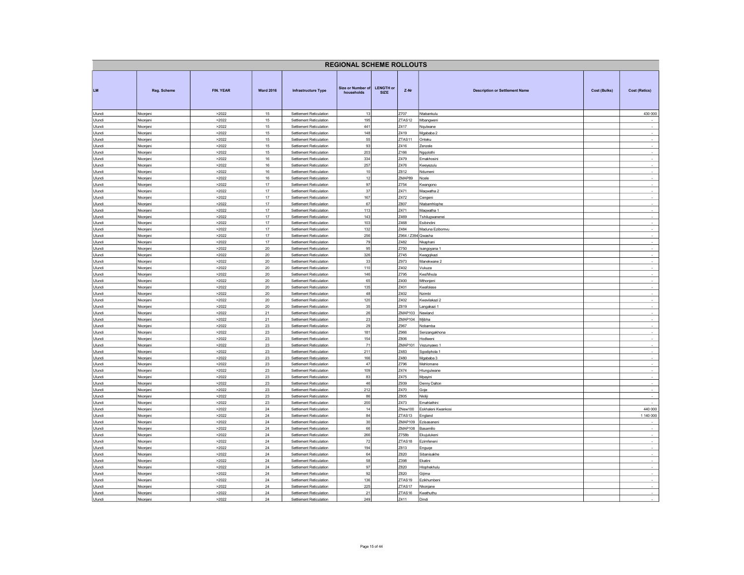## REGIONAL SCHEME ROLLOUTS

| LM | Reg. Scheme | FIN. YEAR | Ward 2016 | Infrastructure Type | Size or Number of households | LENGTH or SIZE | Z-Nr | Description or Settlement Name | Cost (Bulks) | Cost (Retics) |
|---|---|---|---|---|---|---|---|---|---|---|
| Ulundi | Nkonjeni | >2022 | 15 | Settlement Reticulation | 13 | | Z707 | Ntabankulu | | 430 000 |
| Ulundi | Nkonjeni | >2022 | 15 | Settlement Reticulation | 195 | | ZTAS12 | Mbangweni | | - |
| Ulundi | Nkonjeni | >2022 | 15 | Settlement Reticulation | 441 | | Z417 | Nqulwane | | - |
| Ulundi | Nkonjeni | >2022 | 15 | Settlement Reticulation | 148 | | Z419 | Mgababa 2 | | - |
| Ulundi | Nkonjeni | >2022 | 15 | Settlement Reticulation | 55 | | ZTAS11 | Onteku | | - |
| Ulundi | Nkonjeni | >2022 | 15 | Settlement Reticulation | 93 | | Z416 | Zenzele | | - |
| Ulundi | Nkonjeni | >2022 | 15 | Settlement Reticulation | 203 | | Z166 | Ngqolothi | | - |
| Ulundi | Nkonjeni | >2022 | 16 | Settlement Reticulation | 334 | | Z479 | Emakhosini | | - |
| Ulundi | Nkonjeni | >2022 | 16 | Settlement Reticulation | 257 | | Z476 | Kweyezulu | | - |
| Ulundi | Nkonjeni | >2022 | 16 | Settlement Reticulation | 10 | | Z812 | Ndumeni | | - |
| Ulundi | Nkonjeni | >2022 | 16 | Settlement Reticulation | 12 | | ZMAP89 | Ncele | | - |
| Ulundi | Nkonjeni | >2022 | 17 | Settlement Reticulation | 97 | | Z754 | Kwangono | | - |
| Ulundi | Nkonjeni | >2022 | 17 | Settlement Reticulation | 37 | | Z471 | Maqwatha 2 | | - |
| Ulundi | Nkonjeni | >2022 | 17 | Settlement Reticulation | 167 | | Z472 | Cengeni | | - |
| Ulundi | Nkonjeni | >2022 | 17 | Settlement Reticulation | 67 | | Z807 | Ntabamhlophe | | - |
| Ulundi | Nkonjeni | >2022 | 17 | Settlement Reticulation | 113 | | Z471 | Maqwatha 1 | | - |
| Ulundi | Nkonjeni | >2022 | 17 | Settlement Reticulation | 143 | | Z469 | Tshilugwanenei | | - |
| Ulundi | Nkonjeni | >2022 | 17 | Settlement Reticulation | 103 | | Z468 | Esibindini | | - |
| Ulundi | Nkonjeni | >2022 | 17 | Settlement Reticulation | 132 | | Z484 | Maduna Ezibomvu | | - |
| Ulundi | Nkonjeni | >2022 | 17 | Settlement Reticulation | 256 | | Z964 / Z394 | Qwasha | | - |
| Ulundi | Nkonjeni | >2022 | 17 | Settlement Reticulation | 79 | | Z482 | Nkaphani | | - |
| Ulundi | Nkonjeni | >2022 | 20 | Settlement Reticulation | 95 | | Z750 | Isangoyana 1 | | - |
| Ulundi | Nkonjeni | >2022 | 20 | Settlement Reticulation | 326 | | Z745 | Kwagqikazi | | - |
| Ulundi | Nkonjeni | >2022 | 20 | Settlement Reticulation | 33 | | Z973 | Manekwane 2 | | - |
| Ulundi | Nkonjeni | >2022 | 20 | Settlement Reticulation | 110 | | Z402 | Vukuza | | - |
| Ulundi | Nkonjeni | >2022 | 20 | Settlement Reticulation | 146 | | Z795 | Kwa'Mvula | | - |
| Ulundi | Nkonjeni | >2022 | 20 | Settlement Reticulation | 65 | | Z400 | Mthonjeni | | - |
| Ulundi | Nkonjeni | >2022 | 20 | Settlement Reticulation | 135 | | Z401 | Kwafolese | | - |
| Ulundi | Nkonjeni | >2022 | 20 | Settlement Reticulation | 48 | | Z402 | Nzimbi | | - |
| Ulundi | Nkonjeni | >2022 | 20 | Settlement Reticulation | 120 | | Z402 | Kwavilakazi 2 | | - |
| Ulundi | Nkonjeni | >2022 | 20 | Settlement Reticulation | 35 | | Z819 | Langakazi 1 | | - |
| Ulundi | Nkonjeni | >2022 | 21 | Settlement Reticulation | 26 | | ZMAP103 | Newland | | - |
| Ulundi | Nkonjeni | >2022 | 21 | Settlement Reticulation | 23 | | ZMAP104 | Mjibha | | - |
| Ulundi | Nkonjeni | >2022 | 23 | Settlement Reticulation | 29 | | Z967 | Nobamba | | - |
| Ulundi | Nkonjeni | >2022 | 23 | Settlement Reticulation | 181 | | Z966 | Senzangakhona | | - |
| Ulundi | Nkonjeni | >2022 | 23 | Settlement Reticulation | 154 | | Z806 | Hodiweni | | - |
| Ulundi | Nkonjeni | >2022 | 23 | Settlement Reticulation | 71 | | ZMAP101 | Vezunyawo 1 | | - |
| Ulundi | Nkonjeni | >2022 | 23 | Settlement Reticulation | 211 | | Z483 | Sgodiphola 1 | | - |
| Ulundi | Nkonjeni | >2022 | 23 | Settlement Reticulation | 166 | | Z480 | Mgababa 3 | | - |
| Ulundi | Nkonjeni | >2022 | 23 | Settlement Reticulation | 47 | | Z796 | Mehlomane | | - |
| Ulundi | Nkonjeni | >2022 | 23 | Settlement Reticulation | 109 | | Z474 | Hlungulwane | | - |
| Ulundi | Nkonjeni | >2022 | 23 | Settlement Reticulation | 83 | | Z475 | Mpayini | | - |
| Ulundi | Nkonjeni | >2022 | 23 | Settlement Reticulation | 46 | | Z939 | Denny Dalton | | - |
| Ulundi | Nkonjeni | >2022 | 23 | Settlement Reticulation | 212 | | Z470 | Goje | | - |
| Ulundi | Nkonjeni | >2022 | 23 | Settlement Reticulation | 86 | | Z805 | Nkiliji | | - |
| Ulundi | Nkonjeni | >2022 | 23 | Settlement Reticulation | 200 | | Z473 | Emahlathini | | - |
| Ulundi | Nkonjeni | >2022 | 24 | Settlement Reticulation | 14 | | ZNew100 | Eskhaleni Kwankosi | | 440 000 |
| Ulundi | Nkonjeni | >2022 | 24 | Settlement Reticulation | 84 | | ZTAS13 | England | | 1 140 000 |
| Ulundi | Nkonjeni | >2022 | 24 | Settlement Reticulation | 30 | | ZMAP109 | Ezisasaneni | | - |
| Ulundi | Nkonjeni | >2022 | 24 | Settlement Reticulation | 66 | | ZMAP108 | Basamlilo | | - |
| Ulundi | Nkonjeni | >2022 | 24 | Settlement Reticulation | 266 | | Z758b | Ekujulukeni | | - |
| Ulundi | Nkonjeni | >2022 | 24 | Settlement Reticulation | 72 | | ZTAS18 | Ezimfeneni | | - |
| Ulundi | Nkonjeni | >2022 | 24 | Settlement Reticulation | 194 | | Z813 | Enguqe | | - |
| Ulundi | Nkonjeni | >2022 | 24 | Settlement Reticulation | 64 | | Z820 | Sibanisakhe | | - |
| Ulundi | Nkonjeni | >2022 | 24 | Settlement Reticulation | 58 | | Z398 | Ekatini | | - |
| Ulundi | Nkonjeni | >2022 | 24 | Settlement Reticulation | 97 | | Z820 | Hlophekhulu | | - |
| Ulundi | Nkonjeni | >2022 | 24 | Settlement Reticulation | 92 | | Z820 | Gijima | | - |
| Ulundi | Nkonjeni | >2022 | 24 | Settlement Reticulation | 136 | | ZTAS19 | Ezikhumbeni | | - |
| Ulundi | Nkonjeni | >2022 | 24 | Settlement Reticulation | 225 | | ZTAS17 | Nkonjane | | - |
| Ulundi | Nkonjeni | >2022 | 24 | Settlement Reticulation | 21 | | ZTAS16 | Kwathuthu | | - |
| Ulundi | Nkonjeni | >2022 | 24 | Settlement Reticulation | 249 | | Z411 | Dindi | | - |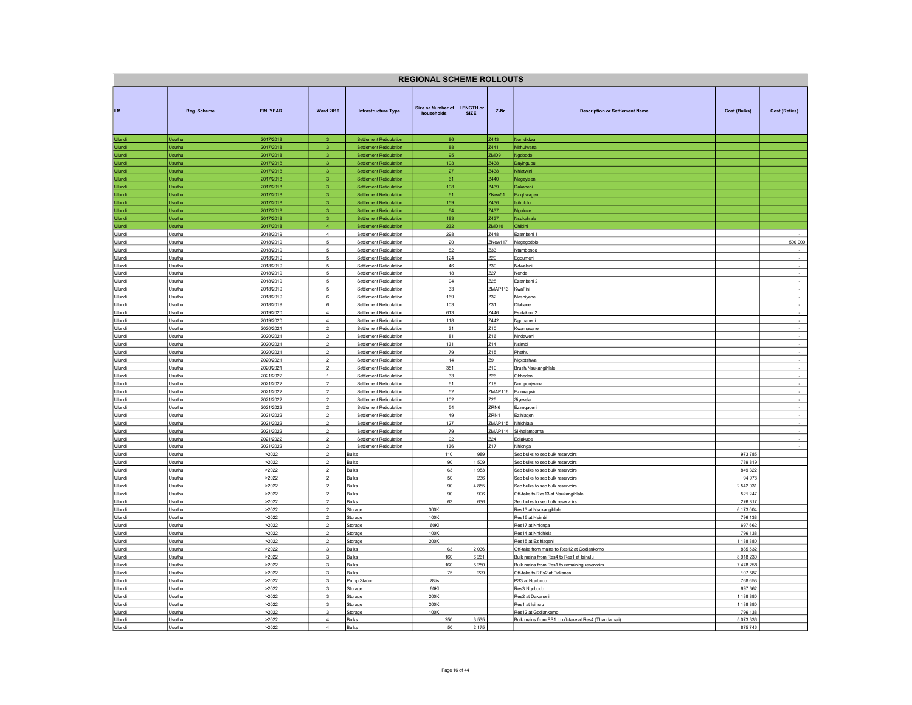# REGIONAL SCHEME ROLLOUTS

| LM | Reg. Scheme | FIN. YEAR | Ward 2016 | Infrastructure Type | Size or Number of households | LENGTH or SIZE | Z-Nr | Description or Settlement Name | Cost (Bulks) | Cost (Retics) |
|---|---|---|---|---|---|---|---|---|---|---|
| Ulundi | Usuthu | 2017/2018 | 3 | Settlement Reticulation | 86 | | Z443 | Nomdidwa | | |
| Ulundi | Usuthu | 2017/2018 | 3 | Settlement Reticulation | 88 | | Z441 | Mkhulwana | | |
| Ulundi | Usuthu | 2017/2018 | 3 | Settlement Reticulation | 95 | | ZMD9 | Ngobodo | | |
| Ulundi | Usuthu | 2017/2018 | 3 | Settlement Reticulation | 193 | | Z438 | Dayingubu | | |
| Ulundi | Usuthu | 2017/2018 | 3 | Settlement Reticulation | 27 | | Z438 | Nhlatwini | | |
| Ulundi | Usuthu | 2017/2018 | 3 | Settlement Reticulation | 61 | | Z440 | Magayiseni | | |
| Ulundi | Usuthu | 2017/2018 | 3 | Settlement Reticulation | 108 | | Z439 | Dakaneni | | |
| Ulundi | Usuthu | 2017/2018 | 3 | Settlement Reticulation | 61 | | ZNew51 | Eziqhwageni | | |
| Ulundi | Usuthu | 2017/2018 | 3 | Settlement Reticulation | 159 | | Z436 | Isihululu | | |
| Ulundi | Usuthu | 2017/2018 | 3 | Settlement Reticulation | 64 | | Z437 | Mguluze | | |
| Ulundi | Usuthu | 2017/2018 | 3 | Settlement Reticulation | 183 | | Z437 | Nsukahlale | | |
| Ulundi | Usuthu | 2017/2018 | 4 | Settlement Reticulation | 232 | | ZMD10 | Chibini | | |
| Ulundi | Usuthu | 2018/2019 | 4 | Settlement Reticulation | 298 | | Z448 | Ezembeni 1 | | - |
| Ulundi | Usuthu | 2018/2019 | 5 | Settlement Reticulation | 20 | | ZNew117 | Magagodolo | | 500 000 |
| Ulundi | Usuthu | 2018/2019 | 5 | Settlement Reticulation | 82 | | Z33 | Ntambonde | | - |
| Ulundi | Usuthu | 2018/2019 | 5 | Settlement Reticulation | 124 | | Z29 | Egqumeni | | - |
| Ulundi | Usuthu | 2018/2019 | 5 | Settlement Reticulation | 46 | | Z30 | Ndwaleni | | - |
| Ulundi | Usuthu | 2018/2019 | 5 | Settlement Reticulation | 18 | | Z27 | Nende | | - |
| Ulundi | Usuthu | 2018/2019 | 5 | Settlement Reticulation | 94 | | Z28 | Ezembeni 2 | | - |
| Ulundi | Usuthu | 2018/2019 | 5 | Settlement Reticulation | 33 | | ZMAP113 | KwaFini | | - |
| Ulundi | Usuthu | 2018/2019 | 6 | Settlement Reticulation | 169 | | Z32 | Mashiyane | | - |
| Ulundi | Usuthu | 2018/2019 | 6 | Settlement Reticulation | 103 | | Z31 | Dlabane | | - |
| Ulundi | Usuthu | 2019/2020 | 4 | Settlement Reticulation | 613 | | Z446 | Esidakeni 2 | | - |
| Ulundi | Usuthu | 2019/2020 | 4 | Settlement Reticulation | 118 | | Z442 | Ngubaneni | | - |
| Ulundi | Usuthu | 2020/2021 | 2 | Settlement Reticulation | 31 | | Z10 | Kwamasane | | - |
| Ulundi | Usuthu | 2020/2021 | 2 | Settlement Reticulation | 81 | | Z16 | Mndaweni | | - |
| Ulundi | Usuthu | 2020/2021 | 2 | Settlement Reticulation | 131 | | Z14 | Nsimbi | | - |
| Ulundi | Usuthu | 2020/2021 | 2 | Settlement Reticulation | 79 | | Z15 | Phethu | | - |
| Ulundi | Usuthu | 2020/2021 | 2 | Settlement Reticulation | 14 | | Z9 | Mgxotshwa | | - |
| Ulundi | Usuthu | 2020/2021 | 2 | Settlement Reticulation | 351 | | Z10 | Brush/Nsukangihlale | | - |
| Ulundi | Usuthu | 2021/2022 | 1 | Settlement Reticulation | 33 | | Z26 | Obhedeni | | - |
| Ulundi | Usuthu | 2021/2022 | 2 | Settlement Reticulation | 61 | | Z19 | Nomponjwana | | - |
| Ulundi | Usuthu | 2021/2022 | 2 | Settlement Reticulation | 52 | | ZMAP116 | Ezinxagwini | | - |
| Ulundi | Usuthu | 2021/2022 | 2 | Settlement Reticulation | 102 | | Z25 | Siyekela | | - |
| Ulundi | Usuthu | 2021/2022 | 2 | Settlement Reticulation | 54 | | ZRN6 | Ezimqaqeni | | - |
| Ulundi | Usuthu | 2021/2022 | 2 | Settlement Reticulation | 49 | | ZRN1 | Ezihlaqeni | | - |
| Ulundi | Usuthu | 2021/2022 | 2 | Settlement Reticulation | 127 | | ZMAP115 | Nhlohlala | | - |
| Ulundi | Usuthu | 2021/2022 | 2 | Settlement Reticulation | 79 | | ZMAP114 | Sikhalampama | | - |
| Ulundi | Usuthu | 2021/2022 | 2 | Settlement Reticulation | 92 | | Z24 | Edlakude | | - |
| Ulundi | Usuthu | 2021/2022 | 2 | Settlement Reticulation | 136 | | Z17 | Nhlonga | | - |
| Ulundi | Usuthu | >2022 | 2 | Bulks | 110 | 989 | | Sec bulks to sec bulk reservoirs | 973 785 | |
| Ulundi | Usuthu | >2022 | 2 | Bulks | 90 | 1 509 | | Sec bulks to sec bulk reservoirs | 789 819 | |
| Ulundi | Usuthu | >2022 | 2 | Bulks | 63 | 1 953 | | Sec bulks to sec bulk reservoirs | 849 322 | |
| Ulundi | Usuthu | >2022 | 2 | Bulks | 50 | 236 | | Sec bulks to sec bulk reservoirs | 94 978 | |
| Ulundi | Usuthu | >2022 | 2 | Bulks | 90 | 4 855 | | Sec bulks to sec bulk reservoirs | 2 542 031 | |
| Ulundi | Usuthu | >2022 | 2 | Bulks | 90 | 996 | | Off-take to Res13 at Nsukangihlale | 521 247 | |
| Ulundi | Usuthu | >2022 | 2 | Bulks | 63 | 636 | | Sec bulks to sec bulk reservoirs | 276 817 | |
| Ulundi | Usuthu | >2022 | 2 | Storage | 300Kl | | | Res13 at Nsukangihlale | 6 173 004 | |
| Ulundi | Usuthu | >2022 | 2 | Storage | 100Kl | | | Res16 at Nsimbi | 796 138 | |
| Ulundi | Usuthu | >2022 | 2 | Storage | 60Kl | | | Res17 at Nhlonga | 697 662 | |
| Ulundi | Usuthu | >2022 | 2 | Storage | 100Kl | | | Res14 at Nhlohlela | 796 138 | |
| Ulundi | Usuthu | >2022 | 2 | Storage | 200Kl | | | Res15 at Ezihlaqeni | 1 188 880 | |
| Ulundi | Usuthu | >2022 | 3 | Bulks | 63 | 2 036 | | Off-take from mains to Res12 at Godlankomo | 885 532 | |
| Ulundi | Usuthu | >2022 | 3 | Bulks | 160 | 6 261 | | Bulk mains from Res4 to Res1 at Isihulu | 8 918 230 | |
| Ulundi | Usuthu | >2022 | 3 | Bulks | 160 | 5 250 | | Bulk mains from Res1 to remaining reservoirs | 7 478 258 | |
| Ulundi | Usuthu | >2022 | 3 | Bulks | 75 | 229 | | Off-take to REs2 at Dakaneni | 107 587 | |
| Ulundi | Usuthu | >2022 | 3 | Pump Station | 28l/s | | | PS3 at Ngobodo | 768 653 | |
| Ulundi | Usuthu | >2022 | 3 | Storage | 60Kl | | | Res3 Ngobodo | 697 662 | |
| Ulundi | Usuthu | >2022 | 3 | Storage | 200Kl | | | Res2 at Dakaneni | 1 188 880 | |
| Ulundi | Usuthu | >2022 | 3 | Storage | 200Kl | | | Res1 at Isihulu | 1 188 880 | |
| Ulundi | Usuthu | >2022 | 3 | Storage | 100Kl | | | Res12 at Godlankomo | 796 138 | |
| Ulundi | Usuthu | >2022 | 4 | Bulks | 250 | 3 535 | | Bulk mains from PS1 to off-take at Res4 (Thandamali) | 5 073 336 | |
| Ulundi | Usuthu | >2022 | 4 | Bulks | 50 | 2 175 | | | 875 746 | |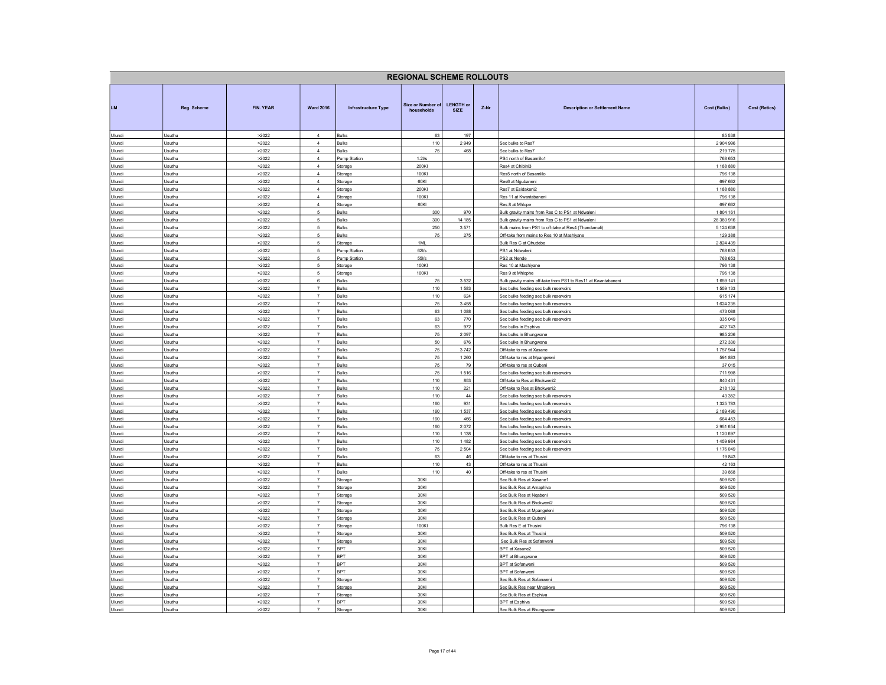# REGIONAL SCHEME ROLLOUTS

| LM | Reg. Scheme | FIN. YEAR | Ward 2016 | Infrastructure Type | Size or Number of households | LENGTH or SIZE | Z-Nr | Description or Settlement Name | Cost (Bulks) | Cost (Retics) |
|---|---|---|---|---|---|---|---|---|---|---|
| Ulundi | Usuthu | >2022 | 4 | Bulks | 63 | 197 | | | 85 538 | |
| Ulundi | Usuthu | >2022 | 4 | Bulks | 110 | 2 949 | | Sec bulks to Res7 | 2 904 996 | |
| Ulundi | Usuthu | >2022 | 4 | Bulks | 75 | 468 | | Sec bulks to Res7 | 219 775 | |
| Ulundi | Usuthu | >2022 | 4 | Pump Station | 1.2l/s | | | PS4 north of Basamlilo1 | 768 653 | |
| Ulundi | Usuthu | >2022 | 4 | Storage | 200Kl | | | Res4 at Chibini3 | 1 188 880 | |
| Ulundi | Usuthu | >2022 | 4 | Storage | 100Kl | | | Res5 north of Basamlilo | 796 138 | |
| Ulundi | Usuthu | >2022 | 4 | Storage | 60Kl | | | Res6 at Ngubaneni | 697 662 | |
| Ulundi | Usuthu | >2022 | 4 | Storage | 200Kl | | | Res7 at Esidakeni2 | 1 188 880 | |
| Ulundi | Usuthu | >2022 | 4 | Storage | 100Kl | | | Res 11 at Kwantabaneni | 796 138 | |
| Ulundi | Usuthu | >2022 | 4 | Storage | 60Kl | | | Res 8 at Mhlope | 697 662 | |
| Ulundi | Usuthu | >2022 | 5 | Bulks | 300 | 970 | | Bulk gravity mains from Res C to PS1 at Ndwaleni | 1 804 161 | |
| Ulundi | Usuthu | >2022 | 5 | Bulks | 300 | 14 185 | | Bulk gravity mains from Res C to PS1 at Ndwaleni | 26 380 916 | |
| Ulundi | Usuthu | >2022 | 5 | Bulks | 250 | 3 571 | | Bulk mains from PS1 to off-take at Res4 (Thandamali) | 5 124 638 | |
| Ulundi | Usuthu | >2022 | 5 | Bulks | 75 | 275 | | Off-take from mains to Res 10 at Mashiyane | 129 388 | |
| Ulundi | Usuthu | >2022 | 5 | Storage | 1ML | | | Bulk Res C at Qhudebe | 2 824 439 | |
| Ulundi | Usuthu | >2022 | 5 | Pump Station | 62l/s | | | PS1 at Ndwaleni | 768 653 | |
| Ulundi | Usuthu | >2022 | 5 | Pump Station | 55l/s | | | PS2 at Nende | 768 653 | |
| Ulundi | Usuthu | >2022 | 5 | Storage | 100Kl | | | Res 10 at Mashiyane | 796 138 | |
| Ulundi | Usuthu | >2022 | 5 | Storage | 100Kl | | | Res 9 at Mhlophe | 796 138 | |
| Ulundi | Usuthu | >2022 | 6 | Bulks | 75 | 3 532 | | Bulk gravity mains off-take from PS1 to Res11 at Kwantabaneni | 1 659 141 | |
| Ulundi | Usuthu | >2022 | 7 | Bulks | 110 | 1 583 | | Sec bulks feeding sec bulk reservoirs | 1 559 133 | |
| Ulundi | Usuthu | >2022 | 7 | Bulks | 110 | 624 | | Sec bulks feeding sec bulk reservoirs | 615 174 | |
| Ulundi | Usuthu | >2022 | 7 | Bulks | 75 | 3 458 | | Sec bulks feeding sec bulk reservoirs | 1 624 235 | |
| Ulundi | Usuthu | >2022 | 7 | Bulks | 63 | 1 088 | | Sec bulks feeding sec bulk reservoirs | 473 088 | |
| Ulundi | Usuthu | >2022 | 7 | Bulks | 63 | 770 | | Sec bulks feeding sec bulk reservoirs | 335 049 | |
| Ulundi | Usuthu | >2022 | 7 | Bulks | 63 | 972 | | Sec bulks in Esphiva | 422 743 | |
| Ulundi | Usuthu | >2022 | 7 | Bulks | 75 | 2 097 | | Sec bulks in Bhungwane | 985 206 | |
| Ulundi | Usuthu | >2022 | 7 | Bulks | 50 | 676 | | Sec bulks in Bhungwane | 272 330 | |
| Ulundi | Usuthu | >2022 | 7 | Bulks | 75 | 3 742 | | Off-take to res at Xasane | 1 757 944 | |
| Ulundi | Usuthu | >2022 | 7 | Bulks | 75 | 1 260 | | Off-take to res at Mpangeleni | 591 883 | |
| Ulundi | Usuthu | >2022 | 7 | Bulks | 75 | 79 | | Off-take to res at Qubeni | 37 015 | |
| Ulundi | Usuthu | >2022 | 7 | Bulks | 75 | 1 516 | | Sec bulks feeding sec bulk reservoirs | 711 998 | |
| Ulundi | Usuthu | >2022 | 7 | Bulks | 110 | 853 | | Off-take to Res at Bhokweni2 | 840 431 | |
| Ulundi | Usuthu | >2022 | 7 | Bulks | 110 | 221 | | Off-take to Res at Bhokweni2 | 218 132 | |
| Ulundi | Usuthu | >2022 | 7 | Bulks | 110 | 44 | | Sec bulks feeding sec bulk reservoirs | 43 352 | |
| Ulundi | Usuthu | >2022 | 7 | Bulks | 160 | 931 | | Sec bulks feeding sec bulk reservoirs | 1 325 783 | |
| Ulundi | Usuthu | >2022 | 7 | Bulks | 160 | 1 537 | | Sec bulks feeding sec bulk reservoirs | 2 189 490 | |
| Ulundi | Usuthu | >2022 | 7 | Bulks | 160 | 466 | | Sec bulks feeding sec bulk reservoirs | 664 453 | |
| Ulundi | Usuthu | >2022 | 7 | Bulks | 160 | 2 072 | | Sec bulks feeding sec bulk reservoirs | 2 951 654 | |
| Ulundi | Usuthu | >2022 | 7 | Bulks | 110 | 1 138 | | Sec bulks feeding sec bulk reservoirs | 1 120 697 | |
| Ulundi | Usuthu | >2022 | 7 | Bulks | 110 | 1 482 | | Sec bulks feeding sec bulk reservoirs | 1 459 984 | |
| Ulundi | Usuthu | >2022 | 7 | Bulks | 75 | 2 504 | | Sec bulks feeding sec bulk reservoirs | 1 176 049 | |
| Ulundi | Usuthu | >2022 | 7 | Bulks | 63 | 46 | | Off-take to res at Thusini | 19 843 | |
| Ulundi | Usuthu | >2022 | 7 | Bulks | 110 | 43 | | Off-take to res at Thusini | 42 163 | |
| Ulundi | Usuthu | >2022 | 7 | Bulks | 110 | 40 | | Off-take to res at Thusini | 39 868 | |
| Ulundi | Usuthu | >2022 | 7 | Storage | 30Kl | | | Sec Bulk Res at Xasane1 | 509 520 | |
| Ulundi | Usuthu | >2022 | 7 | Storage | 30Kl | | | Sec Bulk Res at Amaphiva | 509 520 | |
| Ulundi | Usuthu | >2022 | 7 | Storage | 30Kl | | | Sec Bulk Res at Nqabeni | 509 520 | |
| Ulundi | Usuthu | >2022 | 7 | Storage | 30Kl | | | Sec Bulk Res at Bhokweni2 | 509 520 | |
| Ulundi | Usuthu | >2022 | 7 | Storage | 30Kl | | | Sec Bulk Res at Mpangeleni | 509 520 | |
| Ulundi | Usuthu | >2022 | 7 | Storage | 30Kl | | | Sec Bulk Res at Qubeni | 509 520 | |
| Ulundi | Usuthu | >2022 | 7 | Storage | 100Kl | | | Bulk Res E at Thusini | 796 138 | |
| Ulundi | Usuthu | >2022 | 7 | Storage | 30Kl | | | Sec Bulk Res at Thusini | 509 520 | |
| Ulundi | Usuthu | >2022 | 7 | Storage | 30Kl | | | Sec Bulk Res at Sofanweni | 509 520 | |
| Ulundi | Usuthu | >2022 | 7 | BPT | 30Kl | | | BPT at Xasane2 | 509 520 | |
| Ulundi | Usuthu | >2022 | 7 | BPT | 30Kl | | | BPT at Bhungwane | 509 520 | |
| Ulundi | Usuthu | >2022 | 7 | BPT | 30Kl | | | BPT at Sofanweni | 509 520 | |
| Ulundi | Usuthu | >2022 | 7 | BPT | 30Kl | | | BPT at Sofanweni | 509 520 | |
| Ulundi | Usuthu | >2022 | 7 | Storage | 30Kl | | | Sec Bulk Res at Sofanweni | 509 520 | |
| Ulundi | Usuthu | >2022 | 7 | Storage | 30Kl | | | Sec Bulk Res near Mnqakwe | 509 520 | |
| Ulundi | Usuthu | >2022 | 7 | Storage | 30Kl | | | Sec Bulk Res at Esphiva | 509 520 | |
| Ulundi | Usuthu | >2022 | 7 | BPT | 30Kl | | | BPT at Esphiva | 509 520 | |
| Ulundi | Usuthu | >2022 | 7 | Storage | 30Kl | | | Sec Bulk Res at Bhungwane | 509 520 | |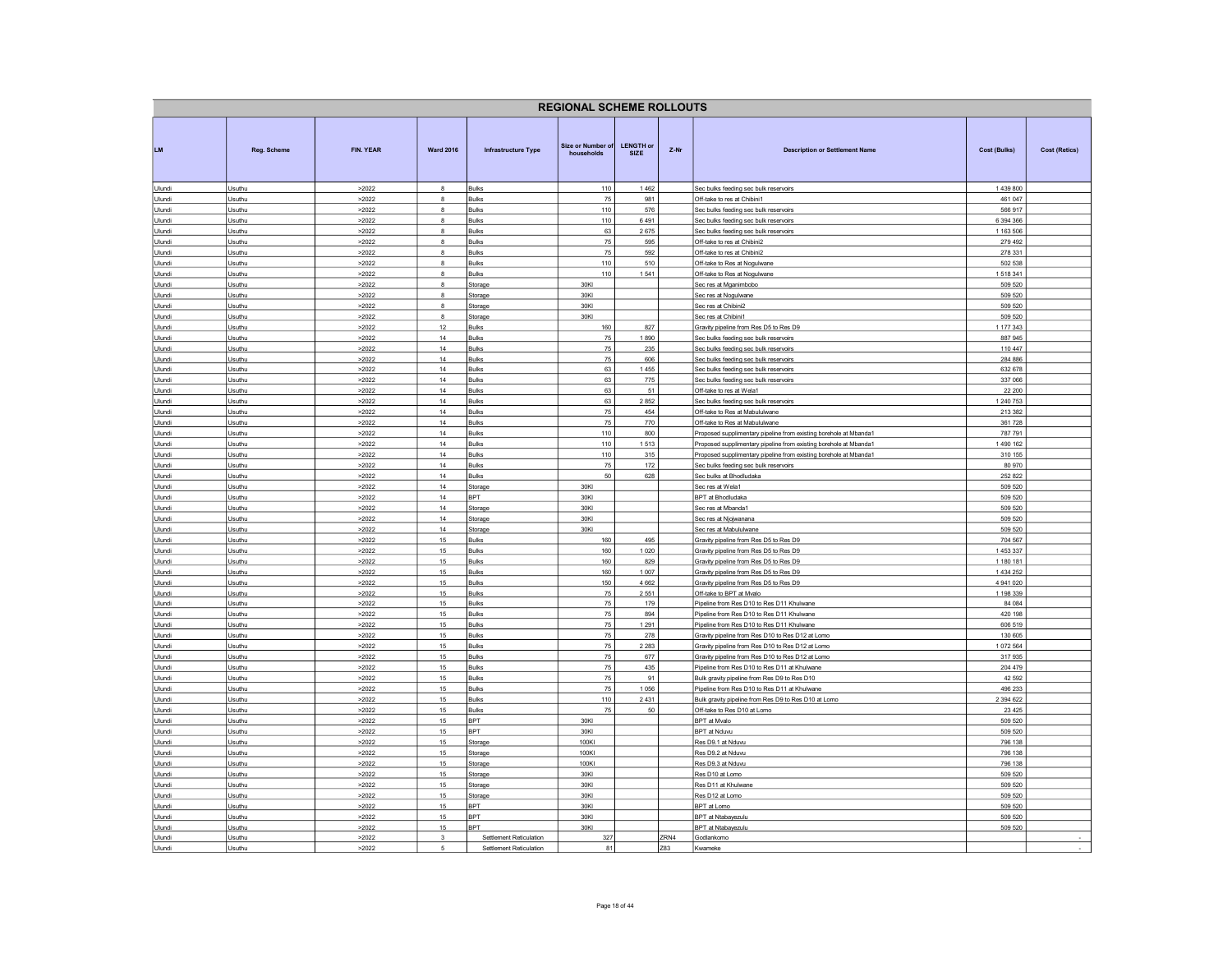## REGIONAL SCHEME ROLLOUTS

| LM | Reg. Scheme | FIN. YEAR | Ward 2016 | Infrastructure Type | Size or Number of households | LENGTH or SIZE | Z-Nr | Description or Settlement Name | Cost (Bulks) | Cost (Retics) |
|---|---|---|---|---|---|---|---|---|---|---|
| Ulundi | Usuthu | >2022 | 8 | Bulks | 110 | 1 462 | | Sec bulks feeding sec bulk reservoirs | 1 439 800 | |
| Ulundi | Usuthu | >2022 | 8 | Bulks | 75 | 981 | | Off-take to res at Chibini1 | 461 047 | |
| Ulundi | Usuthu | >2022 | 8 | Bulks | 110 | 576 | | Sec bulks feeding sec bulk reservoirs | 566 917 | |
| Ulundi | Usuthu | >2022 | 8 | Bulks | 110 | 6 491 | | Sec bulks feeding sec bulk reservoirs | 6 394 366 | |
| Ulundi | Usuthu | >2022 | 8 | Bulks | 63 | 2 675 | | Sec bulks feeding sec bulk reservoirs | 1 163 506 | |
| Ulundi | Usuthu | >2022 | 8 | Bulks | 75 | 595 | | Off-take to res at Chibini2 | 279 492 | |
| Ulundi | Usuthu | >2022 | 8 | Bulks | 75 | 592 | | Off-take to res at Chibini2 | 278 331 | |
| Ulundi | Usuthu | >2022 | 8 | Bulks | 110 | 510 | | Off-take to Res at Nogulwane | 502 538 | |
| Ulundi | Usuthu | >2022 | 8 | Bulks | 110 | 1 541 | | Off-take to Res at Nogulwane | 1 518 341 | |
| Ulundi | Usuthu | >2022 | 8 | Storage | 30Kl | | | Sec res at Mganimbobo | 509 520 | |
| Ulundi | Usuthu | >2022 | 8 | Storage | 30Kl | | | Sec res at Nogulwane | 509 520 | |
| Ulundi | Usuthu | >2022 | 8 | Storage | 30Kl | | | Sec res at Chibini2 | 509 520 | |
| Ulundi | Usuthu | >2022 | 8 | Storage | 30Kl | | | Sec res at Chibini1 | 509 520 | |
| Ulundi | Usuthu | >2022 | 12 | Bulks | 160 | 827 | | Gravity pipeline from Res D5 to Res D9 | 1 177 343 | |
| Ulundi | Usuthu | >2022 | 14 | Bulks | 75 | 1 890 | | Sec bulks feeding sec bulk reservoirs | 887 945 | |
| Ulundi | Usuthu | >2022 | 14 | Bulks | 75 | 235 | | Sec bulks feeding sec bulk reservoirs | 110 447 | |
| Ulundi | Usuthu | >2022 | 14 | Bulks | 75 | 606 | | Sec bulks feeding sec bulk reservoirs | 284 886 | |
| Ulundi | Usuthu | >2022 | 14 | Bulks | 63 | 1 455 | | Sec bulks feeding sec bulk reservoirs | 632 678 | |
| Ulundi | Usuthu | >2022 | 14 | Bulks | 63 | 775 | | Sec bulks feeding sec bulk reservoirs | 337 066 | |
| Ulundi | Usuthu | >2022 | 14 | Bulks | 63 | 51 | | Off-take to res at Wela1 | 22 200 | |
| Ulundi | Usuthu | >2022 | 14 | Bulks | 63 | 2 852 | | Sec bulks feeding sec bulk reservoirs | 1 240 753 | |
| Ulundi | Usuthu | >2022 | 14 | Bulks | 75 | 454 | | Off-take to Res at Mabululwane | 213 382 | |
| Ulundi | Usuthu | >2022 | 14 | Bulks | 75 | 770 | | Off-take to Res at Mabululwane | 361 728 | |
| Ulundi | Usuthu | >2022 | 14 | Bulks | 110 | 800 | | Proposed supplimentary pipeline from existing borehole at Mbanda1 | 787 791 | |
| Ulundi | Usuthu | >2022 | 14 | Bulks | 110 | 1 513 | | Proposed supplimentary pipeline from existing borehole at Mbanda1 | 1 490 162 | |
| Ulundi | Usuthu | >2022 | 14 | Bulks | 110 | 315 | | Proposed supplimentary pipeline from existing borehole at Mbanda1 | 310 155 | |
| Ulundi | Usuthu | >2022 | 14 | Bulks | 75 | 172 | | Sec bulks feeding sec bulk reservoirs | 80 970 | |
| Ulundi | Usuthu | >2022 | 14 | Bulks | 50 | 628 | | Sec bulks at Bhodludaka | 252 822 | |
| Ulundi | Usuthu | >2022 | 14 | Storage | 30Kl | | | Sec res at Wela1 | 509 520 | |
| Ulundi | Usuthu | >2022 | 14 | BPT | 30Kl | | | BPT at Bhodludaka | 509 520 | |
| Ulundi | Usuthu | >2022 | 14 | Storage | 30Kl | | | Sec res at Mbanda1 | 509 520 | |
| Ulundi | Usuthu | >2022 | 14 | Storage | 30Kl | | | Sec res at Njojwanana | 509 520 | |
| Ulundi | Usuthu | >2022 | 14 | Storage | 30Kl | | | Sec res at Mabululwane | 509 520 | |
| Ulundi | Usuthu | >2022 | 15 | Bulks | 160 | 495 | | Gravity pipeline from Res D5 to Res D9 | 704 567 | |
| Ulundi | Usuthu | >2022 | 15 | Bulks | 160 | 1 020 | | Gravity pipeline from Res D5 to Res D9 | 1 453 337 | |
| Ulundi | Usuthu | >2022 | 15 | Bulks | 160 | 829 | | Gravity pipeline from Res D5 to Res D9 | 1 180 181 | |
| Ulundi | Usuthu | >2022 | 15 | Bulks | 160 | 1 007 | | Gravity pipeline from Res D5 to Res D9 | 1 434 252 | |
| Ulundi | Usuthu | >2022 | 15 | Bulks | 150 | 4 662 | | Gravity pipeline from Res D5 to Res D9 | 4 941 020 | |
| Ulundi | Usuthu | >2022 | 15 | Bulks | 75 | 2 551 | | Off-take to BPT at Mvalo | 1 198 339 | |
| Ulundi | Usuthu | >2022 | 15 | Bulks | 75 | 179 | | Pipeline from Res D10 to Res D11 Khulwane | 84 084 | |
| Ulundi | Usuthu | >2022 | 15 | Bulks | 75 | 894 | | Pipeline from Res D10 to Res D11 Khulwane | 420 198 | |
| Ulundi | Usuthu | >2022 | 15 | Bulks | 75 | 1 291 | | Pipeline from Res D10 to Res D11 Khulwane | 606 519 | |
| Ulundi | Usuthu | >2022 | 15 | Bulks | 75 | 278 | | Gravity pipeline from Res D10 to Res D12 at Lomo | 130 605 | |
| Ulundi | Usuthu | >2022 | 15 | Bulks | 75 | 2 283 | | Gravity pipeline from Res D10 to Res D12 at Lomo | 1 072 564 | |
| Ulundi | Usuthu | >2022 | 15 | Bulks | 75 | 677 | | Gravity pipeline from Res D10 to Res D12 at Lomo | 317 935 | |
| Ulundi | Usuthu | >2022 | 15 | Bulks | 75 | 435 | | Pipeline from Res D10 to Res D11 at Khulwane | 204 479 | |
| Ulundi | Usuthu | >2022 | 15 | Bulks | 75 | 91 | | Bulk gravity pipeline from Res D9 to Res D10 | 42 592 | |
| Ulundi | Usuthu | >2022 | 15 | Bulks | 75 | 1 056 | | Pipeline from Res D10 to Res D11 at Khulwane | 496 233 | |
| Ulundi | Usuthu | >2022 | 15 | Bulks | 110 | 2 431 | | Bulk gravity pipeline from Res D9 to Res D10 at Lomo | 2 394 622 | |
| Ulundi | Usuthu | >2022 | 15 | Bulks | 75 | 50 | | Off-take to Res D10 at Lomo | 23 425 | |
| Ulundi | Usuthu | >2022 | 15 | BPT | 30Kl | | | BPT at Mvalo | 509 520 | |
| Ulundi | Usuthu | >2022 | 15 | BPT | 30Kl | | | BPT at Nduvu | 509 520 | |
| Ulundi | Usuthu | >2022 | 15 | Storage | 100Kl | | | Res D9.1 at Nduvu | 796 138 | |
| Ulundi | Usuthu | >2022 | 15 | Storage | 100Kl | | | Res D9.2 at Nduvu | 796 138 | |
| Ulundi | Usuthu | >2022 | 15 | Storage | 100Kl | | | Res D9.3 at Nduvu | 796 138 | |
| Ulundi | Usuthu | >2022 | 15 | Storage | 30Kl | | | Res D10 at Lomo | 509 520 | |
| Ulundi | Usuthu | >2022 | 15 | Storage | 30Kl | | | Res D11 at Khulwane | 509 520 | |
| Ulundi | Usuthu | >2022 | 15 | Storage | 30Kl | | | Res D12 at Lomo | 509 520 | |
| Ulundi | Usuthu | >2022 | 15 | BPT | 30Kl | | | BPT at Lomo | 509 520 | |
| Ulundi | Usuthu | >2022 | 15 | BPT | 30Kl | | | BPT at Ntabayezulu | 509 520 | |
| Ulundi | Usuthu | >2022 | 15 | BPT | 30Kl | | | BPT at Ntabayezulu | 509 520 | |
| Ulundi | Usuthu | >2022 | 3 | Settlement Reticulation | 327 | | ZRN4 | Godlankomo | | - |
| Ulundi | Usuthu | >2022 | 5 | Settlement Reticulation | 81 | | Z83 | Kwameke | | - |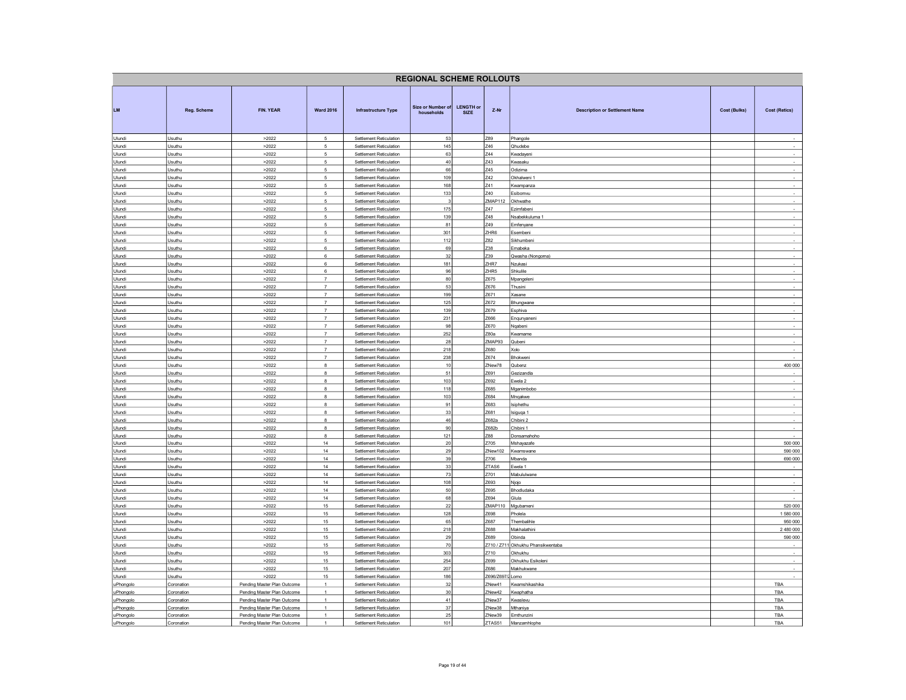## REGIONAL SCHEME ROLLOUTS

| LM | Reg. Scheme | FIN. YEAR | Ward 2016 | Infrastructure Type | Size or Number of households | LENGTH or SIZE | Z-Nr | Description or Settlement Name | Cost (Bulks) | Cost (Retics) |
|---|---|---|---|---|---|---|---|---|---|---|
| Ulundi | Usuthu | >2022 | 5 | Settlement Reticulation | 53 | | Z89 | Phangole | | - |
| Ulundi | Usuthu | >2022 | 5 | Settlement Reticulation | 145 | | Z46 | Qhudebe | | - |
| Ulundi | Usuthu | >2022 | 5 | Settlement Reticulation | 63 | | Z44 | Kwadayeni | | - |
| Ulundi | Usuthu | >2022 | 5 | Settlement Reticulation | 40 | | Z43 | Kwasaku | | - |
| Ulundi | Usuthu | >2022 | 5 | Settlement Reticulation | 66 | | Z45 | Odizima | | - |
| Ulundi | Usuthu | >2022 | 5 | Settlement Reticulation | 109 | | Z42 | Okhalweni 1 | | - |
| Ulundi | Usuthu | >2022 | 5 | Settlement Reticulation | 168 | | Z41 | Kwampanza | | - |
| Ulundi | Usuthu | >2022 | 5 | Settlement Reticulation | 133 | | Z40 | Esibomvu | | - |
| Ulundi | Usuthu | >2022 | 5 | Settlement Reticulation | 3 | | ZMAP112 | Okhwathe | | - |
| Ulundi | Usuthu | >2022 | 5 | Settlement Reticulation | 175 | | Z47 | Ezimfabeni | | - |
| Ulundi | Usuthu | >2022 | 5 | Settlement Reticulation | 139 | | Z48 | Nsabekkuluma 1 | | - |
| Ulundi | Usuthu | >2022 | 5 | Settlement Reticulation | 81 | | Z49 | Emfenyane | | - |
| Ulundi | Usuthu | >2022 | 5 | Settlement Reticulation | 301 | | ZHR6 | Esembeni | | - |
| Ulundi | Usuthu | >2022 | 5 | Settlement Reticulation | 112 | | Z82 | Sikhumbeni | | - |
| Ulundi | Usuthu | >2022 | 6 | Settlement Reticulation | 69 | | Z38 | Emabeka | | - |
| Ulundi | Usuthu | >2022 | 6 | Settlement Reticulation | 32 | | Z39 | Qwasha (Nongoma) | | - |
| Ulundi | Usuthu | >2022 | 6 | Settlement Reticulation | 181 | | ZHR7 | Nzukasi | | - |
| Ulundi | Usuthu | >2022 | 6 | Settlement Reticulation | 96 | | ZHR5 | Shkulile | | - |
| Ulundi | Usuthu | >2022 | 7 | Settlement Reticulation | 80 | | Z675 | Mpangeleni | | - |
| Ulundi | Usuthu | >2022 | 7 | Settlement Reticulation | 53 | | Z676 | Thusini | | - |
| Ulundi | Usuthu | >2022 | 7 | Settlement Reticulation | 199 | | Z671 | Xasane | | - |
| Ulundi | Usuthu | >2022 | 7 | Settlement Reticulation | 125 | | Z672 | Bhungwane | | - |
| Ulundi | Usuthu | >2022 | 7 | Settlement Reticulation | 139 | | Z679 | Esphiva | | - |
| Ulundi | Usuthu | >2022 | 7 | Settlement Reticulation | 231 | | Z666 | Enqunyaneni | | - |
| Ulundi | Usuthu | >2022 | 7 | Settlement Reticulation | 98 | | Z670 | Nqabeni | | - |
| Ulundi | Usuthu | >2022 | 7 | Settlement Reticulation | 252 | | Z80a | Kwamame | | - |
| Ulundi | Usuthu | >2022 | 7 | Settlement Reticulation | 28 | | ZMAP93 | Qubeni | | - |
| Ulundi | Usuthu | >2022 | 7 | Settlement Reticulation | 218 | | Z680 | Xolo | | - |
| Ulundi | Usuthu | >2022 | 7 | Settlement Reticulation | 238 | | Z674 | Bhokweni | | - |
| Ulundi | Usuthu | >2022 | 8 | Settlement Reticulation | 10 | | ZNew78 | Qubenz | | 400 000 |
| Ulundi | Usuthu | >2022 | 8 | Settlement Reticulation | 51 | | Z691 | Gezizandla | | - |
| Ulundi | Usuthu | >2022 | 8 | Settlement Reticulation | 103 | | Z692 | Ewela 2 | | - |
| Ulundi | Usuthu | >2022 | 8 | Settlement Reticulation | 118 | | Z685 | Mganimbobo | | - |
| Ulundi | Usuthu | >2022 | 8 | Settlement Reticulation | 103 | | Z684 | Mnqakwe | | - |
| Ulundi | Usuthu | >2022 | 8 | Settlement Reticulation | 91 | | Z683 | Isiphethu | | - |
| Ulundi | Usuthu | >2022 | 8 | Settlement Reticulation | 33 | | Z681 | Isiquqa 1 | | - |
| Ulundi | Usuthu | >2022 | 8 | Settlement Reticulation | 46 | | Z682a | Chibini 2 | | - |
| Ulundi | Usuthu | >2022 | 8 | Settlement Reticulation | 90 | | Z682b | Chibini 1 | | - |
| Ulundi | Usuthu | >2022 | 8 | Settlement Reticulation | 121 | | Z88 | Donsamahoho | | - |
| Ulundi | Usuthu | >2022 | 14 | Settlement Reticulation | 20 | | Z705 | Mshayazafe | | 500 000 |
| Ulundi | Usuthu | >2022 | 14 | Settlement Reticulation | 29 | | ZNew102 | Kwamswane | | 590 000 |
| Ulundi | Usuthu | >2022 | 14 | Settlement Reticulation | 39 | | Z706 | Mbanda | | 690 000 |
| Ulundi | Usuthu | >2022 | 14 | Settlement Reticulation | 33 | | ZTAS6 | Ewela 1 | | - |
| Ulundi | Usuthu | >2022 | 14 | Settlement Reticulation | 73 | | Z701 | Mabululwane | | - |
| Ulundi | Usuthu | >2022 | 14 | Settlement Reticulation | 108 | | Z693 | Njojo | | - |
| Ulundi | Usuthu | >2022 | 14 | Settlement Reticulation | 50 | | Z695 | Bhodludaka | | - |
| Ulundi | Usuthu | >2022 | 14 | Settlement Reticulation | 68 | | Z694 | Glula | | - |
| Ulundi | Usuthu | >2022 | 15 | Settlement Reticulation | 22 | | ZMAP110 | Mgubameni | | 520 000 |
| Ulundi | Usuthu | >2022 | 15 | Settlement Reticulation | 128 | | Z698 | Pholela | | 1 580 000 |
| Ulundi | Usuthu | >2022 | 15 | Settlement Reticulation | 65 | | Z687 | Thembalihle | | 950 000 |
| Ulundi | Usuthu | >2022 | 15 | Settlement Reticulation | 218 | | Z688 | Makhalathini | | 2 480 000 |
| Ulundi | Usuthu | >2022 | 15 | Settlement Reticulation | 29 | | Z689 | Obinda | | 590 000 |
| Ulundi | Usuthu | >2022 | 15 | Settlement Reticulation | 70 | | Z710 / Z711 | Okhukhu Phansikwentaba | | - |
| Ulundi | Usuthu | >2022 | 15 | Settlement Reticulation | 303 | | Z710 | Okhukhu | | - |
| Ulundi | Usuthu | >2022 | 15 | Settlement Reticulation | 254 | | Z699 | Okhukhu Esikoleni | | - |
| Ulundi | Usuthu | >2022 | 15 | Settlement Reticulation | 207 | | Z686 | Makhukwane | | - |
| Ulundi | Usuthu | >2022 | 15 | Settlement Reticulation | 186 | | Z696/Z697/Z | Lomo | | - |
| uPhongolo | Coronation | Pending Master Plan Outcome | 1 | Settlement Reticulation | 32 | | ZNew41 | Kwamshikashika | | TBA |
| uPhongolo | Coronation | Pending Master Plan Outcome | 1 | Settlement Reticulation | 30 | | ZNew42 | Kwaphatha | | TBA |
| uPhongolo | Coronation | Pending Master Plan Outcome | 1 | Settlement Reticulation | 41 | | ZNew37 | Kwaslevu | | TBA |
| uPhongolo | Coronation | Pending Master Plan Outcome | 1 | Settlement Reticulation | 37 | | ZNew38 | Mthaniya | | TBA |
| uPhongolo | Coronation | Pending Master Plan Outcome | 1 | Settlement Reticulation | 25 | | ZNew39 | Emthunzini | | TBA |
| uPhongolo | Coronation | Pending Master Plan Outcome | 1 | Settlement Reticulation | 101 | | ZTAS51 | Manzamhlophe | | TBA |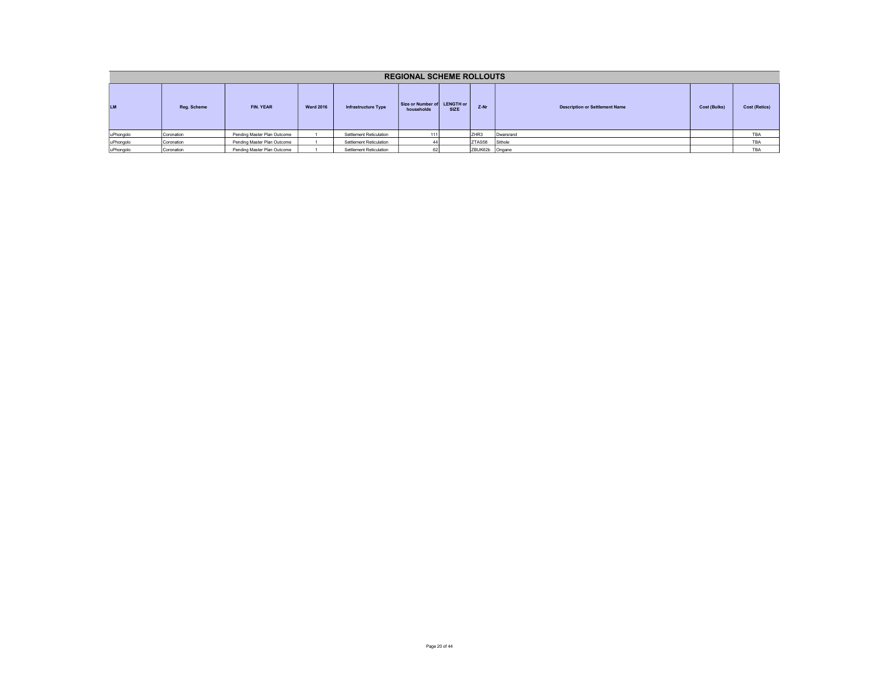## REGIONAL SCHEME ROLLOUTS

| LM | Reg. Scheme | FIN. YEAR | Ward 2016 | Infrastructure Type | Size or Number of households | LENGTH or SIZE | Z-Nr | Description or Settlement Name | Cost (Bulks) | Cost (Retics) |
|---|---|---|---|---|---|---|---|---|---|---|
| uPhongolo | Coronation | Pending Master Plan Outcome | 1 | Settlement Reticulation | 111 | | ZHR3 | Dwarsrand | | TBA |
| uPhongolo | Coronation | Pending Master Plan Outcome | 1 | Settlement Reticulation | 44 | | ZTAS58 | Sithole | | TBA |
| uPhongolo | Coronation | Pending Master Plan Outcome | 1 | Settlement Reticulation | 62 | | ZBUK62b | Ongane | | TBA |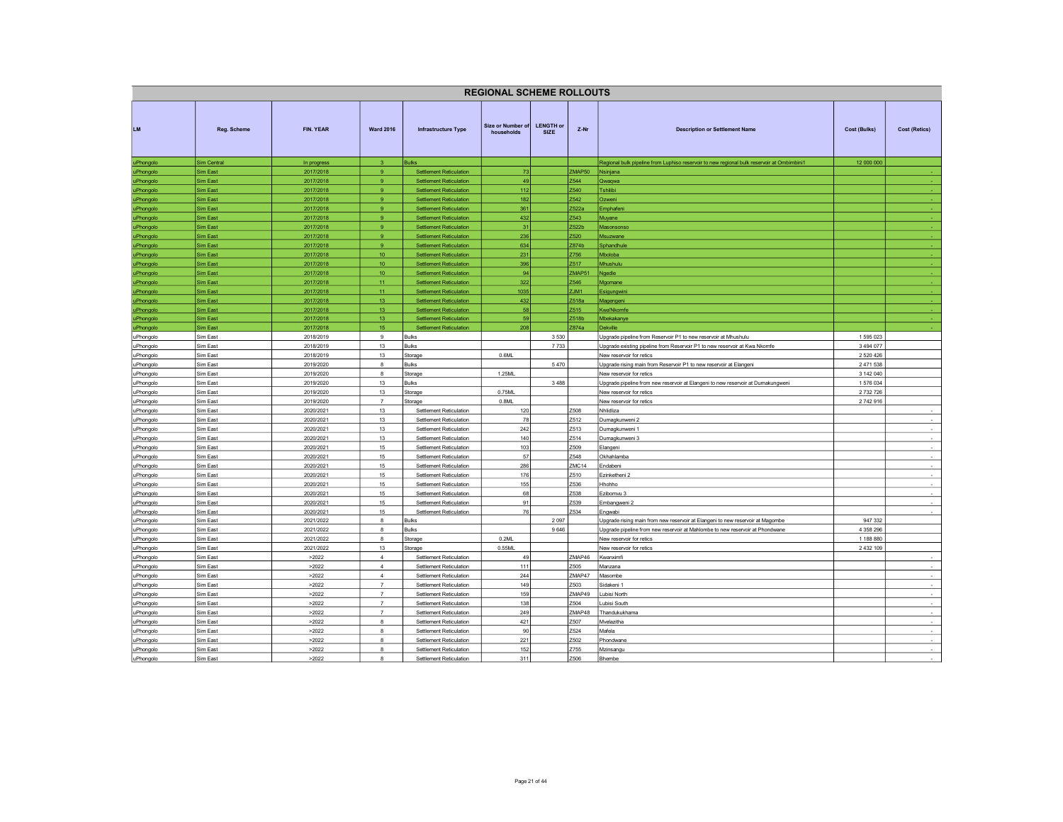# REGIONAL SCHEME ROLLOUTS

| LM | Reg. Scheme | FIN. YEAR | Ward 2016 | Infrastructure Type | Size or Number of households | LENGTH or SIZE | Z-Nr | Description or Settlement Name | Cost (Bulks) | Cost (Retics) |
|---|---|---|---|---|---|---|---|---|---|---|
| uPhongolo | Sim Central | In progress | 3 | Bulks | | | | Regional bulk pipeline from Luphiso reservoir to new regional bulk reservoir at Ombimbini1 | 12 000 000 | |
| uPhongolo | Sim East | 2017/2018 | 9 | Settlement Reticulation | 73 | | ZMAP50 | Nsinjana | | - |
| uPhongolo | Sim East | 2017/2018 | 9 | Settlement Reticulation | 49 | | Z544 | Qwaqwa | | - |
| uPhongolo | Sim East | 2017/2018 | 9 | Settlement Reticulation | 112 | | Z540 | Tshilibi | | - |
| uPhongolo | Sim East | 2017/2018 | 9 | Settlement Reticulation | 182 | | Z542 | Ozweni | | - |
| uPhongolo | Sim East | 2017/2018 | 9 | Settlement Reticulation | 361 | | Z522a | Emphafeni | | - |
| uPhongolo | Sim East | 2017/2018 | 9 | Settlement Reticulation | 432 | | Z543 | Muyane | | - |
| uPhongolo | Sim East | 2017/2018 | 9 | Settlement Reticulation | 31 | | Z522b | Masonsonso | | - |
| uPhongolo | Sim East | 2017/2018 | 9 | Settlement Reticulation | 236 | | Z520 | Msuzwane | | - |
| uPhongolo | Sim East | 2017/2018 | 9 | Settlement Reticulation | 634 | | Z874b | Sphandhule | | - |
| uPhongolo | Sim East | 2017/2018 | 10 | Settlement Reticulation | 231 | | Z756 | Mboloba | | - |
| uPhongolo | Sim East | 2017/2018 | 10 | Settlement Reticulation | 396 | | Z517 | Mhushulu | | - |
| uPhongolo | Sim East | 2017/2018 | 10 | Settlement Reticulation | 94 | | ZMAP51 | Ngedle | | - |
| uPhongolo | Sim East | 2017/2018 | 11 | Settlement Reticulation | 322 | | Z546 | Mgomane | | - |
| uPhongolo | Sim East | 2017/2018 | 11 | Settlement Reticulation | 1035 | | ZJM1 | Esigungwini | | - |
| uPhongolo | Sim East | 2017/2018 | 13 | Settlement Reticulation | 432 | | Z518a | Magengeni | | - |
| uPhongolo | Sim East | 2017/2018 | 13 | Settlement Reticulation | 58 | | Z515 | Kwa'Nkomfe | | - |
| uPhongolo | Sim East | 2017/2018 | 13 | Settlement Reticulation | 59 | | Z518b | Mbekakanye | | - |
| uPhongolo | Sim East | 2017/2018 | 15 | Settlement Reticulation | 208 | | Z874a | Dekville | | - |
| uPhongolo | Sim East | 2018/2019 | 9 | Bulks | | 3 530 | | Upgrade pipeline from Reservoir P1 to new reservoir at Mhushulu | 1 595 023 | |
| uPhongolo | Sim East | 2018/2019 | 13 | Bulks | | 7 733 | | Upgrade existing pipeline from Reservoir P1 to new reservoir at Kwa Nkomfe | 3 494 077 | |
| uPhongolo | Sim East | 2018/2019 | 13 | Storage | 0.6ML | | | New reservoir for retics | 2 520 426 | |
| uPhongolo | Sim East | 2019/2020 | 8 | Bulks | | 5 470 | | Upgrade rising main from Reservoir P1 to new reservoir at Elangeni | 2 471 538 | |
| uPhongolo | Sim East | 2019/2020 | 8 | Storage | 1.25ML | | | New reservoir for retics | 3 142 040 | |
| uPhongolo | Sim East | 2019/2020 | 13 | Bulks | | 3 488 | | Upgrade pipeline from new reservoir at Elangeni to new reservoir at Dumakungweni | 1 576 034 | |
| uPhongolo | Sim East | 2019/2020 | 13 | Storage | 0.75ML | | | New reservoir for retics | 2 732 726 | |
| uPhongolo | Sim East | 2019/2020 | 7 | Storage | 0.8ML | | | New reservoir for retics | 2 742 916 | |
| uPhongolo | Sim East | 2020/2021 | 13 | Settlement Reticulation | 120 | | Z508 | Nhlidliza | | - |
| uPhongolo | Sim East | 2020/2021 | 13 | Settlement Reticulation | 78 | | Z512 | Dumagkunweni 2 | | - |
| uPhongolo | Sim East | 2020/2021 | 13 | Settlement Reticulation | 242 | | Z513 | Dumagkunweni 1 | | - |
| uPhongolo | Sim East | 2020/2021 | 13 | Settlement Reticulation | 140 | | Z514 | Dumagkunweni 3 | | - |
| uPhongolo | Sim East | 2020/2021 | 15 | Settlement Reticulation | 103 | | Z509 | Elangeni | | - |
| uPhongolo | Sim East | 2020/2021 | 15 | Settlement Reticulation | 57 | | Z548 | Okhahlamba | | - |
| uPhongolo | Sim East | 2020/2021 | 15 | Settlement Reticulation | 286 | | ZMC14 | Endabeni | | - |
| uPhongolo | Sim East | 2020/2021 | 15 | Settlement Reticulation | 176 | | Z510 | Ezinketheni 2 | | - |
| uPhongolo | Sim East | 2020/2021 | 15 | Settlement Reticulation | 155 | | Z536 | Hhohho | | - |
| uPhongolo | Sim East | 2020/2021 | 15 | Settlement Reticulation | 68 | | Z538 | Ezibomvu 3 | | - |
| uPhongolo | Sim East | 2020/2021 | 15 | Settlement Reticulation | 91 | | Z539 | Embangweni 2 | | - |
| uPhongolo | Sim East | 2020/2021 | 15 | Settlement Reticulation | 76 | | Z534 | Engwabi | | - |
| uPhongolo | Sim East | 2021/2022 | 8 | Bulks | | 2 097 | | Upgrade rising main from new reservoir at Elangeni to new reservoir at Magombe | 947 332 | |
| uPhongolo | Sim East | 2021/2022 | 8 | Bulks | | 9 646 | | Upgrade pipeline from new reservoir at Mahlombe to new reservoir at Phondwane | 4 358 296 | |
| uPhongolo | Sim East | 2021/2022 | 8 | Storage | 0.2ML | | | New reservoir for retics | 1 188 880 | |
| uPhongolo | Sim East | 2021/2022 | 13 | Storage | 0.55ML | | | New reservoir for retics | 2 432 109 | |
| uPhongolo | Sim East | >2022 | 4 | Settlement Reticulation | 49 | | ZMAP46 | Kwanximfi | | - |
| uPhongolo | Sim East | >2022 | 4 | Settlement Reticulation | 111 | | Z505 | Manzana | | - |
| uPhongolo | Sim East | >2022 | 4 | Settlement Reticulation | 244 | | ZMAP47 | Masombe | | - |
| uPhongolo | Sim East | >2022 | 7 | Settlement Reticulation | 149 | | Z503 | Sidakeni 1 | | - |
| uPhongolo | Sim East | >2022 | 7 | Settlement Reticulation | 159 | | ZMAP49 | Lubisi North | | - |
| uPhongolo | Sim East | >2022 | 7 | Settlement Reticulation | 138 | | Z504 | Lubisi South | | - |
| uPhongolo | Sim East | >2022 | 7 | Settlement Reticulation | 249 | | ZMAP48 | Thandukukhama | | - |
| uPhongolo | Sim East | >2022 | 8 | Settlement Reticulation | 421 | | Z507 | Mvelazitha | | - |
| uPhongolo | Sim East | >2022 | 8 | Settlement Reticulation | 90 | | Z524 | Mafela | | - |
| uPhongolo | Sim East | >2022 | 8 | Settlement Reticulation | 221 | | Z502 | Phondwane | | - |
| uPhongolo | Sim East | >2022 | 8 | Settlement Reticulation | 152 | | Z755 | Mzinsangu | | - |
| uPhongolo | Sim East | >2022 | 8 | Settlement Reticulation | 311 | | Z506 | Bhembe | | - |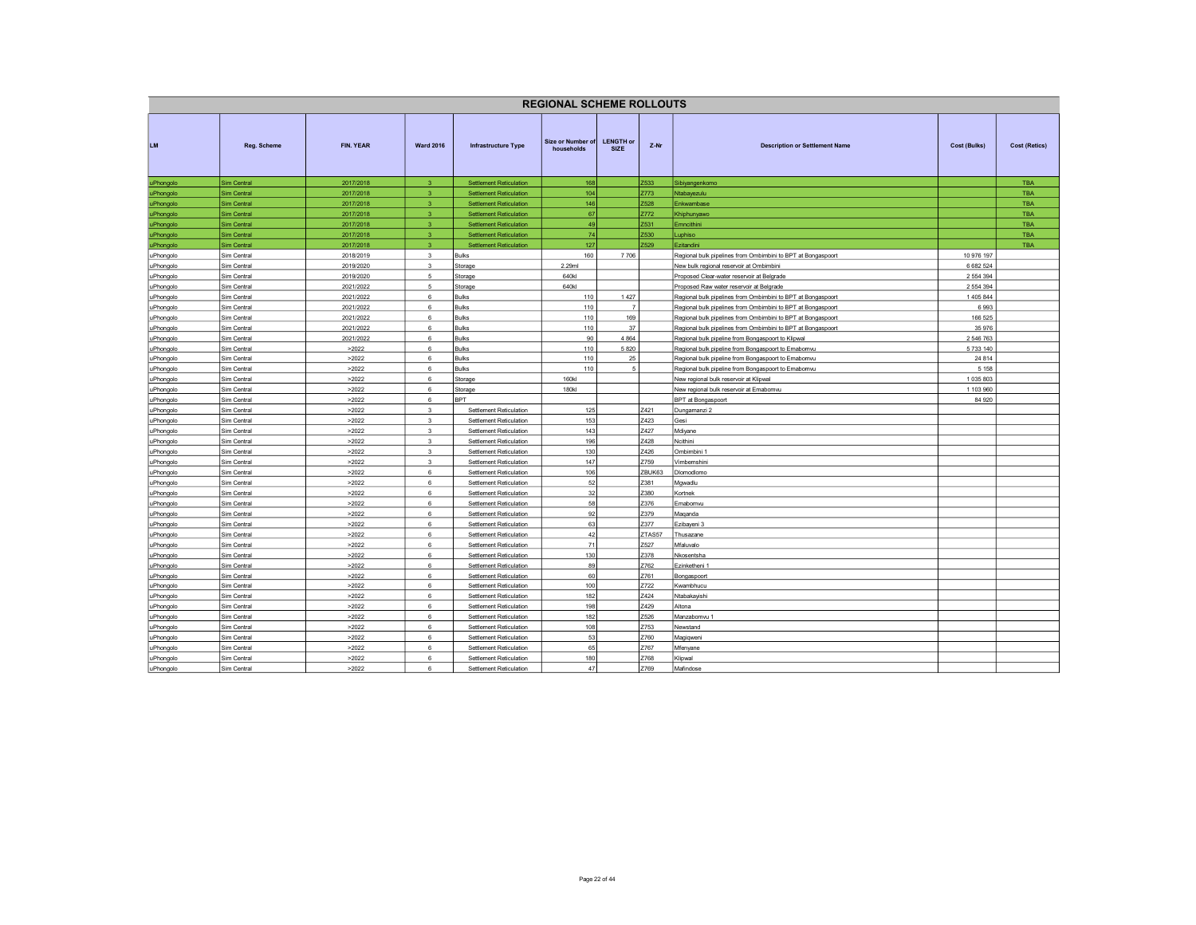# REGIONAL SCHEME ROLLOUTS

| LM | Reg. Scheme | FIN. YEAR | Ward 2016 | Infrastructure Type | Size or Number of households | LENGTH or SIZE | Z-Nr | Description or Settlement Name | Cost (Bulks) | Cost (Retics) |
|---|---|---|---|---|---|---|---|---|---|---|
| uPhongolo | Sim Central | 2017/2018 | 3 | Settlement Reticulation | 168 | | Z533 | Sibiyangenkomo | | TBA |
| uPhongolo | Sim Central | 2017/2018 | 3 | Settlement Reticulation | 104 | | Z773 | Ntabayezulu | | TBA |
| uPhongolo | Sim Central | 2017/2018 | 3 | Settlement Reticulation | 146 | | Z528 | Enkwambase | | TBA |
| uPhongolo | Sim Central | 2017/2018 | 3 | Settlement Reticulation | 67 | | Z772 | Khiphunyawo | | TBA |
| uPhongolo | Sim Central | 2017/2018 | 3 | Settlement Reticulation | 49 | | Z531 | Emncithini | | TBA |
| uPhongolo | Sim Central | 2017/2018 | 3 | Settlement Reticulation | 74 | | Z530 | Luphiso | | TBA |
| uPhongolo | Sim Central | 2017/2018 | 3 | Settlement Reticulation | 127 | | Z529 | Ezitandini | | TBA |
| uPhongolo | Sim Central | 2018/2019 | 3 | Bulks | 160 | 7 706 | | Regional bulk pipelines from Ombimbini to BPT at Bongaspoort | 10 976 197 | |
| uPhongolo | Sim Central | 2019/2020 | 3 | Storage | 2.29ml | | | New bulk regional reservoir at Ombimbini | 6 682 524 | |
| uPhongolo | Sim Central | 2019/2020 | 5 | Storage | 640kl | | | Proposed Clear-water reservoir at Belgrade | 2 554 394 | |
| uPhongolo | Sim Central | 2021/2022 | 5 | Storage | 640kl | | | Proposed Raw water reservoir at Belgrade | 2 554 394 | |
| uPhongolo | Sim Central | 2021/2022 | 6 | Bulks | 110 | 1 427 | | Regional bulk pipelines from Ombimbini to BPT at Bongaspoort | 1 405 844 | |
| uPhongolo | Sim Central | 2021/2022 | 6 | Bulks | 110 | 7 | | Regional bulk pipelines from Ombimbini to BPT at Bongaspoort | 6 993 | |
| uPhongolo | Sim Central | 2021/2022 | 6 | Bulks | 110 | 169 | | Regional bulk pipelines from Ombimbini to BPT at Bongaspoort | 166 525 | |
| uPhongolo | Sim Central | 2021/2022 | 6 | Bulks | 110 | 37 | | Regional bulk pipelines from Ombimbini to BPT at Bongaspoort | 35 976 | |
| uPhongolo | Sim Central | 2021/2022 | 6 | Bulks | 90 | 4 864 | | Regional bulk pipeline from Bongaspoort to Klipwal | 2 546 763 | |
| uPhongolo | Sim Central | >2022 | 6 | Bulks | 110 | 5 820 | | Regional bulk pipeline from Bongaspoort to Emabomvu | 5 733 140 | |
| uPhongolo | Sim Central | >2022 | 6 | Bulks | 110 | 25 | | Regional bulk pipeline from Bongaspoort to Emabomvu | 24 814 | |
| uPhongolo | Sim Central | >2022 | 6 | Bulks | 110 | 5 | | Regional bulk pipeline from Bongaspoort to Emabomvu | 5 158 | |
| uPhongolo | Sim Central | >2022 | 6 | Storage | 160kl | | | New regional bulk reservoir at Klipwal | 1 035 803 | |
| uPhongolo | Sim Central | >2022 | 6 | Storage | 180kl | | | New regional bulk reservoir at Emabomvu | 1 103 960 | |
| uPhongolo | Sim Central | >2022 | 6 | BPT | | | | BPT at Bongaspoort | 84 920 | |
| uPhongolo | Sim Central | >2022 | 3 | Settlement Reticulation | 125 | | Z421 | Dungamanzi 2 | | |
| uPhongolo | Sim Central | >2022 | 3 | Settlement Reticulation | 153 | | Z423 | Gesi | | |
| uPhongolo | Sim Central | >2022 | 3 | Settlement Reticulation | 143 | | Z427 | Mdiyane | | |
| uPhongolo | Sim Central | >2022 | 3 | Settlement Reticulation | 196 | | Z428 | Ncithini | | |
| uPhongolo | Sim Central | >2022 | 3 | Settlement Reticulation | 130 | | Z426 | Ombimbini 1 | | |
| uPhongolo | Sim Central | >2022 | 3 | Settlement Reticulation | 147 | | Z759 | Vimbemshini | | |
| uPhongolo | Sim Central | >2022 | 6 | Settlement Reticulation | 106 | | ZBUK63 | Dlomodlomo | | |
| uPhongolo | Sim Central | >2022 | 6 | Settlement Reticulation | 52 | | Z381 | Mgwadlu | | |
| uPhongolo | Sim Central | >2022 | 6 | Settlement Reticulation | 32 | | Z380 | Kortnek | | |
| uPhongolo | Sim Central | >2022 | 6 | Settlement Reticulation | 58 | | Z376 | Emabomvu | | |
| uPhongolo | Sim Central | >2022 | 6 | Settlement Reticulation | 92 | | Z379 | Maqanda | | |
| uPhongolo | Sim Central | >2022 | 6 | Settlement Reticulation | 63 | | Z377 | Ezibayeni 3 | | |
| uPhongolo | Sim Central | >2022 | 6 | Settlement Reticulation | 42 | | ZTAS57 | Thusazane | | |
| uPhongolo | Sim Central | >2022 | 6 | Settlement Reticulation | 71 | | Z527 | Mfaluvalo | | |
| uPhongolo | Sim Central | >2022 | 6 | Settlement Reticulation | 130 | | Z378 | Nkosentsha | | |
| uPhongolo | Sim Central | >2022 | 6 | Settlement Reticulation | 89 | | Z762 | Ezinketheni 1 | | |
| uPhongolo | Sim Central | >2022 | 6 | Settlement Reticulation | 60 | | Z761 | Bongaspoort | | |
| uPhongolo | Sim Central | >2022 | 6 | Settlement Reticulation | 100 | | Z722 | Kwambhucu | | |
| uPhongolo | Sim Central | >2022 | 6 | Settlement Reticulation | 182 | | Z424 | Ntabakayishi | | |
| uPhongolo | Sim Central | >2022 | 6 | Settlement Reticulation | 198 | | Z429 | Altona | | |
| uPhongolo | Sim Central | >2022 | 6 | Settlement Reticulation | 182 | | Z526 | Manzabomvu 1 | | |
| uPhongolo | Sim Central | >2022 | 6 | Settlement Reticulation | 108 | | Z753 | Newstand | | |
| uPhongolo | Sim Central | >2022 | 6 | Settlement Reticulation | 53 | | Z760 | Magiqweni | | |
| uPhongolo | Sim Central | >2022 | 6 | Settlement Reticulation | 65 | | Z767 | Mfenyane | | |
| uPhongolo | Sim Central | >2022 | 6 | Settlement Reticulation | 180 | | Z768 | Klipwal | | |
| uPhongolo | Sim Central | >2022 | 6 | Settlement Reticulation | 47 | | Z769 | Mafindose | | |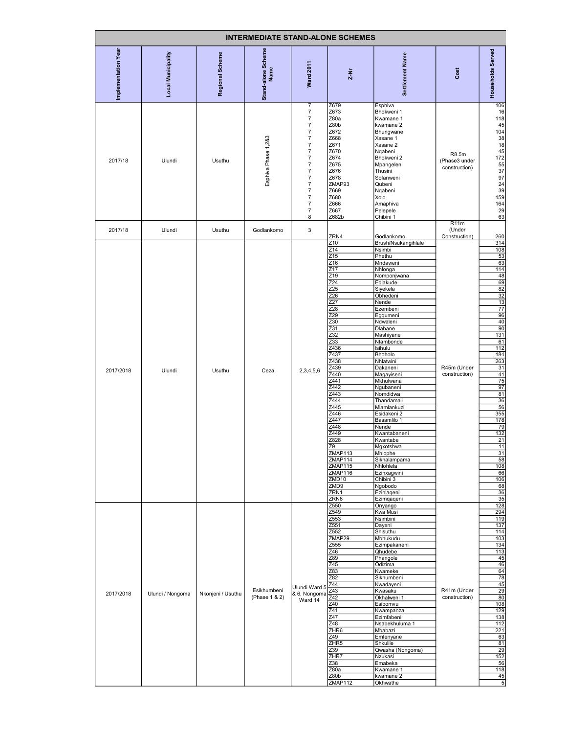## INTERMEDIATE STAND-ALONE SCHEMES

| Implementation Year | Local Municipality | Regional Scheme | Stand-alone Scheme Name | Ward 2011 | Z-Nr | Settlement Name | Cost | Households Served |
|---|---|---|---|---|---|---|---|---|
| 2017/18 | Ulundi | Usuthu | Esphiva Phase 1,2&3 | 7 | Z679 | Esphiva | R8.5m (Phase3 under construction) | 106 |
| | | | | 7 | Z673 | Bhokweni 1 | | 16 |
| | | | | 7 | Z80a | Kwamane 1 | | 118 |
| | | | | 7 | Z80b | kwamane 2 | | 45 |
| | | | | 7 | Z672 | Bhungwane | | 104 |
| | | | | 7 | Z668 | Xasane 1 | | 38 |
| | | | | 7 | Z671 | Xasane 2 | | 18 |
| | | | | 7 | Z670 | Nqabeni | | 45 |
| | | | | 7 | Z674 | Bhokweni 2 | | 172 |
| | | | | 7 | Z675 | Mpangeleni | | 55 |
| | | | | 7 | Z676 | Thusini | | 37 |
| | | | | 7 | Z678 | Sofanweni | | 97 |
| | | | | 7 | ZMAP93 | Qubeni | | 24 |
| | | | | 7 | Z669 | Nqabeni | | 39 |
| | | | | 7 | Z680 | Xolo | | 159 |
| | | | | 7 | Z666 | Amaphiva | | 164 |
| | | | | 7 | Z667 | Pelepele | | 29 |
| | | | | 8 | Z682b | Chibini 1 | | 63 |
| 2017/18 | Ulundi | Usuthu | Godlankomo | 3 | ZRN4 | Godlankomo | R11m (Under Construction) | 260 |
| 2017/2018 | Ulundi | Usuthu | Ceza | 2,3,4,5,6 | Z10 | Brush/Nsukangihlale | R45m (Under construction) | 314 |
| | | | | | Z14 | Nsimbi | | 108 |
| | | | | | Z15 | Phethu | | 53 |
| | | | | | Z16 | Mndaweni | | 63 |
| | | | | | Z17 | Nhlonga | | 114 |
| | | | | | Z19 | Nomponjwana | | 48 |
| | | | | | Z24 | Edlakude | | 69 |
| | | | | | Z25 | Siyekela | | 82 |
| | | | | | Z26 | Obhedeni | | 32 |
| | | | | | Z27 | Nende | | 13 |
| | | | | | Z28 | Ezembeni | | 77 |
| | | | | | Z29 | Egqumeni | | 96 |
| | | | | | Z30 | Ndwaleni | | 40 |
| | | | | | Z31 | Dlabane | | 90 |
| | | | | | Z32 | Mashiyane | | 131 |
| | | | | | Z33 | Ntambonde | | 61 |
| | | | | | Z436 | Isihulu | | 112 |
| | | | | | Z437 | Bhoholo | | 184 |
| | | | | | Z438 | Nhlatwini | | 263 |
| | | | | | Z439 | Dakaneni | | 31 |
| | | | | | Z440 | Magayiseni | | 41 |
| | | | | | Z441 | Mkhulwana | | 75 |
| | | | | | Z442 | Ngubaneni | | 97 |
| | | | | | Z443 | Nomdidwa | | 81 |
| | | | | | Z444 | Thandamali | | 36 |
| | | | | | Z445 | Mlamlankuzi | | 56 |
| | | | | | Z446 | Esidakeni 2 | | 355 |
| | | | | | Z447 | Basamlilo 1 | | 178 |
| | | | | | Z448 | Nende | | 79 |
| | | | | | Z449 | Kwantabaneni | | 132 |
| | | | | | Z828 | Kwantabe | | 21 |
| | | | | | Z9 | Mgxotshwa | | 11 |
| | | | | | ZMAP113 | Mhlophe | | 31 |
| | | | | | ZMAP114 | Sikhalampama | | 58 |
| | | | | | ZMAP115 | Nhlohlela | | 108 |
| | | | | | ZMAP116 | Ezinxagwini | | 66 |
| | | | | | ZMD10 | Chibini 3 | | 106 |
| | | | | | ZMD9 | Ngobodo | | 68 |
| | | | | | ZRN1 | Ezihlaqeni | | 36 |
| | | | | | ZRN6 | Ezimqaqeni | | 35 |
| 2017/2018 | Ulundi / Nongoma | Nkonjeni / Usuthu | Esikhumbeni (Phase 1 & 2) | Ulundi Ward 5 & 6, Nongoma Ward 14 | Z550 | Onyango | R41m (Under construction) | 128 |
| | | | | | Z549 | Kwa Musi | | 294 |
| | | | | | Z553 | Nsimbini | | 119 |
| | | | | | Z551 | Dayeni | | 137 |
| | | | | | Z552 | Shisuthu | | 114 |
| | | | | | ZMAP29 | Mbhukudu | | 103 |
| | | | | | Z555 | Ezimpakaneni | | 134 |
| | | | | | Z46 | Qhudebe | | 113 |
| | | | | | Z89 | Phangole | | 45 |
| | | | | | Z45 | Odizima | | 46 |
| | | | | | Z83 | Kwameke | | 64 |
| | | | | | Z82 | Sikhumbeni | | 78 |
| | | | | | Z44 | Kwadayeni | | 45 |
| | | | | | Z43 | Kwasaku | | 29 |
| | | | | | Z42 | Okhalweni 1 | | 80 |
| | | | | | Z40 | Esibomvu | | 108 |
| | | | | | Z41 | Kwampanza | | 129 |
| | | | | | Z47 | Ezimfabeni | | 138 |
| | | | | | Z48 | Nsabekhuluma 1 | | 112 |
| | | | | | ZHR6 | Mbabazi | | 221 |
| | | | | | Z49 | Emfenyane | | 63 |
| | | | | | ZHR5 | Shkulile | | 81 |
| | | | | | Z39 | Qwasha (Nongoma) | | 29 |
| | | | | | ZHR7 | Nzukasi | | 152 |
| | | | | | Z38 | Emabeka | | 56 |
| | | | | | Z80a | Kwamane 1 | | 118 |
| | | | | | Z80b | kwamane 2 | | 45 |
| | | | | | ZMAP112 | Okhwathe | | 5 |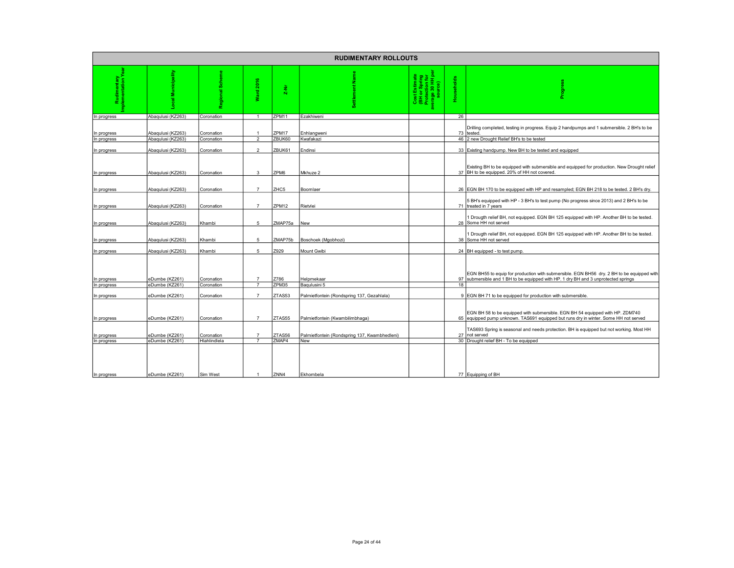| RUDIMENTARY ROLLOUTS | | | | | | | | |
|---|---|---|---|---|---|---|---|---|
| Rudimentary Implementation Year | Local Municipality | Regional Scheme | Ward 2016 | Z-Nr | Settlement Name | Cost Estimate (BH or Spring Protection for average 30 HH per source) | Households | Progress |
| In progress | Abaqulusi (KZ263) | Coronation | 1 | ZPM11 | Ezakhiweni | | 26 | |
| In progress | Abaqulusi (KZ263) | Coronation | 1 | ZPM17 | Enhlangweni | | 73 | Drilling completed, testing in progress. Equip 2 handpumps and 1 submersible. 2 BH's to be tested. |
| In progress | Abaqulusi (KZ263) | Coronation | 2 | ZBUK60 | Kwafakazi | | 46 | 2 new Drought Relief BH's to be tested |
| In progress | Abaqulusi (KZ263) | Coronation | 2 | ZBUK61 | Endinsi | | 33 | Existing handpump. New BH to be tested and equipped |
| In progress | Abaqulusi (KZ263) | Coronation | 3 | ZPM6 | Mkhuze 2 | | 37 | Existing BH to be equipped with submersible and equipped for production. New Drought relief BH to be equipped. 20% of HH not covered. |
| In progress | Abaqulusi (KZ263) | Coronation | 7 | ZHC5 | Boomlaer | | 26 | EGN BH 170 to be equipped with HP and resampled; EGN BH 218 to be tested. 2 BH's dry. |
| In progress | Abaqulusi (KZ263) | Coronation | 7 | ZPM12 | Rietvlei | | 71 | 5 BH's equipped with HP - 3 BH's to test pump (No progress since 2013) and 2 BH's to be treated in 7 years |
| In progress | Abaqulusi (KZ263) | Khambi | 5 | ZMAP75a | New | | 28 | 1 Drougth relief BH, not equipped. EGN BH 125 equipped with HP. Another BH to be tested. Some HH not served |
| In progress | Abaqulusi (KZ263) | Khambi | 5 | ZMAP75b | Boschoek (Mgobhozi) | | 38 | 1 Drougth relief BH, not equipped. EGN BH 125 equipped with HP. Another BH to be tested. Some HH not served |
| In progress | Abaqulusi (KZ263) | Khambi | 5 | Z929 | Mount Gwibi | | 24 | BH equipped - to test pump. |
| In progress | eDumbe (KZ261) | Coronation | 7 | Z786 | Helpmekaar | | 97 | EGN BH55 to equip for production with submersible. EGN BH56 dry. 2 BH to be equipped with submersible and 1 BH to be equipped with HP. 1 dry BH and 3 unprotected springs |
| In progress | eDumbe (KZ261) | Coronation | 7 | ZPM35 | Baqulusini 5 | | 18 | |
| In progress | eDumbe (KZ261) | Coronation | 7 | ZTAS53 | Palmietfontein (Rondspring 137, Gezahlala) | | 9 | EGN BH 71 to be equipped for production with submersible. |
| In progress | eDumbe (KZ261) | Coronation | 7 | ZTAS55 | Palmietfontein (Kwambilimbhaga) | | 65 | EGN BH 58 to be equipped with submersible. EGN BH 54 equipped with HP. ZDM740 equipped pump unknown. TAS691 equipped but runs dry in winter. Some HH not served |
| In progress | eDumbe (KZ261) | Coronation | 7 | ZTAS56 | Palmietfontein (Rondspring 137, Kwambhedleni) | | 27 | TAS693 Spring is seasonal and needs protection. BH is equipped but not working. Most HH not served |
| In progress | eDumbe (KZ261) | Hlahlindlela | 7 | ZMAP4 | New | | 30 | Drought relief BH - To be equipped |
| In progress | eDumbe (KZ261) | Sim West | 1 | ZNN4 | Ekhombela | | 77 | Equipping of BH |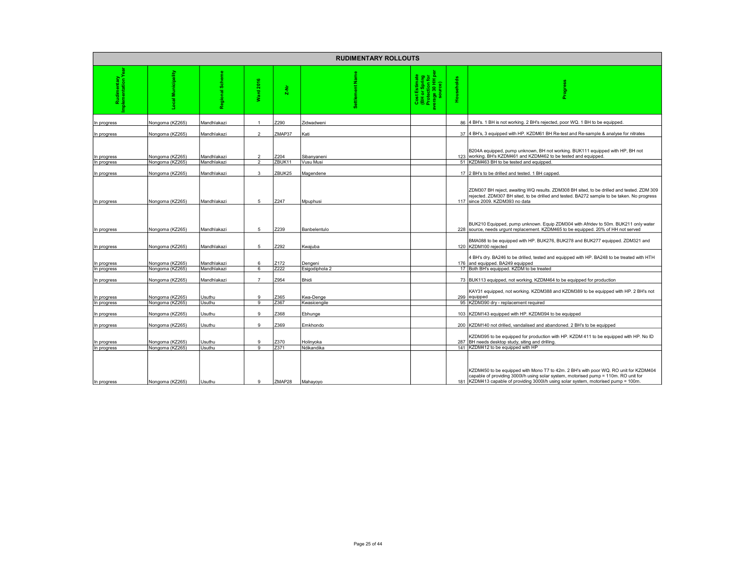## RUDIMENTARY ROLLOUTS

| Rudimentary Implementation Year | Local Municipality | Regional Scheme | Ward 2016 | Z-Nr | Settlement Name | Cost Estimate (BH or Spring Protection for average 30 HH per source) | Households | Progress |
|---|---|---|---|---|---|---|---|---|
| In progress | Nongoma (KZ265) | Mandhlakazi | 1 | Z290 | Zidwadweni | | 86 | 4 BH's. 1 BH is not working. 2 BH's rejected, poor WQ. 1 BH to be equipped. |
| In progress | Nongoma (KZ265) | Mandhlakazi | 2 | ZMAP37 | Kati | | 37 | 4 BH's, 3 equipped with HP. KZDM61 BH Re-test and Re-sample & analyse for nitrates |
| In progress | Nongoma (KZ265) | Mandhlakazi | 2 | Z204 | Sibanyaneni | | 123 | B204A equipped, pump unknown, BH not working. BUK111 equipped with HP, BH not working. BH's KZDM461 and KZDM462 to be tested and equipped. |
| In progress | Nongoma (KZ265) | Mandhlakazi | 2 | ZBUK11 | Vusu Musi | | 51 | KZDM463 BH to be tested and equipped. |
| In progress | Nongoma (KZ265) | Mandhlakazi | 3 | ZBUK25 | Magendene | | 17 | 2 BH's to be drilled and tested. 1 BH capped. |
| In progress | Nongoma (KZ265) | Mandhlakazi | 5 | Z247 | Mpuphusi | | 117 | ZDM307 BH reject, awaiting WQ results. ZDM308 BH sited, to be drilled and tested. ZDM 309 rejected. ZDM307 BH sited, to be drilled and tested. BA272 sample to be taken. No progress since 2009. KZDM393 no data |
| In progress | Nongoma (KZ265) | Mandhlakazi | 5 | Z239 | Banbelentulo | | 228 | BUK210 Equipped, pump unknown. Equip ZDM304 with Afridev to 50m. BUK211 only water source, needs urgunt replacement. KZDM465 to be equipped. 20% of HH not served |
| In progress | Nongoma (KZ265) | Mandhlakazi | 5 | Z292 | Kwajuba | | 120 | BMA088 to be equipped with HP. BUK276, BUK278 and BUK277 equipped. ZDM321 and KZDM100 rejected |
| In progress | Nongoma (KZ265) | Mandhlakazi | 6 | Z172 | Dengeni | | 176 | 4 BH's dry. BA246 to be drilled, tested and equipped with HP. BA248 to be treated with HTH and equipped. BA249 equipped |
| In progress | Nongoma (KZ265) | Mandhlakazi | 6 | Z222 | Esigodiphola 2 | | 17 | Both BH's equipped. KZDM to be treated |
| In progress | Nongoma (KZ265) | Mandhlakazi | 7 | Z954 | Bhidi | | 73 | BUK113 equipped, not working. KZDM464 to be equipped for production |
| In progress | Nongoma (KZ265) | Usuthu | 9 | Z365 | Kwa-Denge | | 299 | KAY31 equipped, not working. KZDM388 and KZDM389 to be equipped with HP. 2 BH's not equipped |
| In progress | Nongoma (KZ265) | Usuthu | 9 | Z367 | Kwasicengile | | 95 | KZDM390 dry - replacement required |
| In progress | Nongoma (KZ265) | Usuthu | 9 | Z368 | Ebhunge | | 103 | KZDM143 equipped with HP. KZDM394 to be equipped |
| In progress | Nongoma (KZ265) | Usuthu | 9 | Z369 | Emkhondo | | 200 | KZDM140 not drilled, vandalised and abandoned. 2 BH's to be equipped |
| In progress | Nongoma (KZ265) | Usuthu | 9 | Z370 | Holinyoka | | 287 | KZDM395 to be equipped for production with HP. KZDM 411 to be equipped with HP. No ID BH needs desktop study, siting and drilling. |
| In progress | Nongoma (KZ265) | Usuthu | 9 | Z371 | Ndikandika | | 141 | KZDM412 to be equipped with HP |
| In progress | Nongoma (KZ265) | Usuthu | 9 | ZMAP28 | Mahayoyo | | 181 | KZDM450 to be equipped with Mono T7 to 42m. 2 BH's with poor WQ. RO unit for KZDM404 capable of providing 3000l/h using solar system, motorised pump = 110m. RO unit for KZDM413 capable of providing 3000l/h using solar system, motorised pump = 100m. |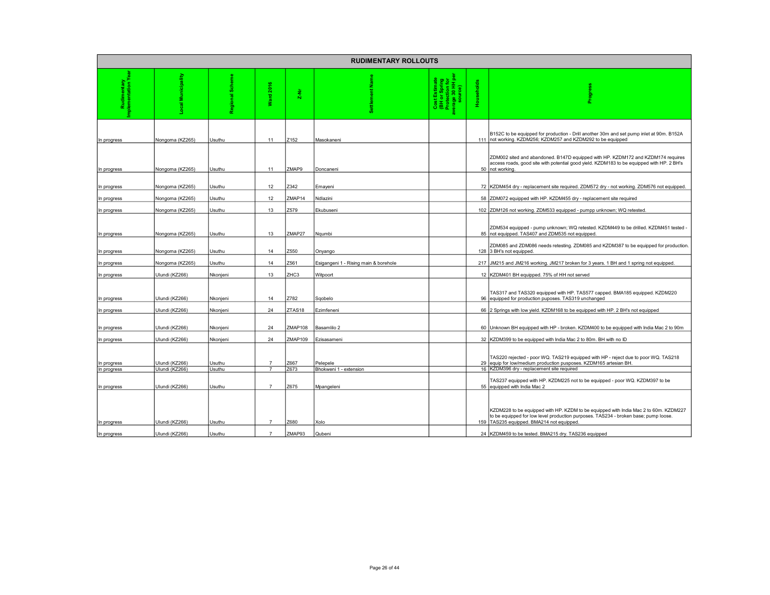## RUDIMENTARY ROLLOUTS

| Rudimentary Implementation Year | Local Municipality | Regional Scheme | Ward 2016 | Z-Nr | Settlement Name | Cost Estimate (BH or Spring Protection for average 30 HH per source) | Households | Progress |
|---|---|---|---|---|---|---|---|---|
| In progress | Nongoma (KZ265) | Usuthu | 11 | Z152 | Masokaneni | | 111 | B152C to be equipped for production - Drill another 30m and set pump inlet at 90m. B152A not working. KZDM256; KZDM257 and KZDM292 to be equipped |
| In progress | Nongoma (KZ265) | Usuthu | 11 | ZMAP9 | Doncaneni | | 50 | ZDM002 sited and abandoned. B147D equipped with HP. KZDM172 and KZDM174 requires access roads, good site with potential good yield. KZDM183 to be equipped with HP. 2 BH's not working. |
| In progress | Nongoma (KZ265) | Usuthu | 12 | Z342 | Emayeni | | 72 | KZDM454 dry - replacement site required. ZDM572 dry - not working. ZDM576 not equipped. |
| In progress | Nongoma (KZ265) | Usuthu | 12 | ZMAP14 | Ndlazini | | 58 | ZDM072 equipped with HP. KZDM455 dry - replacement site required |
| In progress | Nongoma (KZ265) | Usuthu | 13 | Z579 | Ekubuseni | | 102 | ZDM126 not working. ZDM533 equipped - pumpp unknown; WQ retested. |
| In progress | Nongoma (KZ265) | Usuthu | 13 | ZMAP27 | Nqumbi | | 85 | ZDM534 equipped - pump unknown; WQ retested. KZDM449 to be drilled. KZDM451 tested - not equipped. TAS407 and ZDM535 not equipped. |
| In progress | Nongoma (KZ265) | Usuthu | 14 | Z550 | Onyango | | 128 | ZDM085 and ZDM086 needs retesting. ZDM085 and KZDM387 to be equipped for production. 3 BH's not equipped. |
| In progress | Nongoma (KZ265) | Usuthu | 14 | Z561 | Esigangeni 1 - Rising main & borehole | | 217 | JM215 and JM216 working. JM217 broken for 3 years. 1 BH and 1 spring not equipped. |
| In progress | Ulundi (KZ266) | Nkonjeni | 13 | ZHC3 | Witpoort | | 12 | KZDM401 BH equipped. 75% of HH not served |
| In progress | Ulundi (KZ266) | Nkonjeni | 14 | Z782 | Sqobelo | | 96 | TAS317 and TAS320 equipped with HP. TAS577 capped. BMA185 equipped. KZDM220 equipped for production puposes. TAS319 unchanged |
| In progress | Ulundi (KZ266) | Nkonjeni | 24 | ZTAS18 | Ezimfeneni | | 66 | 2 Springs with low yield. KZDM168 to be equipped with HP. 2 BH's not equipped |
| In progress | Ulundi (KZ266) | Nkonjeni | 24 | ZMAP108 | Basamlilo 2 | | 60 | Unknown BH equipped with HP - broken. KZDM400 to be equipped with India Mac 2 to 90m |
| In progress | Ulundi (KZ266) | Nkonjeni | 24 | ZMAP109 | Ezisasameni | | 32 | KZDM399 to be equipped with India Mac 2 to 80m. BH with no ID |
| In progress | Ulundi (KZ266) | Usuthu | 7 | Z667 | Pelepele | | 29 | TAS220 rejected - poor WQ. TAS219 equipped with HP - reject due to poor WQ. TAS218 equip for low/medium production pusposes. KZDM165 artesian BH. |
| In progress | Ulundi (KZ266) | Usuthu | 7 | Z673 | Bhokweni 1 - extension | | 16 | KZDM396 dry - replacement site required |
| In progress | Ulundi (KZ266) | Usuthu | 7 | Z675 | Mpangeleni | | 55 | TAS237 equipped with HP. KZDM225 not to be equipped - poor WQ. KZDM397 to be equipped with India Mac 2 |
| In progress | Ulundi (KZ266) | Usuthu | 7 | Z680 | Xolo | | 159 | KZDM228 to be equipped with HP. KZDM to be equipped with India Mac 2 to 60m. KZDM227 to be equipped for low level production purposes. TAS234 - broken base; pump loose. TAS235 equipped. BMA214 not equipped. |
| In progress | Ulundi (KZ266) | Usuthu | 7 | ZMAP93 | Qubeni | | 24 | KZDM459 to be tested. BMA215 dry. TAS236 equipped |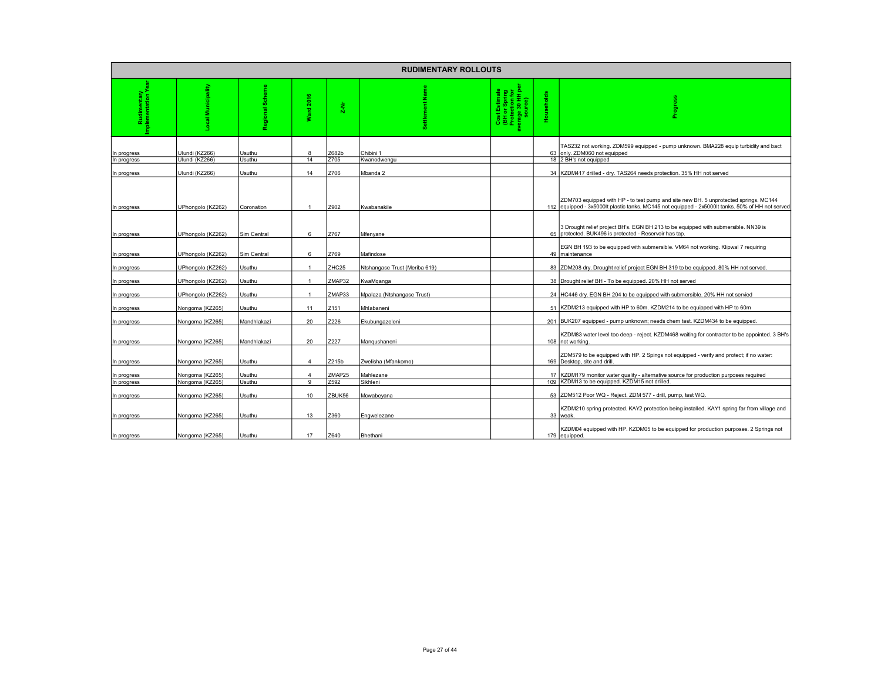| RUDIMENTARY ROLLOUTS | | | | | | | | |
|---|---|---|---|---|---|---|---|---|
| Rudimentary Implementation Year | Local Municipality | Regional Scheme | Ward 2016 | Z-Nr | Settlement Name | Cost Estimate (BH or Spring Protection for average 30 HH per source) | Households | Progress |
| In progress | Ulundi (KZ266) | Usuthu | 8 | Z682b | Chibini 1 | | 63 | TAS232 not working. ZDM599 equipped - pump unknown. BMA228 equip turbidity and bact only. ZDM060 not equipped |
| In progress | Ulundi (KZ266) | Usuthu | 14 | Z705 | Kwanodwengu | | 18 | 2 BH's not equipped |
| In progress | Ulundi (KZ266) | Usuthu | 14 | Z706 | Mbanda 2 | | 34 | KZDM417 drilled - dry. TAS264 needs protection. 35% HH not served |
| In progress | UPhongolo (KZ262) | Coronation | 1 | Z902 | Kwabanakile | | 112 | ZDM703 equipped with HP - to test pump and site new BH. 5 unprotected springs. MC144 equipped - 3x5000lt plastic tanks. MC145 not equipped - 2x5000lt tanks. 50% of HH not served |
| In progress | UPhongolo (KZ262) | Sim Central | 6 | Z767 | Mfenyane | | 65 | 3 Drought relief project BH's. EGN BH 213 to be equipped with submersible. NN39 is protected. BUK496 is protected - Reservoir has tap. |
| In progress | UPhongolo (KZ262) | Sim Central | 6 | Z769 | Mafindose | | 49 | EGN BH 193 to be equipped with submersible. VM64 not working. Klipwal 7 requiring maintenance |
| In progress | UPhongolo (KZ262) | Usuthu | 1 | ZHC25 | Ntshangase Trust (Meriba 619) | | 83 | ZDM208 dry. Drought relief project EGN BH 319 to be equipped. 80% HH not served. |
| In progress | UPhongolo (KZ262) | Usuthu | 1 | ZMAP32 | KwaMqanga | | 38 | Drought relief BH - To be equipped. 20% HH not served |
| In progress | UPhongolo (KZ262) | Usuthu | 1 | ZMAP33 | Mpalaza (Ntshangase Trust) | | 24 | HC446 dry. EGN BH 204 to be equipped with submersible. 20% HH not servied |
| In progress | Nongoma (KZ265) | Usuthu | 11 | Z151 | Mhlabaneni | | 51 | KZDM213 equipped with HP to 60m. KZDM214 to be equipped with HP to 60m |
| In progress | Nongoma (KZ265) | Mandhlakazi | 20 | Z226 | Ekubungazeleni | | 201 | BUK207 equipped - pump unknown; needs chem test. KZDM434 to be equipped. |
| In progress | Nongoma (KZ265) | Mandhlakazi | 20 | Z227 | Manqushaneni | | 108 | KZDM83 water level too deep - reject. KZDM468 waiting for contractor to be appointed. 3 BH's not working. |
| In progress | Nongoma (KZ265) | Usuthu | 4 | Z215b | Zwelisha (Mfankomo) | | 169 | ZDM579 to be equipped with HP. 2 Spings not equipped - verify and protect; if no water: Desktop, site and drill. |
| In progress | Nongoma (KZ265) | Usuthu | 4 | ZMAP25 | Mahlezane | | 17 | KZDM179 monitor water quality - alternative source for production purposes required |
| In progress | Nongoma (KZ265) | Usuthu | 9 | Z592 | Sikhleni | | 109 | KZDM13 to be equipped. KZDM15 not drilled. |
| In progress | Nongoma (KZ265) | Usuthu | 10 | ZBUK56 | Mcwabeyana | | 53 | ZDM512 Poor WQ - Reject. ZDM 577 - drill, pump, test WQ. |
| In progress | Nongoma (KZ265) | Usuthu | 13 | Z360 | Engwelezane | | 33 | KZDM210 spring protected. KAY2 protection being installed. KAY1 spring far from village and weak. |
| In progress | Nongoma (KZ265) | Usuthu | 17 | Z640 | Bhethani | | 179 | KZDM04 equipped with HP. KZDM05 to be equipped for production purposes. 2 Springs not equipped. |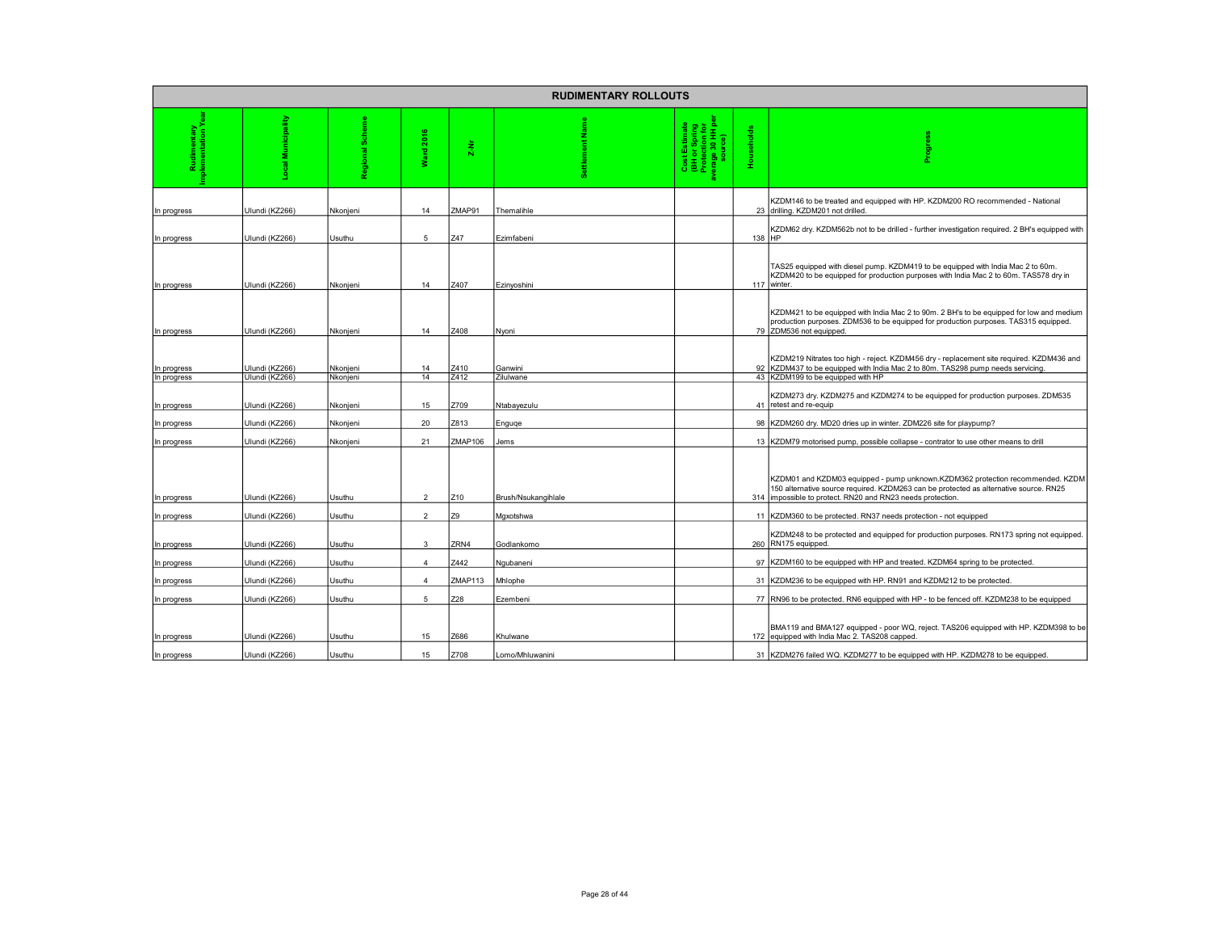| RUDIMENTARY ROLLOUTS | | | | | | | | |
|---|---|---|---|---|---|---|---|---|
| Rudimentary Implementation Year | Local Municipality | Regional Scheme | Ward 2016 | Z-Nr | Settlement Name | Cost Estimate (BH or Spring Protection for average 30 HH per source) | Households | Progress |
| In progress | Ulundi (KZ266) | Nkonjeni | 14 | ZMAP91 | Themalihle | | 23 | KZDM146 to be treated and equipped with HP. KZDM200 RO recommended - National drilling. KZDM201 not drilled. |
| In progress | Ulundi (KZ266) | Usuthu | 5 | Z47 | Ezimfabeni | | 138 | KZDM62 dry. KZDM562b not to be drilled - further investigation required. 2 BH's equipped with HP |
| In progress | Ulundi (KZ266) | Nkonjeni | 14 | Z407 | Ezinyoshini | | 117 | TAS25 equipped with diesel pump. KZDM419 to be equipped with India Mac 2 to 60m. KZDM420 to be equipped for production purposes with India Mac 2 to 60m. TAS578 dry in winter. |
| In progress | Ulundi (KZ266) | Nkonjeni | 14 | Z408 | Nyoni | | 79 | KZDM421 to be equipped with India Mac 2 to 90m. 2 BH's to be equipped for low and medium production purposes. ZDM536 to be equipped for production purposes. TAS315 equipped. ZDM536 not equipped. |
| In progress | Ulundi (KZ266) | Nkonjeni | 14 | Z410 | Ganwini | | 92 | KZDM219 Nitrates too high - reject. KZDM456 dry - replacement site required. KZDM436 and KZDM437 to be equipped with India Mac 2 to 80m. TAS298 pump needs servicing. |
| In progress | Ulundi (KZ266) | Nkonjeni | 14 | Z412 | Zilulwane | | 43 | KZDM199 to be equipped with HP |
| In progress | Ulundi (KZ266) | Nkonjeni | 15 | Z709 | Ntabayezulu | | 41 | KZDM273 dry. KZDM275 and KZDM274 to be equipped for production purposes. ZDM535 retest and re-equip |
| In progress | Ulundi (KZ266) | Nkonjeni | 20 | Z813 | Enguqe | | 98 | KZDM260 dry. MD20 dries up in winter. ZDM226 site for playpump? |
| In progress | Ulundi (KZ266) | Nkonjeni | 21 | ZMAP106 | Jems | | 13 | KZDM79 motorised pump, possible collapse - contrator to use other means to drill |
| In progress | Ulundi (KZ266) | Usuthu | 2 | Z10 | Brush/Nsukangihlale | | 314 | KZDM01 and KZDM03 equipped - pump unknown.KZDM362 protection recommended. KZDM 150 alternative source required. KZDM263 can be protected as alternative source. RN25 impossible to protect. RN20 and RN23 needs protection. |
| In progress | Ulundi (KZ266) | Usuthu | 2 | Z9 | Mgxotshwa | | 11 | KZDM360 to be protected. RN37 needs protection - not equipped |
| In progress | Ulundi (KZ266) | Usuthu | 3 | ZRN4 | Godlankomo | | 260 | KZDM248 to be protected and equipped for production purposes. RN173 spring not equipped. RN175 equipped. |
| In progress | Ulundi (KZ266) | Usuthu | 4 | Z442 | Ngubaneni | | 97 | KZDM160 to be equipped with HP and treated. KZDM64 spring to be protected. |
| In progress | Ulundi (KZ266) | Usuthu | 4 | ZMAP113 | Mhlophe | | 31 | KZDM236 to be equipped with HP. RN91 and KZDM212 to be protected. |
| In progress | Ulundi (KZ266) | Usuthu | 5 | Z28 | Ezembeni | | 77 | RN96 to be protected. RN6 equipped with HP - to be fenced off. KZDM238 to be equipped |
| In progress | Ulundi (KZ266) | Usuthu | 15 | Z686 | Khulwane | | 172 | BMA119 and BMA127 equipped - poor WQ, reject. TAS206 equipped with HP. KZDM398 to be equipped with India Mac 2. TAS208 capped. |
| In progress | Ulundi (KZ266) | Usuthu | 15 | Z708 | Lomo/Mhluwanini | | 31 | KZDM276 failed WQ. KZDM277 to be equipped with HP. KZDM278 to be equipped. |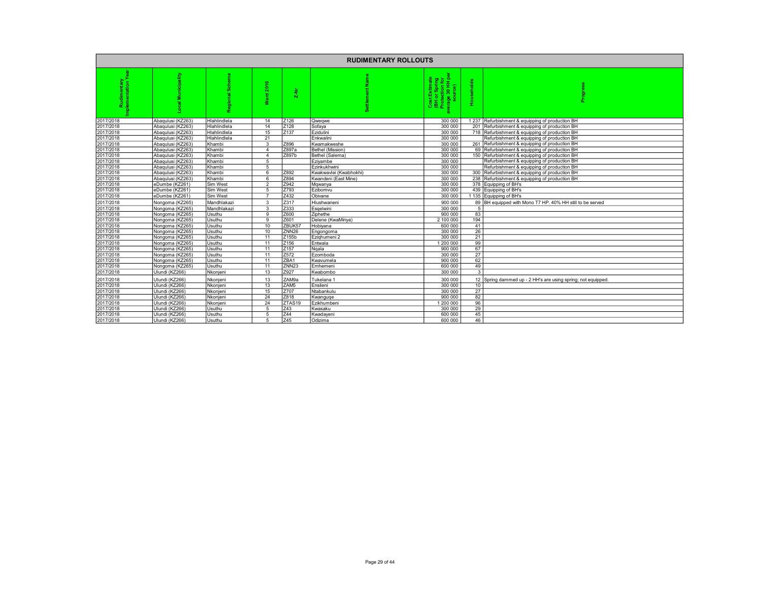## RUDIMENTARY ROLLOUTS

| Rudimentary Implementation Year | Local Municipality | Regional Scheme | Ward 2016 | Z-Nr | Settlement Name | Cost Estimate (BH or Spring Protection for average 30 HH per source) | Households | Progress |
|---|---|---|---|---|---|---|---|---|
| 2017/2018 | Abaqulusi (KZ263) | Hlahlindlela | 14 | Z126 | Qweqwe | 300 000 | 1 237 | Refurbishment & equipping of production BH |
| 2017/2018 | Abaqulusi (KZ263) | Hlahlindlela | 14 | Z128 | Sofaya | 300 000 | 201 | Refurbishment & equipping of production BH |
| 2017/2018 | Abaqulusi (KZ263) | Hlahlindlela | 15 | Z137 | Ezidulini | 300 000 | 718 | Refurbishment & equipping of production BH |
| 2017/2018 | Abaqulusi (KZ263) | Hlahlindlela | 21 | | Enkwalini | 300 000 | | Refurbishment & equipping of production BH |
| 2017/2018 | Abaqulusi (KZ263) | Khambi | 3 | Z896 | Kwamakweshe | 300 000 | 261 | Refurbishment & equipping of production BH |
| 2017/2018 | Abaqulusi (KZ263) | Khambi | 4 | Z897a | Bethel (Mission) | 300 000 | 69 | Refurbishment & equipping of production BH |
| 2017/2018 | Abaqulusi (KZ263) | Khambi | 4 | Z897b | Bethel (Salema) | 300 000 | 150 | Refurbishment & equipping of production BH |
| 2017/2018 | Abaqulusi (KZ263) | Khambi | 5 | | Eziyambe | 300 000 | | Refurbishment & equipping of production BH |
| 2017/2018 | Abaqulusi (KZ263) | Khambi | 5 | | Ezinkukhwini | 300 000 | | Refurbishment & equipping of production BH |
| 2017/2018 | Abaqulusi (KZ263) | Khambi | 6 | Z892 | Kwakwavlei (Kwabhokhi) | 300 000 | 300 | Refurbishment & equipping of production BH |
| 2017/2018 | Abaqulusi (KZ263) | Khambi | 6 | Z894 | Kwandeni (East Mine) | 300 000 | 238 | Refurbishment & equipping of production BH |
| 2017/2018 | eDumbe (KZ261) | Sim West | 2 | Z942 | Mqwanya | 300 000 | 378 | Equipping of BH's |
| 2017/2018 | eDumbe (KZ261) | Sim West | 5 | Z793 | Ezibomvu | 300 000 | 439 | Equipping of BH's |
| 2017/2018 | eDumbe (KZ261) | Sim West | 7 | Z432 | Obivane | 300 000 | 1 135 | Equipping of BH's |
| 2017/2018 | Nongoma (KZ265) | Mandhlakazi | 3 | Z317 | Hlushwaneni | 900 000 | 89 | BH equipped with Mono T7 HP. 40% HH still to be served |
| 2017/2018 | Nongoma (KZ265) | Mandhlakazi | 3 | Z333 | Esqelwini | 300 000 | 5 | |
| 2017/2018 | Nongoma (KZ265) | Usuthu | 9 | Z600 | Ziphethe | 900 000 | 83 | |
| 2017/2018 | Nongoma (KZ265) | Usuthu | 9 | Z601 | Delene (KwaMinya) | 2 100 000 | 194 | |
| 2017/2018 | Nongoma (KZ265) | Usuthu | 10 | ZBUK57 | Hobiyana | 600 000 | 41 | |
| 2017/2018 | Nongoma (KZ265) | Usuthu | 10 | ZNN26 | Engongoma | 300 000 | 26 | |
| 2017/2018 | Nongoma (KZ265) | Usuthu | 11 | Z155b | Eziqhumeni 2 | 300 000 | 21 | |
| 2017/2018 | Nongoma (KZ265) | Usuthu | 11 | Z156 | Entwala | 1 200 000 | 99 | |
| 2017/2018 | Nongoma (KZ265) | Usuthu | 11 | Z157 | Nqala | 900 000 | 67 | |
| 2017/2018 | Nongoma (KZ265) | Usuthu | 11 | Z572 | Ezomboda | 300 000 | 27 | |
| 2017/2018 | Nongoma (KZ265) | Usuthu | 11 | ZBA1 | Kwavumela | 900 000 | 62 | |
| 2017/2018 | Nongoma (KZ265) | Usuthu | 11 | ZNN23 | Emhemeni | 600 000 | 49 | |
| 2017/2018 | Ulundi (KZ266) | Nkonjeni | 13 | Z927 | Kwabombo | 300 000 | 3 | |
| 2017/2018 | Ulundi (KZ266) | Nkonjeni | 13 | ZAM9a | Tukelana 1 | 300 000 | 12 | Spring dammed up - 2 HH's are using spring; not equipped. |
| 2017/2018 | Ulundi (KZ266) | Nkonjeni | 13 | ZAM5 | Ensileni | 300 000 | 10 | |
| 2017/2018 | Ulundi (KZ266) | Nkonjeni | 15 | Z707 | Ntabankulu | 300 000 | 27 | |
| 2017/2018 | Ulundi (KZ266) | Nkonjeni | 24 | Z818 | Kwanguqe | 900 000 | 82 | |
| 2017/2018 | Ulundi (KZ266) | Nkonjeni | 24 | ZTAS19 | Ezikhumbeni | 1 200 000 | 96 | |
| 2017/2018 | Ulundi (KZ266) | Usuthu | 5 | Z43 | Kwasaku | 300 000 | 29 | |
| 2017/2018 | Ulundi (KZ266) | Usuthu | 5 | Z44 | Kwadayeni | 600 000 | 45 | |
| 2017/2018 | Ulundi (KZ266) | Usuthu | 5 | Z45 | Odizima | 600 000 | 46 | |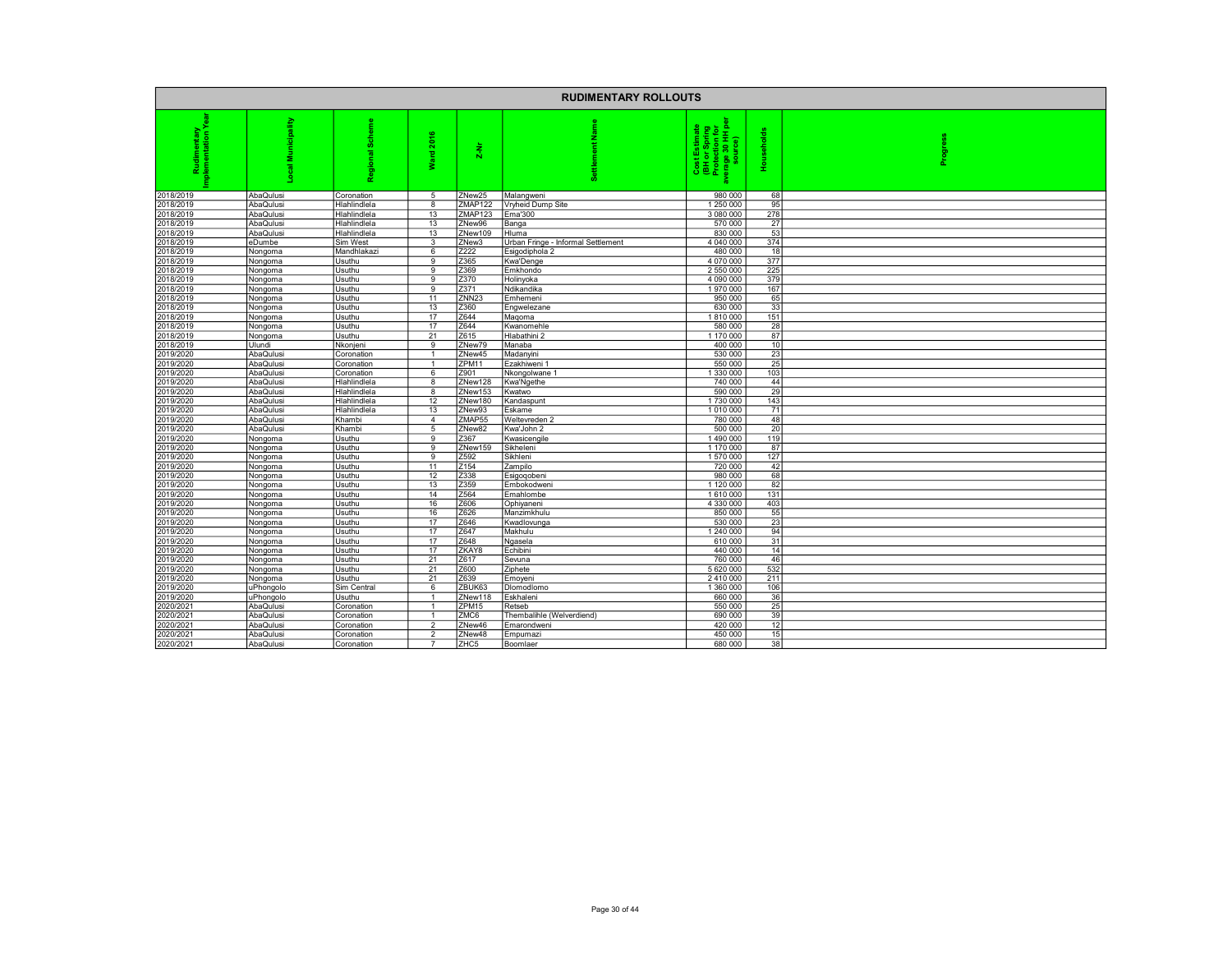# RUDIMENTARY ROLLOUTS

| Rudimentary Implementation Year | Local Municipality | Regional Scheme | Ward 2016 | Z-Nr | Settlement Name | Cost Estimate (BH or Spring Protection for average 30 HH per source) | Households | Progress |
|---|---|---|---|---|---|---|---|---|
| 2018/2019 | AbaQulusi | Coronation | 5 | ZNew25 | Malangweni | 980 000 | 68 | |
| 2018/2019 | AbaQulusi | Hlahlindlela | 8 | ZMAP122 | Vryheid Dump Site | 1 250 000 | 95 | |
| 2018/2019 | AbaQulusi | Hlahlindlela | 13 | ZMAP123 | Ema'300 | 3 080 000 | 278 | |
| 2018/2019 | AbaQulusi | Hlahlindlela | 13 | ZNew96 | Banga | 570 000 | 27 | |
| 2018/2019 | AbaQulusi | Hlahlindlela | 13 | ZNew109 | Hluma | 830 000 | 53 | |
| 2018/2019 | eDumbe | Sim West | 3 | ZNew3 | Urban Fringe - Informal Settlement | 4 040 000 | 374 | |
| 2018/2019 | Nongoma | Mandhlakazi | 6 | Z222 | Esigodiphola 2 | 480 000 | 18 | |
| 2018/2019 | Nongoma | Usuthu | 9 | Z365 | Kwa'Denge | 4 070 000 | 377 | |
| 2018/2019 | Nongoma | Usuthu | 9 | Z369 | Emkhondo | 2 550 000 | 225 | |
| 2018/2019 | Nongoma | Usuthu | 9 | Z370 | Holinyoka | 4 090 000 | 379 | |
| 2018/2019 | Nongoma | Usuthu | 9 | Z371 | Ndikandika | 1 970 000 | 167 | |
| 2018/2019 | Nongoma | Usuthu | 11 | ZNN23 | Emhemeni | 950 000 | 65 | |
| 2018/2019 | Nongoma | Usuthu | 13 | Z360 | Engwelezane | 630 000 | 33 | |
| 2018/2019 | Nongoma | Usuthu | 17 | Z644 | Maqoma | 1 810 000 | 151 | |
| 2018/2019 | Nongoma | Usuthu | 17 | Z644 | Kwanomehle | 580 000 | 28 | |
| 2018/2019 | Nongoma | Usuthu | 21 | Z615 | Hlabathini 2 | 1 170 000 | 87 | |
| 2018/2019 | Ulundi | Nkonjeni | 9 | ZNew79 | Manaba | 400 000 | 10 | |
| 2019/2020 | AbaQulusi | Coronation | 1 | ZNew45 | Madanyini | 530 000 | 23 | |
| 2019/2020 | AbaQulusi | Coronation | 1 | ZPM11 | Ezakhiweni 1 | 550 000 | 25 | |
| 2019/2020 | AbaQulusi | Coronation | 6 | Z901 | Nkongolwane 1 | 1 330 000 | 103 | |
| 2019/2020 | AbaQulusi | Hlahlindlela | 8 | ZNew128 | Kwa'Ngethe | 740 000 | 44 | |
| 2019/2020 | AbaQulusi | Hlahlindlela | 8 | ZNew153 | Kwatwo | 590 000 | 29 | |
| 2019/2020 | AbaQulusi | Hlahlindlela | 12 | ZNew180 | Kandaspunt | 1 730 000 | 143 | |
| 2019/2020 | AbaQulusi | Hlahlindlela | 13 | ZNew93 | Eskame | 1 010 000 | 71 | |
| 2019/2020 | AbaQulusi | Khambi | 4 | ZMAP55 | Weltevreden 2 | 780 000 | 48 | |
| 2019/2020 | AbaQulusi | Khambi | 5 | ZNew82 | Kwa'John 2 | 500 000 | 20 | |
| 2019/2020 | Nongoma | Usuthu | 9 | Z367 | Kwasicengile | 1 490 000 | 119 | |
| 2019/2020 | Nongoma | Usuthu | 9 | ZNew159 | Sikheleni | 1 170 000 | 87 | |
| 2019/2020 | Nongoma | Usuthu | 9 | Z592 | Sikhleni | 1 570 000 | 127 | |
| 2019/2020 | Nongoma | Usuthu | 11 | Z154 | Zampilo | 720 000 | 42 | |
| 2019/2020 | Nongoma | Usuthu | 12 | Z338 | Esigoqobeni | 980 000 | 68 | |
| 2019/2020 | Nongoma | Usuthu | 13 | Z359 | Embokodweni | 1 120 000 | 82 | |
| 2019/2020 | Nongoma | Usuthu | 14 | Z564 | Emahlombe | 1 610 000 | 131 | |
| 2019/2020 | Nongoma | Usuthu | 16 | Z606 | Ophiyaneni | 4 330 000 | 403 | |
| 2019/2020 | Nongoma | Usuthu | 16 | Z626 | Manzimkhulu | 850 000 | 55 | |
| 2019/2020 | Nongoma | Usuthu | 17 | Z646 | Kwadlovunga | 530 000 | 23 | |
| 2019/2020 | Nongoma | Usuthu | 17 | Z647 | Makhulu | 1 240 000 | 94 | |
| 2019/2020 | Nongoma | Usuthu | 17 | Z648 | Ngasela | 610 000 | 31 | |
| 2019/2020 | Nongoma | Usuthu | 17 | ZKAY8 | Echibini | 440 000 | 14 | |
| 2019/2020 | Nongoma | Usuthu | 21 | Z617 | Sevuna | 760 000 | 46 | |
| 2019/2020 | Nongoma | Usuthu | 21 | Z600 | Ziphete | 5 620 000 | 532 | |
| 2019/2020 | Nongoma | Usuthu | 21 | Z639 | Emoyeni | 2 410 000 | 211 | |
| 2019/2020 | uPhongolo | Sim Central | 6 | ZBUK63 | Dlomodlomo | 1 360 000 | 106 | |
| 2019/2020 | uPhongolo | Usuthu | 1 | ZNew118 | Eskhaleni | 660 000 | 36 | |
| 2020/2021 | AbaQulusi | Coronation | 1 | ZPM15 | Retseb | 550 000 | 25 | |
| 2020/2021 | AbaQulusi | Coronation | 1 | ZMC6 | Thembalihle (Welverdiend) | 690 000 | 39 | |
| 2020/2021 | AbaQulusi | Coronation | 2 | ZNew46 | Emarondweni | 420 000 | 12 | |
| 2020/2021 | AbaQulusi | Coronation | 2 | ZNew48 | Empumazi | 450 000 | 15 | |
| 2020/2021 | AbaQulusi | Coronation | 7 | ZHC5 | Boomlaer | 680 000 | 38 | |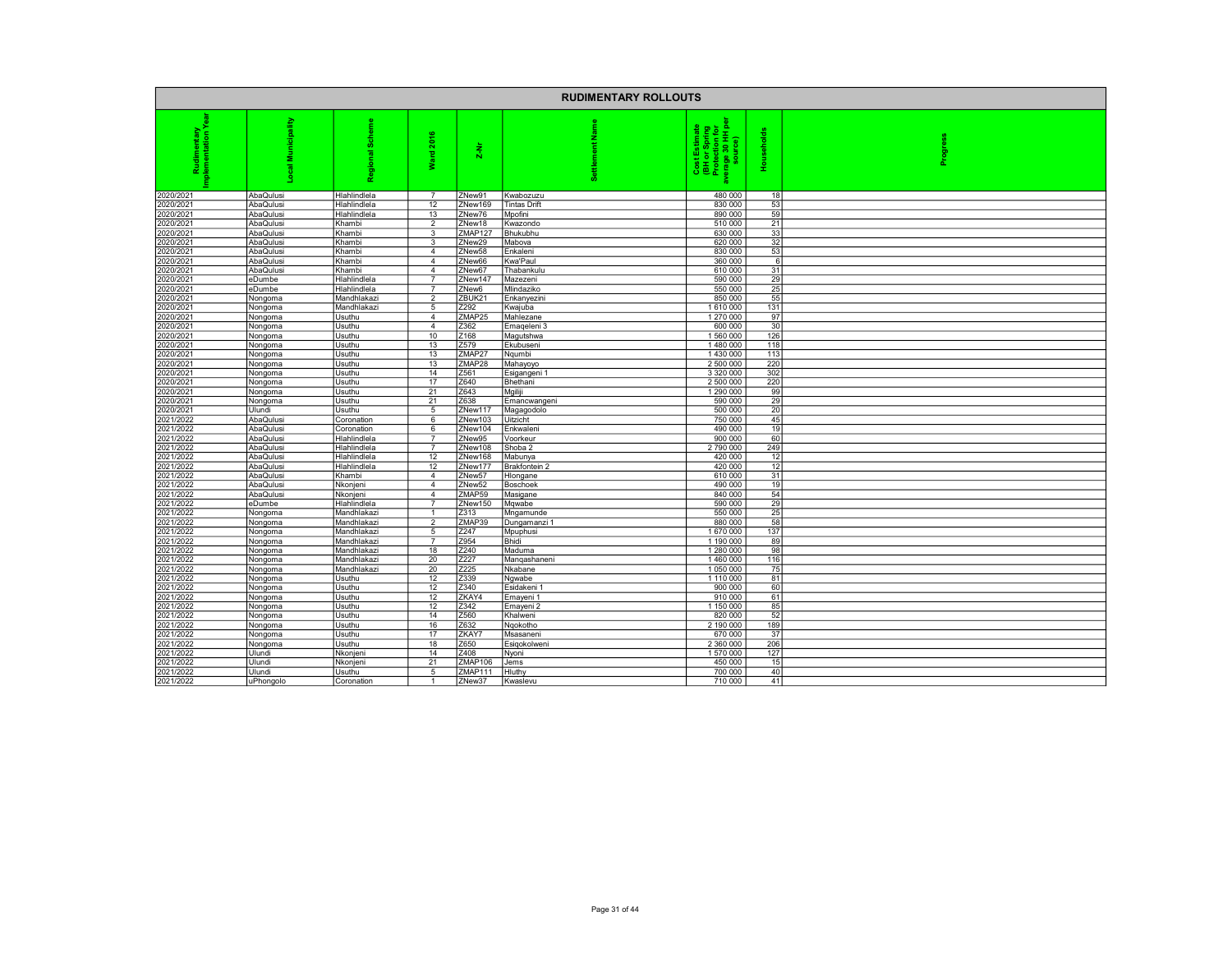# RUDIMENTARY ROLLOUTS

| Rudimentary Implementation Year | Local Municipality | Regional Scheme | Ward 2016 | Z-Nr | Settlement Name | Cost Estimate (BH or Spring Protection for average 30 HH per source) | Households | Progress |
|---|---|---|---|---|---|---|---|---|
| 2020/2021 | AbaQulusi | Hlahlindlela | 7 | ZNew91 | Kwabozuzu | 480 000 | 18 | |
| 2020/2021 | AbaQulusi | Hlahlindlela | 12 | ZNew169 | Tintas Drift | 830 000 | 53 | |
| 2020/2021 | AbaQulusi | Hlahlindlela | 13 | ZNew76 | Mpofini | 890 000 | 59 | |
| 2020/2021 | AbaQulusi | Khambi | 2 | ZNew18 | Kwazondo | 510 000 | 21 | |
| 2020/2021 | AbaQulusi | Khambi | 3 | ZMAP127 | Bhukubhu | 630 000 | 33 | |
| 2020/2021 | AbaQulusi | Khambi | 3 | ZNew29 | Mabova | 620 000 | 32 | |
| 2020/2021 | AbaQulusi | Khambi | 4 | ZNew58 | Enkaleni | 830 000 | 53 | |
| 2020/2021 | AbaQulusi | Khambi | 4 | ZNew66 | Kwa'Paul | 360 000 | 6 | |
| 2020/2021 | AbaQulusi | Khambi | 4 | ZNew67 | Thabankulu | 610 000 | 31 | |
| 2020/2021 | eDumbe | Hlahlindlela | 7 | ZNew147 | Mazezeni | 590 000 | 29 | |
| 2020/2021 | eDumbe | Hlahlindlela | 7 | ZNew6 | Mlindaziko | 550 000 | 25 | |
| 2020/2021 | Nongoma | Mandhlakazi | 2 | ZBUK21 | Enkanyezini | 850 000 | 55 | |
| 2020/2021 | Nongoma | Mandhlakazi | 5 | Z292 | Kwajuba | 1 610 000 | 131 | |
| 2020/2021 | Nongoma | Usuthu | 4 | ZMAP25 | Mahlezane | 1 270 000 | 97 | |
| 2020/2021 | Nongoma | Usuthu | 4 | Z362 | Emaqeleni 3 | 600 000 | 30 | |
| 2020/2021 | Nongoma | Usuthu | 10 | Z168 | Magutshwa | 1 560 000 | 126 | |
| 2020/2021 | Nongoma | Usuthu | 13 | Z579 | Ekubuseni | 1 480 000 | 118 | |
| 2020/2021 | Nongoma | Usuthu | 13 | ZMAP27 | Nqumbi | 1 430 000 | 113 | |
| 2020/2021 | Nongoma | Usuthu | 13 | ZMAP28 | Mahayoyo | 2 500 000 | 220 | |
| 2020/2021 | Nongoma | Usuthu | 14 | Z561 | Esigangeni 1 | 3 320 000 | 302 | |
| 2020/2021 | Nongoma | Usuthu | 17 | Z640 | Bhethani | 2 500 000 | 220 | |
| 2020/2021 | Nongoma | Usuthu | 21 | Z643 | Mgiliji | 1 290 000 | 99 | |
| 2020/2021 | Nongoma | Usuthu | 21 | Z638 | Emancwangeni | 590 000 | 29 | |
| 2020/2021 | Ulundi | Usuthu | 5 | ZNew117 | Magagodolo | 500 000 | 20 | |
| 2021/2022 | AbaQulusi | Coronation | 6 | ZNew103 | Uitzicht | 750 000 | 45 | |
| 2021/2022 | AbaQulusi | Coronation | 6 | ZNew104 | Enkwaleni | 490 000 | 19 | |
| 2021/2022 | AbaQulusi | Hlahlindlela | 7 | ZNew95 | Voorkeur | 900 000 | 60 | |
| 2021/2022 | AbaQulusi | Hlahlindlela | 7 | ZNew108 | Shoba 2 | 2 790 000 | 249 | |
| 2021/2022 | AbaQulusi | Hlahlindlela | 12 | ZNew168 | Mabunya | 420 000 | 12 | |
| 2021/2022 | AbaQulusi | Hlahlindlela | 12 | ZNew177 | Brakfontein 2 | 420 000 | 12 | |
| 2021/2022 | AbaQulusi | Khambi | 4 | ZNew57 | Hlongane | 610 000 | 31 | |
| 2021/2022 | AbaQulusi | Nkonjeni | 4 | ZNew52 | Boschoek | 490 000 | 19 | |
| 2021/2022 | AbaQulusi | Nkonjeni | 4 | ZMAP59 | Masigane | 840 000 | 54 | |
| 2021/2022 | eDumbe | Hlahlindlela | 7 | ZNew150 | Mqwabe | 590 000 | 29 | |
| 2021/2022 | Nongoma | Mandhlakazi | 1 | Z313 | Mngamunde | 550 000 | 25 | |
| 2021/2022 | Nongoma | Mandhlakazi | 2 | ZMAP39 | Dungamanzi 1 | 880 000 | 58 | |
| 2021/2022 | Nongoma | Mandhlakazi | 5 | Z247 | Mpuphusi | 1 670 000 | 137 | |
| 2021/2022 | Nongoma | Mandhlakazi | 7 | Z954 | Bhidi | 1 190 000 | 89 | |
| 2021/2022 | Nongoma | Mandhlakazi | 18 | Z240 | Maduma | 1 280 000 | 98 | |
| 2021/2022 | Nongoma | Mandhlakazi | 20 | Z227 | Manqashaneni | 1 460 000 | 116 | |
| 2021/2022 | Nongoma | Mandhlakazi | 20 | Z225 | Nkabane | 1 050 000 | 75 | |
| 2021/2022 | Nongoma | Usuthu | 12 | Z339 | Ngwabe | 1 110 000 | 81 | |
| 2021/2022 | Nongoma | Usuthu | 12 | Z340 | Esidakeni 1 | 900 000 | 60 | |
| 2021/2022 | Nongoma | Usuthu | 12 | ZKAY4 | Emayeni 1 | 910 000 | 61 | |
| 2021/2022 | Nongoma | Usuthu | 12 | Z342 | Emayeni 2 | 1 150 000 | 85 | |
| 2021/2022 | Nongoma | Usuthu | 14 | Z560 | Khalweni | 820 000 | 52 | |
| 2021/2022 | Nongoma | Usuthu | 16 | Z632 | Nqokotho | 2 190 000 | 189 | |
| 2021/2022 | Nongoma | Usuthu | 17 | ZKAY7 | Msasaneni | 670 000 | 37 | |
| 2021/2022 | Nongoma | Usuthu | 18 | Z650 | Esiqokolweni | 2 360 000 | 206 | |
| 2021/2022 | Ulundi | Nkonjeni | 14 | Z408 | Nyoni | 1 570 000 | 127 | |
| 2021/2022 | Ulundi | Nkonjeni | 21 | ZMAP106 | Jems | 450 000 | 15 | |
| 2021/2022 | Ulundi | Usuthu | 5 | ZMAP111 | Hluthy | 700 000 | 40 | |
| 2021/2022 | uPhongolo | Coronation | 1 | ZNew37 | Kwaslevu | 710 000 | 41 | |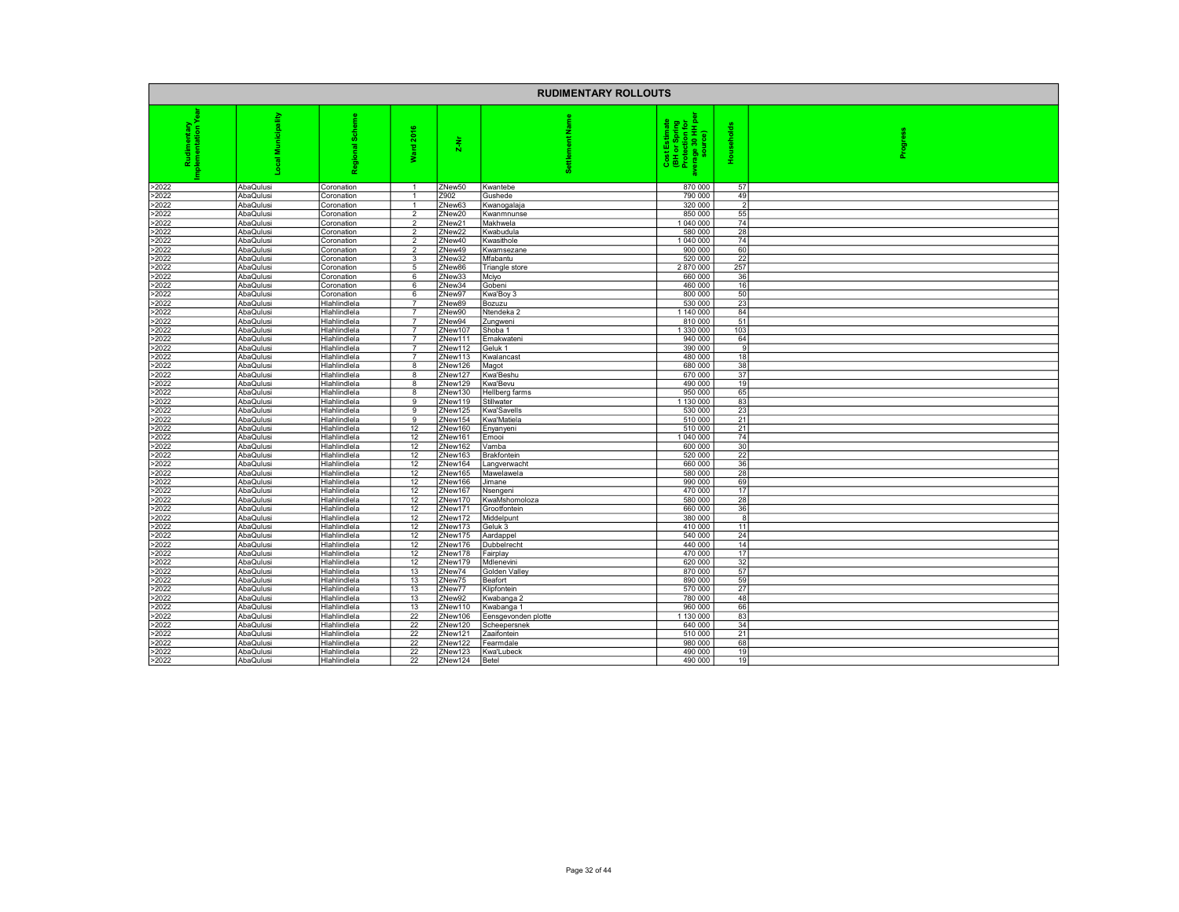## RUDIMENTARY ROLLOUTS

| Rudimentary Implementation Year | Local Municipality | Regional Scheme | Ward 2016 | Z-Nr | Settlement Name | Cost Estimate (BH or Spring Protection for average 30 HH per source) | Households | Progress |
|---|---|---|---|---|---|---|---|---|
| >2022 | AbaQulusi | Coronation | 1 | ZNew50 | Kwantebe | 870 000 | 57 | |
| >2022 | AbaQulusi | Coronation | 1 | Z902 | Gushede | 790 000 | 49 | |
| >2022 | AbaQulusi | Coronation | 1 | ZNew63 | Kwanogalaja | 320 000 | 2 | |
| >2022 | AbaQulusi | Coronation | 2 | ZNew20 | Kwanmnunse | 850 000 | 55 | |
| >2022 | AbaQulusi | Coronation | 2 | ZNew21 | Makhwela | 1 040 000 | 74 | |
| >2022 | AbaQulusi | Coronation | 2 | ZNew22 | Kwabudula | 580 000 | 28 | |
| >2022 | AbaQulusi | Coronation | 2 | ZNew40 | Kwasithole | 1 040 000 | 74 | |
| >2022 | AbaQulusi | Coronation | 2 | ZNew49 | Kwamsezane | 900 000 | 60 | |
| >2022 | AbaQulusi | Coronation | 3 | ZNew32 | Mfabantu | 520 000 | 22 | |
| >2022 | AbaQulusi | Coronation | 5 | ZNew86 | Triangle store | 2 870 000 | 257 | |
| >2022 | AbaQulusi | Coronation | 6 | ZNew33 | Mciyo | 660 000 | 36 | |
| >2022 | AbaQulusi | Coronation | 6 | ZNew34 | Gobeni | 460 000 | 16 | |
| >2022 | AbaQulusi | Coronation | 6 | ZNew97 | Kwa'Boy 3 | 800 000 | 50 | |
| >2022 | AbaQulusi | Hlahlindlela | 7 | ZNew89 | Bozuzu | 530 000 | 23 | |
| >2022 | AbaQulusi | Hlahlindlela | 7 | ZNew90 | Ntendeka 2 | 1 140 000 | 84 | |
| >2022 | AbaQulusi | Hlahlindlela | 7 | ZNew94 | Zungweni | 810 000 | 51 | |
| >2022 | AbaQulusi | Hlahlindlela | 7 | ZNew107 | Shoba 1 | 1 330 000 | 103 | |
| >2022 | AbaQulusi | Hlahlindlela | 7 | ZNew111 | Emakwateni | 940 000 | 64 | |
| >2022 | AbaQulusi | Hlahlindlela | 7 | ZNew112 | Geluk 1 | 390 000 | 9 | |
| >2022 | AbaQulusi | Hlahlindlela | 7 | ZNew113 | Kwalancast | 480 000 | 18 | |
| >2022 | AbaQulusi | Hlahlindlela | 8 | ZNew126 | Magot | 680 000 | 38 | |
| >2022 | AbaQulusi | Hlahlindlela | 8 | ZNew127 | Kwa'Beshu | 670 000 | 37 | |
| >2022 | AbaQulusi | Hlahlindlela | 8 | ZNew129 | Kwa'Bevu | 490 000 | 19 | |
| >2022 | AbaQulusi | Hlahlindlela | 8 | ZNew130 | Hellberg farms | 950 000 | 65 | |
| >2022 | AbaQulusi | Hlahlindlela | 9 | ZNew119 | Stillwater | 1 130 000 | 83 | |
| >2022 | AbaQulusi | Hlahlindlela | 9 | ZNew125 | Kwa'Savells | 530 000 | 23 | |
| >2022 | AbaQulusi | Hlahlindlela | 9 | ZNew154 | Kwa'Matiela | 510 000 | 21 | |
| >2022 | AbaQulusi | Hlahlindlela | 12 | ZNew160 | Enyanyeni | 510 000 | 21 | |
| >2022 | AbaQulusi | Hlahlindlela | 12 | ZNew161 | Emooi | 1 040 000 | 74 | |
| >2022 | AbaQulusi | Hlahlindlela | 12 | ZNew162 | Vamba | 600 000 | 30 | |
| >2022 | AbaQulusi | Hlahlindlela | 12 | ZNew163 | Brakfontein | 520 000 | 22 | |
| >2022 | AbaQulusi | Hlahlindlela | 12 | ZNew164 | Langverwacht | 660 000 | 36 | |
| >2022 | AbaQulusi | Hlahlindlela | 12 | ZNew165 | Mawelawela | 580 000 | 28 | |
| >2022 | AbaQulusi | Hlahlindlela | 12 | ZNew166 | Jimane | 990 000 | 69 | |
| >2022 | AbaQulusi | Hlahlindlela | 12 | ZNew167 | Nsengeni | 470 000 | 17 | |
| >2022 | AbaQulusi | Hlahlindlela | 12 | ZNew170 | KwaMshomoloza | 580 000 | 28 | |
| >2022 | AbaQulusi | Hlahlindlela | 12 | ZNew171 | Grootfontein | 660 000 | 36 | |
| >2022 | AbaQulusi | Hlahlindlela | 12 | ZNew172 | Middelpunt | 380 000 | 8 | |
| >2022 | AbaQulusi | Hlahlindlela | 12 | ZNew173 | Geluk 3 | 410 000 | 11 | |
| >2022 | AbaQulusi | Hlahlindlela | 12 | ZNew175 | Aardappel | 540 000 | 24 | |
| >2022 | AbaQulusi | Hlahlindlela | 12 | ZNew176 | Dubbelrecht | 440 000 | 14 | |
| >2022 | AbaQulusi | Hlahlindlela | 12 | ZNew178 | Fairplay | 470 000 | 17 | |
| >2022 | AbaQulusi | Hlahlindlela | 12 | ZNew179 | Mdlenevini | 620 000 | 32 | |
| >2022 | AbaQulusi | Hlahlindlela | 13 | ZNew74 | Golden Valley | 870 000 | 57 | |
| >2022 | AbaQulusi | Hlahlindlela | 13 | ZNew75 | Beafort | 890 000 | 59 | |
| >2022 | AbaQulusi | Hlahlindlela | 13 | ZNew77 | Klipfontein | 570 000 | 27 | |
| >2022 | AbaQulusi | Hlahlindlela | 13 | ZNew92 | Kwabanga 2 | 780 000 | 48 | |
| >2022 | AbaQulusi | Hlahlindlela | 13 | ZNew110 | Kwabanga 1 | 960 000 | 66 | |
| >2022 | AbaQulusi | Hlahlindlela | 22 | ZNew106 | Eensgevonden plotte | 1 130 000 | 83 | |
| >2022 | AbaQulusi | Hlahlindlela | 22 | ZNew120 | Scheepersnek | 640 000 | 34 | |
| >2022 | AbaQulusi | Hlahlindlela | 22 | ZNew121 | Zaaifontein | 510 000 | 21 | |
| >2022 | AbaQulusi | Hlahlindlela | 22 | ZNew122 | Fearmdale | 980 000 | 68 | |
| >2022 | AbaQulusi | Hlahlindlela | 22 | ZNew123 | Kwa'Lubeck | 490 000 | 19 | |
| >2022 | AbaQulusi | Hlahlindlela | 22 | ZNew124 | Betel | 490 000 | 19 | |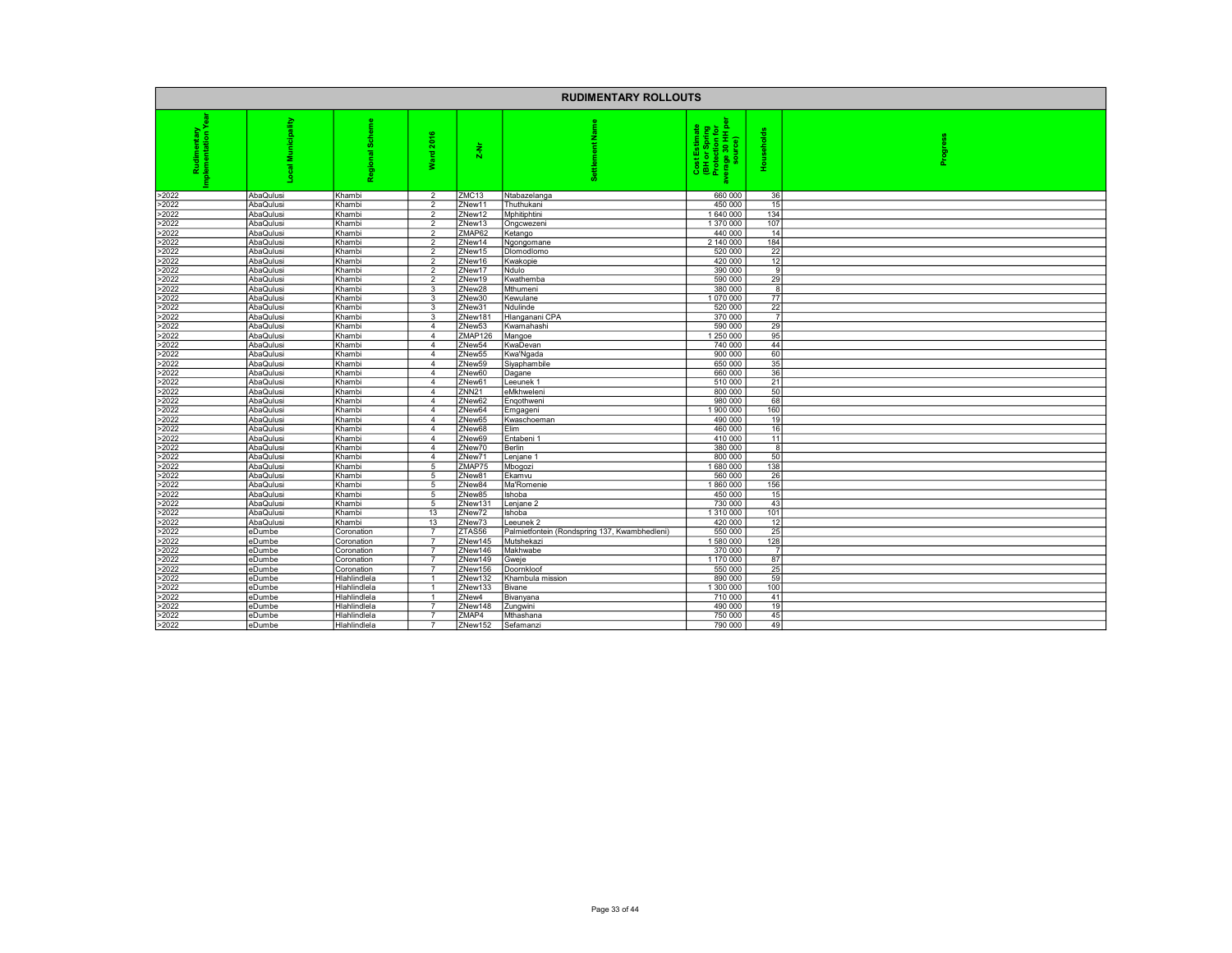# RUDIMENTARY ROLLOUTS

| Rudimentary Implementation Year | Local Municipality | Regional Scheme | Ward 2016 | Z-Nr | Settlement Name | Cost Estimate (BH or Spring Protection for average 30 HH per source) | Households | Progress |
|---|---|---|---|---|---|---|---|---|
| >2022 | AbaQulusi | Khambi | 2 | ZMC13 | Ntabazelanga | 660 000 | 36 | |
| >2022 | AbaQulusi | Khambi | 2 | ZNew11 | Thuthukani | 450 000 | 15 | |
| >2022 | AbaQulusi | Khambi | 2 | ZNew12 | Mphitiphtini | 1 640 000 | 134 | |
| >2022 | AbaQulusi | Khambi | 2 | ZNew13 | Ongcwezeni | 1 370 000 | 107 | |
| >2022 | AbaQulusi | Khambi | 2 | ZMAP62 | Ketango | 440 000 | 14 | |
| >2022 | AbaQulusi | Khambi | 2 | ZNew14 | Ngongomane | 2 140 000 | 184 | |
| >2022 | AbaQulusi | Khambi | 2 | ZNew15 | Dlomodlomo | 520 000 | 22 | |
| >2022 | AbaQulusi | Khambi | 2 | ZNew16 | Kwakopie | 420 000 | 12 | |
| >2022 | AbaQulusi | Khambi | 2 | ZNew17 | Ndulo | 390 000 | 9 | |
| >2022 | AbaQulusi | Khambi | 2 | ZNew19 | Kwathemba | 590 000 | 29 | |
| >2022 | AbaQulusi | Khambi | 3 | ZNew28 | Mthumeni | 380 000 | 8 | |
| >2022 | AbaQulusi | Khambi | 3 | ZNew30 | Kewulane | 1 070 000 | 77 | |
| >2022 | AbaQulusi | Khambi | 3 | ZNew31 | Ndulinde | 520 000 | 22 | |
| >2022 | AbaQulusi | Khambi | 3 | ZNew181 | Hlanganani CPA | 370 000 | 7 | |
| >2022 | AbaQulusi | Khambi | 4 | ZNew53 | Kwamahashi | 590 000 | 29 | |
| >2022 | AbaQulusi | Khambi | 4 | ZMAP126 | Mangoe | 1 250 000 | 95 | |
| >2022 | AbaQulusi | Khambi | 4 | ZNew54 | KwaDevan | 740 000 | 44 | |
| >2022 | AbaQulusi | Khambi | 4 | ZNew55 | Kwa'Ngada | 900 000 | 60 | |
| >2022 | AbaQulusi | Khambi | 4 | ZNew59 | Siyaphambile | 650 000 | 35 | |
| >2022 | AbaQulusi | Khambi | 4 | ZNew60 | Dagane | 660 000 | 36 | |
| >2022 | AbaQulusi | Khambi | 4 | ZNew61 | Leeunek 1 | 510 000 | 21 | |
| >2022 | AbaQulusi | Khambi | 4 | ZNN21 | eMkhweleni | 800 000 | 50 | |
| >2022 | AbaQulusi | Khambi | 4 | ZNew62 | Engothweni | 980 000 | 68 | |
| >2022 | AbaQulusi | Khambi | 4 | ZNew64 | Emgageni | 1 900 000 | 160 | |
| >2022 | AbaQulusi | Khambi | 4 | ZNew65 | Kwaschoeman | 490 000 | 19 | |
| >2022 | AbaQulusi | Khambi | 4 | ZNew68 | Elim | 460 000 | 16 | |
| >2022 | AbaQulusi | Khambi | 4 | ZNew69 | Entabeni 1 | 410 000 | 11 | |
| >2022 | AbaQulusi | Khambi | 4 | ZNew70 | Berlin | 380 000 | 8 | |
| >2022 | AbaQulusi | Khambi | 4 | ZNew71 | Lenjane 1 | 800 000 | 50 | |
| >2022 | AbaQulusi | Khambi | 5 | ZMAP75 | Mbogozi | 1 680 000 | 138 | |
| >2022 | AbaQulusi | Khambi | 5 | ZNew81 | Ekamvu | 560 000 | 26 | |
| >2022 | AbaQulusi | Khambi | 5 | ZNew84 | Ma'Romenie | 1 860 000 | 156 | |
| >2022 | AbaQulusi | Khambi | 5 | ZNew85 | Ishoba | 450 000 | 15 | |
| >2022 | AbaQulusi | Khambi | 5 | ZNew131 | Lenjane 2 | 730 000 | 43 | |
| >2022 | AbaQulusi | Khambi | 13 | ZNew72 | Ishoba | 1 310 000 | 101 | |
| >2022 | AbaQulusi | Khambi | 13 | ZNew73 | Leeunek 2 | 420 000 | 12 | |
| >2022 | eDumbe | Coronation | 7 | ZTAS56 | Palmietfontein (Rondspring 137, Kwambhedleni) | 550 000 | 25 | |
| >2022 | eDumbe | Coronation | 7 | ZNew145 | Mutshekazi | 1 580 000 | 128 | |
| >2022 | eDumbe | Coronation | 7 | ZNew146 | Makhwabe | 370 000 | 7 | |
| >2022 | eDumbe | Coronation | 7 | ZNew149 | Gweje | 1 170 000 | 87 | |
| >2022 | eDumbe | Coronation | 7 | ZNew156 | Doornkloof | 550 000 | 25 | |
| >2022 | eDumbe | Hlahlindlela | 1 | ZNew132 | Khambula mission | 890 000 | 59 | |
| >2022 | eDumbe | Hlahlindlela | 1 | ZNew133 | Bivane | 1 300 000 | 100 | |
| >2022 | eDumbe | Hlahlindlela | 1 | ZNew4 | Bivanyana | 710 000 | 41 | |
| >2022 | eDumbe | Hlahlindlela | 7 | ZNew148 | Zungwini | 490 000 | 19 | |
| >2022 | eDumbe | Hlahlindlela | 7 | ZMAP4 | Mthashana | 750 000 | 45 | |
| >2022 | eDumbe | Hlahlindlela | 7 | ZNew152 | Sefamanzi | 790 000 | 49 | |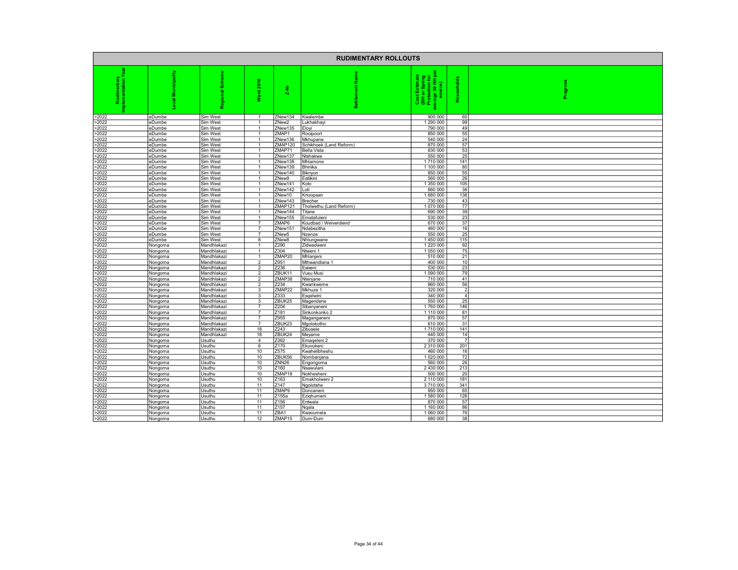# RUDIMENTARY ROLLOUTS

| Rudimentary Implementation Year | Local Municipality | Regional Scheme | Ward 2016 | Z-Nr | Settlement Name | Cost Estimate (BH or Spring Protection for average 30 HH per source) | Households | Progress |
|---|---|---|---|---|---|---|---|---|
| >2022 | eDumbe | Sim West | 1 | ZNew134 | Kwalembe | 900 000 | 60 | |
| >2022 | eDumbe | Sim West | 1 | ZNew2 | Lukhakhayi | 1 290 000 | 99 | |
| >2022 | eDumbe | Sim West | 1 | ZNew135 | Eloyi | 790 000 | 49 | |
| >2022 | eDumbe | Sim West | 1 | ZMAP1 | Rooipoort | 850 000 | 55 | |
| >2022 | eDumbe | Sim West | 1 | ZNew136 | Mkhupane | 540 000 | 24 | |
| >2022 | eDumbe | Sim West | 1 | ZMAP120 | Schikhoek (Land Reform) | 870 000 | 57 | |
| >2022 | eDumbe | Sim West | 1 | ZMAP71 | Bella Vista | 830 000 | 53 | |
| >2022 | eDumbe | Sim West | 1 | ZNew137 | Ntshakwe | 550 000 | 25 | |
| >2022 | eDumbe | Sim West | 1 | ZNew138 | Mhlamone | 1 710 000 | 141 | |
| >2022 | eDumbe | Sim West | 1 | ZNew139 | Bhinika | 1 100 000 | 80 | |
| >2022 | eDumbe | Sim West | 1 | ZNew140 | Biknyon | 850 000 | 55 | |
| >2022 | eDumbe | Sim West | 1 | ZNew9 | Esitikini | 560 000 | 26 | |
| >2022 | eDumbe | Sim West | 1 | ZNew141 | Koto | 1 350 000 | 105 | |
| >2022 | eDumbe | Sim West | 1 | ZNew142 | Loti | 660 000 | 36 | |
| >2022 | eDumbe | Sim West | 1 | ZNew10 | Knoopaan | 1 680 000 | 138 | |
| >2022 | eDumbe | Sim West | 1 | ZNew143 | Brecher | 730 000 | 43 | |
| >2022 | eDumbe | Sim West | 1 | ZMAP121 | Tholwethu (Land Reform) | 1 070 000 | 77 | |
| >2022 | eDumbe | Sim West | 1 | ZNew144 | Titane | 690 000 | 39 | |
| >2022 | eDumbe | Sim West | 1 | ZNew155 | Ematafuleni | 530 000 | 23 | |
| >2022 | eDumbe | Sim West | 7 | ZMAP6 | Koudbad / Welverdiend | 670 000 | 37 | |
| >2022 | eDumbe | Sim West | 7 | ZNew151 | Ndabezitha | 460 000 | 16 | |
| >2022 | eDumbe | Sim West | 7 | ZNew5 | Nzenze | 550 000 | 25 | |
| >2022 | eDumbe | Sim West | 8 | ZNew8 | Nhlungwane | 1 450 000 | 115 | |
| >2022 | Nongoma | Mandhlakazi | 1 | Z290 | Zidwadweni | 1 220 000 | 92 | |
| >2022 | Nongoma | Mandhlakazi | 1 | Z304 | Ntweni 1 | 1 050 000 | 75 | |
| >2022 | Nongoma | Mandhlakazi | 1 | ZMAP20 | Mhlanjeni | 510 000 | 21 | |
| >2022 | Nongoma | Mandhlakazi | 2 | Z951 | Mthwandlana 1 | 400 000 | 10 | |
| >2022 | Nongoma | Mandhlakazi | 2 | Z236 | Esixeni | 530 000 | 23 | |
| >2022 | Nongoma | Mandhlakazi | 2 | ZBUK11 | Vusu Musi | 1 090 000 | 79 | |
| >2022 | Nongoma | Mandhlakazi | 2 | ZMAP38 | Ntenjane | 710 000 | 41 | |
| >2022 | Nongoma | Mandhlakazi | 2 | Z234 | Kwankweme | 860 000 | 56 | |
| >2022 | Nongoma | Mandhlakazi | 3 | ZMAP22 | Mkhuze 1 | 320 000 | 2 | |
| >2022 | Nongoma | Mandhlakazi | 3 | Z333 | Esqelwini | 340 000 | 4 | |
| >2022 | Nongoma | Mandhlakazi | 3 | ZBUK25 | Magendene | 550 000 | 25 | |
| >2022 | Nongoma | Mandhlakazi | 7 | Z204 | Sibanyaneni | 1 760 000 | 146 | |
| >2022 | Nongoma | Mandhlakazi | 7 | Z181 | Sinkonkonko 2 | 1 110 000 | 81 | |
| >2022 | Nongoma | Mandhlakazi | 7 | Z955 | Maganganeni | 870 000 | 57 | |
| >2022 | Nongoma | Mandhlakazi | 7 | ZBUK23 | Mgolokotho | 610 000 | 31 | |
| >2022 | Nongoma | Mandhlakazi | 18 | Z243 | Zibusele | 1 710 000 | 141 | |
| >2022 | Nongoma | Mandhlakazi | 18 | ZBUK24 | Meyame | 440 000 | 14 | |
| >2022 | Nongoma | Usuthu | 4 | Z362 | Emaqeleni 2 | 370 000 | 7 | |
| >2022 | Nongoma | Usuthu | 6 | Z170 | Ekuvukeni | 2 310 000 | 201 | |
| >2022 | Nongoma | Usuthu | 10 | Z575 | Kwahelibheshu | 460 000 | 16 | |
| >2022 | Nongoma | Usuthu | 10 | ZBUK56 | Nombanjana | 1 020 000 | 72 | |
| >2022 | Nongoma | Usuthu | 10 | ZNN26 | Engongoma | 560 000 | 26 | |
| >2022 | Nongoma | Usuthu | 10 | Z160 | Nsawulani | 2 430 000 | 213 | |
| >2022 | Nongoma | Usuthu | 10 | ZMAP18 | Nokhesheni | 500 000 | 20 | |
| >2022 | Nongoma | Usuthu | 10 | Z163 | Emakholweni 2 | 2 110 000 | 181 | |
| >2022 | Nongoma | Usuthu | 11 | Z147 | Ngolotshe | 3 710 000 | 341 | |
| >2022 | Nongoma | Usuthu | 11 | ZMAP9 | Doncaneni | 950 000 | 65 | |
| >2022 | Nongoma | Usuthu | 11 | Z155a | Ezighumeni | 1 580 000 | 128 | |
| >2022 | Nongoma | Usuthu | 11 | Z156 | Entwala | 870 000 | 57 | |
| >2022 | Nongoma | Usuthu | 11 | Z157 | Nqala | 1 160 000 | 86 | |
| >2022 | Nongoma | Usuthu | 11 | ZBA1 | Kwavumela | 1 060 000 | 76 | |
| >2022 | Nongoma | Usuthu | 12 | ZMAP15 | Dum-Dum | 680 000 | 38 | |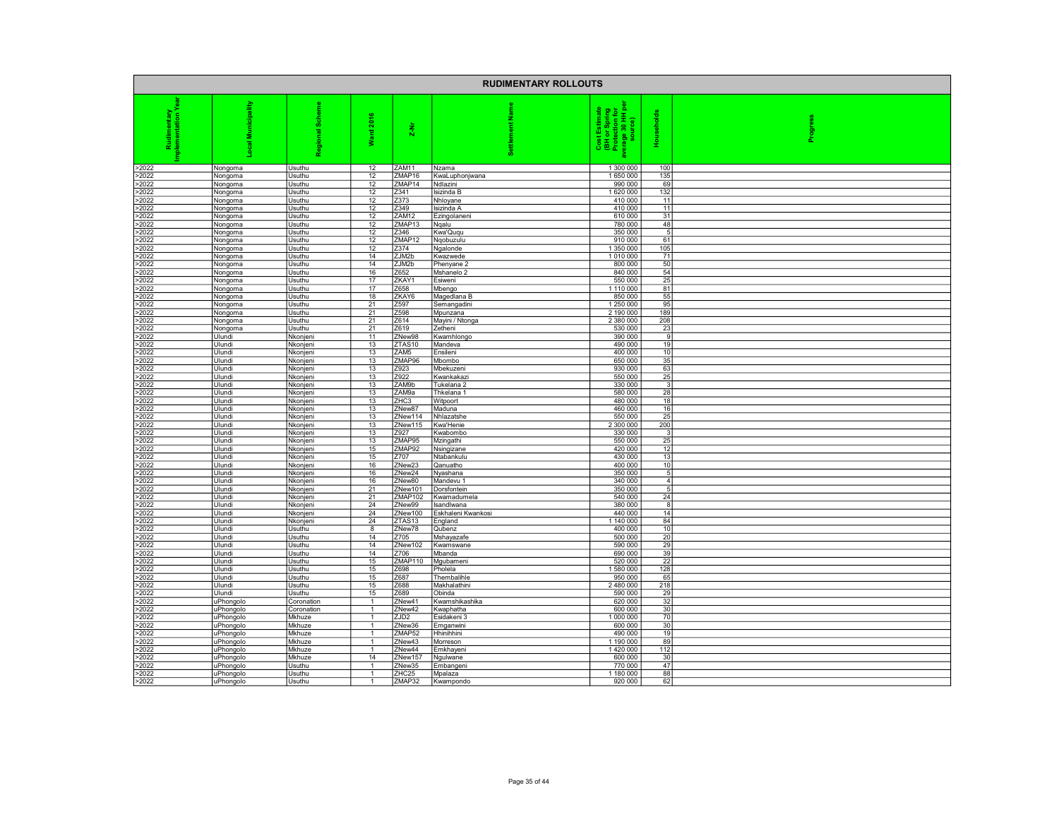# RUDIMENTARY ROLLOUTS

| Rudimentary Implementation Year | Local Municipality | Regional Scheme | Ward 2016 | Z-Nr | Settlement Name | Cost Estimate (BH or Spring Protection for average 30 HH per source) | Households | Progress |
|---|---|---|---|---|---|---|---|---|
| >2022 | Nongoma | Usuthu | 12 | ZAM11 | Nzama | 1 300 000 | 100 | |
| >2022 | Nongoma | Usuthu | 12 | ZMAP16 | KwaLuphonjwana | 1 650 000 | 135 | |
| >2022 | Nongoma | Usuthu | 12 | ZMAP14 | Ndlazini | 990 000 | 69 | |
| >2022 | Nongoma | Usuthu | 12 | Z341 | Isizinda B | 1 620 000 | 132 | |
| >2022 | Nongoma | Usuthu | 12 | Z373 | Nhloyane | 410 000 | 11 | |
| >2022 | Nongoma | Usuthu | 12 | Z349 | Isizinda A | 410 000 | 11 | |
| >2022 | Nongoma | Usuthu | 12 | ZAM12 | Ezingolaneni | 610 000 | 31 | |
| >2022 | Nongoma | Usuthu | 12 | ZMAP13 | Nqalu | 780 000 | 48 | |
| >2022 | Nongoma | Usuthu | 12 | Z346 | Kwa'Ququ | 350 000 | 5 | |
| >2022 | Nongoma | Usuthu | 12 | ZMAP12 | Nqobuzulu | 910 000 | 61 | |
| >2022 | Nongoma | Usuthu | 12 | Z374 | Ngalonde | 1 350 000 | 105 | |
| >2022 | Nongoma | Usuthu | 14 | ZJM2b | Kwazwede | 1 010 000 | 71 | |
| >2022 | Nongoma | Usuthu | 14 | ZJM2b | Phenyane 2 | 800 000 | 50 | |
| >2022 | Nongoma | Usuthu | 16 | Z652 | Mshanelo 2 | 840 000 | 54 | |
| >2022 | Nongoma | Usuthu | 17 | ZKAY1 | Esiweni | 550 000 | 25 | |
| >2022 | Nongoma | Usuthu | 17 | Z658 | Mbengo | 1 110 000 | 81 | |
| >2022 | Nongoma | Usuthu | 18 | ZKAY6 | Magedlana B | 850 000 | 55 | |
| >2022 | Nongoma | Usuthu | 21 | Z597 | Semangadini | 1 250 000 | 95 | |
| >2022 | Nongoma | Usuthu | 21 | Z598 | Mpunzana | 2 190 000 | 189 | |
| >2022 | Nongoma | Usuthu | 21 | Z614 | Mayini / Ntonga | 2 380 000 | 208 | |
| >2022 | Nongoma | Usuthu | 21 | Z619 | Zetheni | 530 000 | 23 | |
| >2022 | Ulundi | Nkonjeni | 11 | ZNew98 | Kwamhlongo | 390 000 | 9 | |
| >2022 | Ulundi | Nkonjeni | 13 | ZTAS10 | Mandeva | 490 000 | 19 | |
| >2022 | Ulundi | Nkonjeni | 13 | ZAM5 | Ensileni | 400 000 | 10 | |
| >2022 | Ulundi | Nkonjeni | 13 | ZMAP96 | Mbombo | 650 000 | 35 | |
| >2022 | Ulundi | Nkonjeni | 13 | Z923 | Mbekuzeni | 930 000 | 63 | |
| >2022 | Ulundi | Nkonjeni | 13 | Z922 | Kwankakazi | 550 000 | 25 | |
| >2022 | Ulundi | Nkonjeni | 13 | ZAM9b | Tukelana 2 | 330 000 | 3 | |
| >2022 | Ulundi | Nkonjeni | 13 | ZAM9a | Thkelana 1 | 580 000 | 28 | |
| >2022 | Ulundi | Nkonjeni | 13 | ZHC3 | Witpoort | 480 000 | 18 | |
| >2022 | Ulundi | Nkonjeni | 13 | ZNew87 | Maduna | 460 000 | 16 | |
| >2022 | Ulundi | Nkonjeni | 13 | ZNew114 | Nhlazatshe | 550 000 | 25 | |
| >2022 | Ulundi | Nkonjeni | 13 | ZNew115 | Kwa'Henie | 2 300 000 | 200 | |
| >2022 | Ulundi | Nkonjeni | 13 | Z927 | Kwabombo | 330 000 | 3 | |
| >2022 | Ulundi | Nkonjeni | 13 | ZMAP95 | Mzingathi | 550 000 | 25 | |
| >2022 | Ulundi | Nkonjeni | 15 | ZMAP92 | Nsingizane | 420 000 | 12 | |
| >2022 | Ulundi | Nkonjeni | 15 | Z707 | Ntabankulu | 430 000 | 13 | |
| >2022 | Ulundi | Nkonjeni | 16 | ZNew23 | Qanuatho | 400 000 | 10 | |
| >2022 | Ulundi | Nkonjeni | 16 | ZNew24 | Nyashana | 350 000 | 5 | |
| >2022 | Ulundi | Nkonjeni | 16 | ZNew80 | Mandevu 1 | 340 000 | 4 | |
| >2022 | Ulundi | Nkonjeni | 21 | ZNew101 | Dorsfontein | 350 000 | 5 | |
| >2022 | Ulundi | Nkonjeni | 21 | ZMAP102 | Kwamadumela | 540 000 | 24 | |
| >2022 | Ulundi | Nkonjeni | 24 | ZNew99 | Isandlwana | 380 000 | 8 | |
| >2022 | Ulundi | Nkonjeni | 24 | ZNew100 | Eskhaleni Kwankosi | 440 000 | 14 | |
| >2022 | Ulundi | Nkonjeni | 24 | ZTAS13 | England | 1 140 000 | 84 | |
| >2022 | Ulundi | Usuthu | 8 | ZNew78 | Qubenz | 400 000 | 10 | |
| >2022 | Ulundi | Usuthu | 14 | Z705 | Mshayazafe | 500 000 | 20 | |
| >2022 | Ulundi | Usuthu | 14 | ZNew102 | Kwamswane | 590 000 | 29 | |
| >2022 | Ulundi | Usuthu | 14 | Z706 | Mbanda | 690 000 | 39 | |
| >2022 | Ulundi | Usuthu | 15 | ZMAP110 | Mgubameni | 520 000 | 22 | |
| >2022 | Ulundi | Usuthu | 15 | Z698 | Pholela | 1 580 000 | 128 | |
| >2022 | Ulundi | Usuthu | 15 | Z687 | Thembalihle | 950 000 | 65 | |
| >2022 | Ulundi | Usuthu | 15 | Z688 | Makhalathini | 2 480 000 | 218 | |
| >2022 | Ulundi | Usuthu | 15 | Z689 | Obinda | 590 000 | 29 | |
| >2022 | uPhongolo | Coronation | 1 | ZNew41 | Kwamshikashika | 620 000 | 32 | |
| >2022 | uPhongolo | Coronation | 1 | ZNew42 | Kwaphatha | 600 000 | 30 | |
| >2022 | uPhongolo | Mkhuze | 1 | ZJD2 | Esidakeni 3 | 1 000 000 | 70 | |
| >2022 | uPhongolo | Mkhuze | 1 | ZNew36 | Emganwini | 600 000 | 30 | |
| >2022 | uPhongolo | Mkhuze | 1 | ZMAP52 | Hhinihhini | 490 000 | 19 | |
| >2022 | uPhongolo | Mkhuze | 1 | ZNew43 | Morreson | 1 190 000 | 89 | |
| >2022 | uPhongolo | Mkhuze | 1 | ZNew44 | Emkhayeni | 1 420 000 | 112 | |
| >2022 | uPhongolo | Mkhuze | 14 | ZNew157 | Ngulwane | 600 000 | 30 | |
| >2022 | uPhongolo | Usuthu | 1 | ZNew35 | Embangeni | 770 000 | 47 | |
| >2022 | uPhongolo | Usuthu | 1 | ZHC25 | Mpalaza | 1 180 000 | 88 | |
| >2022 | uPhongolo | Usuthu | 1 | ZMAP32 | Kwampondo | 920 000 | 62 | |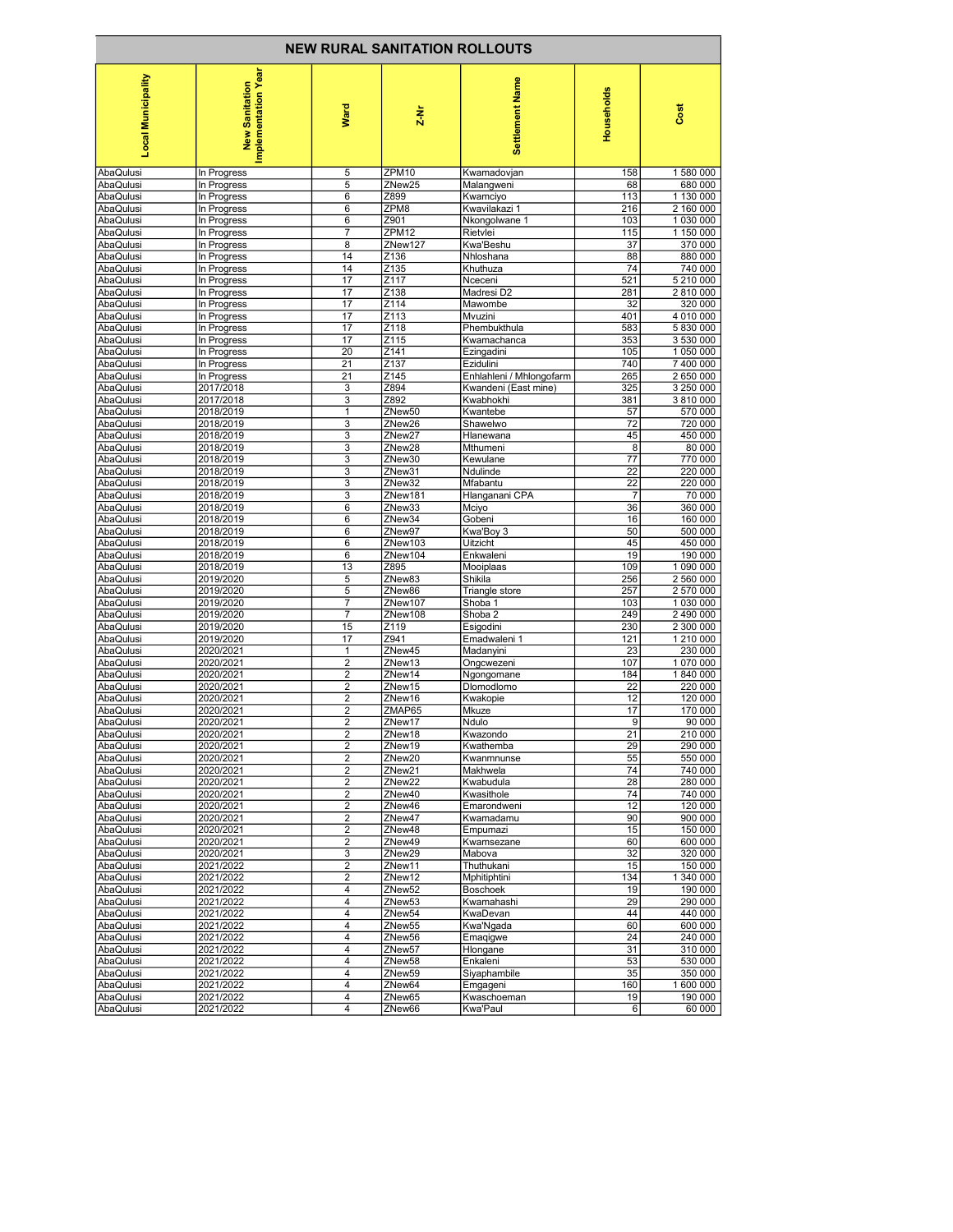## NEW RURAL SANITATION ROLLOUTS

| Local Municipality | New Sanitation Implementation Year | Ward | Z-Nr | Settlement Name | Households | Cost |
|---|---|---|---|---|---|---|
| AbaQulusi | In Progress | 5 | ZPM10 | Kwamadovjan | 158 | 1 580 000 |
| AbaQulusi | In Progress | 5 | ZNew25 | Malangweni | 68 | 680 000 |
| AbaQulusi | In Progress | 6 | Z899 | Kwamciyo | 113 | 1 130 000 |
| AbaQulusi | In Progress | 6 | ZPM8 | Kwavilakazi 1 | 216 | 2 160 000 |
| AbaQulusi | In Progress | 6 | Z901 | Nkongolwane 1 | 103 | 1 030 000 |
| AbaQulusi | In Progress | 7 | ZPM12 | Rietvlei | 115 | 1 150 000 |
| AbaQulusi | In Progress | 8 | ZNew127 | Kwa'Beshu | 37 | 370 000 |
| AbaQulusi | In Progress | 14 | Z136 | Nhloshana | 88 | 880 000 |
| AbaQulusi | In Progress | 14 | Z135 | Khuthuza | 74 | 740 000 |
| AbaQulusi | In Progress | 17 | Z117 | Nceceni | 521 | 5 210 000 |
| AbaQulusi | In Progress | 17 | Z138 | Madresi D2 | 281 | 2 810 000 |
| AbaQulusi | In Progress | 17 | Z114 | Mawombe | 32 | 320 000 |
| AbaQulusi | In Progress | 17 | Z113 | Mvuzini | 401 | 4 010 000 |
| AbaQulusi | In Progress | 17 | Z118 | Phembukthula | 583 | 5 830 000 |
| AbaQulusi | In Progress | 17 | Z115 | Kwamachanca | 353 | 3 530 000 |
| AbaQulusi | In Progress | 20 | Z141 | Ezingadini | 105 | 1 050 000 |
| AbaQulusi | In Progress | 21 | Z137 | Ezidulini | 740 | 7 400 000 |
| AbaQulusi | In Progress | 21 | Z145 | Enhlahleni / Mhlongofarm | 265 | 2 650 000 |
| AbaQulusi | 2017/2018 | 3 | Z894 | Kwandeni (East mine) | 325 | 3 250 000 |
| AbaQulusi | 2017/2018 | 3 | Z892 | Kwabhokhi | 381 | 3 810 000 |
| AbaQulusi | 2018/2019 | 1 | ZNew50 | Kwantebe | 57 | 570 000 |
| AbaQulusi | 2018/2019 | 3 | ZNew26 | Shawelwo | 72 | 720 000 |
| AbaQulusi | 2018/2019 | 3 | ZNew27 | Hlanewana | 45 | 450 000 |
| AbaQulusi | 2018/2019 | 3 | ZNew28 | Mthumeni | 8 | 80 000 |
| AbaQulusi | 2018/2019 | 3 | ZNew30 | Kewulane | 77 | 770 000 |
| AbaQulusi | 2018/2019 | 3 | ZNew31 | Ndulinde | 22 | 220 000 |
| AbaQulusi | 2018/2019 | 3 | ZNew32 | Mfabantu | 22 | 220 000 |
| AbaQulusi | 2018/2019 | 3 | ZNew181 | Hlanganani CPA | 7 | 70 000 |
| AbaQulusi | 2018/2019 | 6 | ZNew33 | Mciyo | 36 | 360 000 |
| AbaQulusi | 2018/2019 | 6 | ZNew34 | Gobeni | 16 | 160 000 |
| AbaQulusi | 2018/2019 | 6 | ZNew97 | Kwa'Boy 3 | 50 | 500 000 |
| AbaQulusi | 2018/2019 | 6 | ZNew103 | Uitzicht | 45 | 450 000 |
| AbaQulusi | 2018/2019 | 6 | ZNew104 | Enkwaleni | 19 | 190 000 |
| AbaQulusi | 2018/2019 | 13 | Z895 | Mooiplaas | 109 | 1 090 000 |
| AbaQulusi | 2019/2020 | 5 | ZNew83 | Shikila | 256 | 2 560 000 |
| AbaQulusi | 2019/2020 | 5 | ZNew86 | Triangle store | 257 | 2 570 000 |
| AbaQulusi | 2019/2020 | 7 | ZNew107 | Shoba 1 | 103 | 1 030 000 |
| AbaQulusi | 2019/2020 | 7 | ZNew108 | Shoba 2 | 249 | 2 490 000 |
| AbaQulusi | 2019/2020 | 15 | Z119 | Esigodini | 230 | 2 300 000 |
| AbaQulusi | 2019/2020 | 17 | Z941 | Emadwaleni 1 | 121 | 1 210 000 |
| AbaQulusi | 2020/2021 | 1 | ZNew45 | Madanyini | 23 | 230 000 |
| AbaQulusi | 2020/2021 | 2 | ZNew13 | Ongcwezeni | 107 | 1 070 000 |
| AbaQulusi | 2020/2021 | 2 | ZNew14 | Ngongomane | 184 | 1 840 000 |
| AbaQulusi | 2020/2021 | 2 | ZNew15 | Dlomodlomo | 22 | 220 000 |
| AbaQulusi | 2020/2021 | 2 | ZNew16 | Kwakopie | 12 | 120 000 |
| AbaQulusi | 2020/2021 | 2 | ZMAP65 | Mkuze | 17 | 170 000 |
| AbaQulusi | 2020/2021 | 2 | ZNew17 | Ndulo | 9 | 90 000 |
| AbaQulusi | 2020/2021 | 2 | ZNew18 | Kwazondo | 21 | 210 000 |
| AbaQulusi | 2020/2021 | 2 | ZNew19 | Kwathemba | 29 | 290 000 |
| AbaQulusi | 2020/2021 | 2 | ZNew20 | Kwanmnunse | 55 | 550 000 |
| AbaQulusi | 2020/2021 | 2 | ZNew21 | Makhwela | 74 | 740 000 |
| AbaQulusi | 2020/2021 | 2 | ZNew22 | Kwabudula | 28 | 280 000 |
| AbaQulusi | 2020/2021 | 2 | ZNew40 | Kwasithole | 74 | 740 000 |
| AbaQulusi | 2020/2021 | 2 | ZNew46 | Emarondweni | 12 | 120 000 |
| AbaQulusi | 2020/2021 | 2 | ZNew47 | Kwamadamu | 90 | 900 000 |
| AbaQulusi | 2020/2021 | 2 | ZNew48 | Empumazi | 15 | 150 000 |
| AbaQulusi | 2020/2021 | 2 | ZNew49 | Kwamsezane | 60 | 600 000 |
| AbaQulusi | 2020/2021 | 3 | ZNew29 | Mabova | 32 | 320 000 |
| AbaQulusi | 2021/2022 | 2 | ZNew11 | Thuthukani | 15 | 150 000 |
| AbaQulusi | 2021/2022 | 2 | ZNew12 | Mphitiphtini | 134 | 1 340 000 |
| AbaQulusi | 2021/2022 | 4 | ZNew52 | Boschoek | 19 | 190 000 |
| AbaQulusi | 2021/2022 | 4 | ZNew53 | Kwamahashi | 29 | 290 000 |
| AbaQulusi | 2021/2022 | 4 | ZNew54 | KwaDevan | 44 | 440 000 |
| AbaQulusi | 2021/2022 | 4 | ZNew55 | Kwa'Ngada | 60 | 600 000 |
| AbaQulusi | 2021/2022 | 4 | ZNew56 | Emaqigwe | 24 | 240 000 |
| AbaQulusi | 2021/2022 | 4 | ZNew57 | Hlongane | 31 | 310 000 |
| AbaQulusi | 2021/2022 | 4 | ZNew58 | Enkaleni | 53 | 530 000 |
| AbaQulusi | 2021/2022 | 4 | ZNew59 | Siyaphambile | 35 | 350 000 |
| AbaQulusi | 2021/2022 | 4 | ZNew64 | Emgageni | 160 | 1 600 000 |
| AbaQulusi | 2021/2022 | 4 | ZNew65 | Kwaschoeman | 19 | 190 000 |
| AbaQulusi | 2021/2022 | 4 | ZNew66 | Kwa'Paul | 6 | 60 000 |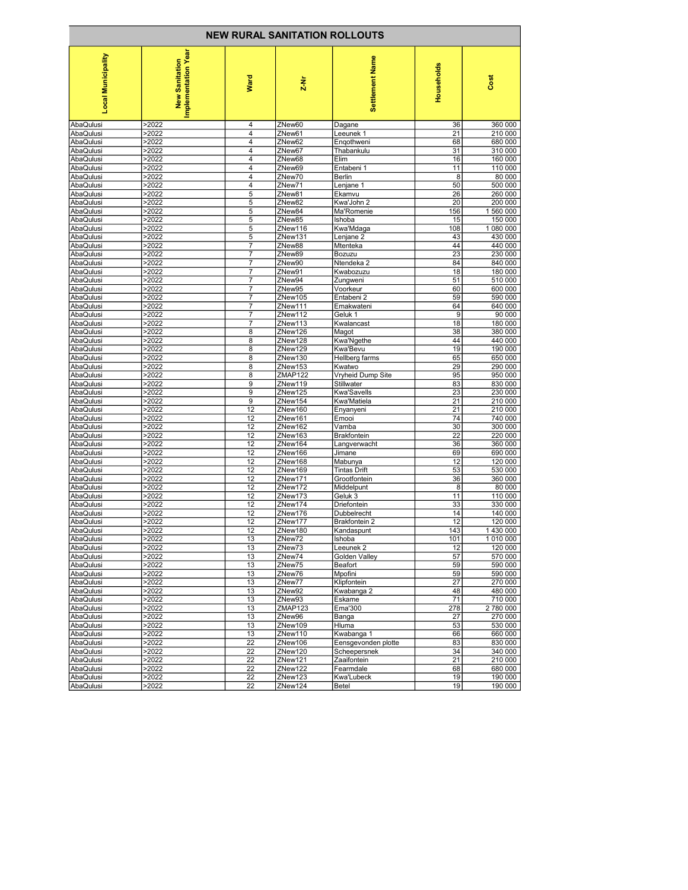# NEW RURAL SANITATION ROLLOUTS

| Local Municipality | New Sanitation Implementation Year | Ward | Z-Nr | Settlement Name | Households | Cost |
|---|---|---|---|---|---|---|
| AbaQulusi | >2022 | 4 | ZNew60 | Dagane | 36 | 360 000 |
| AbaQulusi | >2022 | 4 | ZNew61 | Leeunek 1 | 21 | 210 000 |
| AbaQulusi | >2022 | 4 | ZNew62 | Enqothweni | 68 | 680 000 |
| AbaQulusi | >2022 | 4 | ZNew67 | Thabankulu | 31 | 310 000 |
| AbaQulusi | >2022 | 4 | ZNew68 | Elim | 16 | 160 000 |
| AbaQulusi | >2022 | 4 | ZNew69 | Entabeni 1 | 11 | 110 000 |
| AbaQulusi | >2022 | 4 | ZNew70 | Berlin | 8 | 80 000 |
| AbaQulusi | >2022 | 4 | ZNew71 | Lenjane 1 | 50 | 500 000 |
| AbaQulusi | >2022 | 5 | ZNew81 | Ekamvu | 26 | 260 000 |
| AbaQulusi | >2022 | 5 | ZNew82 | Kwa'John 2 | 20 | 200 000 |
| AbaQulusi | >2022 | 5 | ZNew84 | Ma'Romenie | 156 | 1 560 000 |
| AbaQulusi | >2022 | 5 | ZNew85 | Ishoba | 15 | 150 000 |
| AbaQulusi | >2022 | 5 | ZNew116 | Kwa'Mdaga | 108 | 1 080 000 |
| AbaQulusi | >2022 | 5 | ZNew131 | Lenjane 2 | 43 | 430 000 |
| AbaQulusi | >2022 | 7 | ZNew88 | Mtenteka | 44 | 440 000 |
| AbaQulusi | >2022 | 7 | ZNew89 | Bozuzu | 23 | 230 000 |
| AbaQulusi | >2022 | 7 | ZNew90 | Ntendeka 2 | 84 | 840 000 |
| AbaQulusi | >2022 | 7 | ZNew91 | Kwabozuzu | 18 | 180 000 |
| AbaQulusi | >2022 | 7 | ZNew94 | Zungweni | 51 | 510 000 |
| AbaQulusi | >2022 | 7 | ZNew95 | Voorkeur | 60 | 600 000 |
| AbaQulusi | >2022 | 7 | ZNew105 | Entabeni 2 | 59 | 590 000 |
| AbaQulusi | >2022 | 7 | ZNew111 | Emakwateni | 64 | 640 000 |
| AbaQulusi | >2022 | 7 | ZNew112 | Geluk 1 | 9 | 90 000 |
| AbaQulusi | >2022 | 7 | ZNew113 | Kwalancast | 18 | 180 000 |
| AbaQulusi | >2022 | 8 | ZNew126 | Magot | 38 | 380 000 |
| AbaQulusi | >2022 | 8 | ZNew128 | Kwa'Ngethe | 44 | 440 000 |
| AbaQulusi | >2022 | 8 | ZNew129 | Kwa'Bevu | 19 | 190 000 |
| AbaQulusi | >2022 | 8 | ZNew130 | Hellberg farms | 65 | 650 000 |
| AbaQulusi | >2022 | 8 | ZNew153 | Kwatwo | 29 | 290 000 |
| AbaQulusi | >2022 | 8 | ZMAP122 | Vryheid Dump Site | 95 | 950 000 |
| AbaQulusi | >2022 | 9 | ZNew119 | Stillwater | 83 | 830 000 |
| AbaQulusi | >2022 | 9 | ZNew125 | Kwa'Savells | 23 | 230 000 |
| AbaQulusi | >2022 | 9 | ZNew154 | Kwa'Matiela | 21 | 210 000 |
| AbaQulusi | >2022 | 12 | ZNew160 | Enyanyeni | 21 | 210 000 |
| AbaQulusi | >2022 | 12 | ZNew161 | Emooi | 74 | 740 000 |
| AbaQulusi | >2022 | 12 | ZNew162 | Vamba | 30 | 300 000 |
| AbaQulusi | >2022 | 12 | ZNew163 | Brakfontein | 22 | 220 000 |
| AbaQulusi | >2022 | 12 | ZNew164 | Langverwacht | 36 | 360 000 |
| AbaQulusi | >2022 | 12 | ZNew166 | Jimane | 69 | 690 000 |
| AbaQulusi | >2022 | 12 | ZNew168 | Mabunya | 12 | 120 000 |
| AbaQulusi | >2022 | 12 | ZNew169 | Tintas Drift | 53 | 530 000 |
| AbaQulusi | >2022 | 12 | ZNew171 | Grootfontein | 36 | 360 000 |
| AbaQulusi | >2022 | 12 | ZNew172 | Middelpunt | 8 | 80 000 |
| AbaQulusi | >2022 | 12 | ZNew173 | Geluk 3 | 11 | 110 000 |
| AbaQulusi | >2022 | 12 | ZNew174 | Driefontein | 33 | 330 000 |
| AbaQulusi | >2022 | 12 | ZNew176 | Dubbelrecht | 14 | 140 000 |
| AbaQulusi | >2022 | 12 | ZNew177 | Brakfontein 2 | 12 | 120 000 |
| AbaQulusi | >2022 | 12 | ZNew180 | Kandaspunt | 143 | 1 430 000 |
| AbaQulusi | >2022 | 13 | ZNew72 | Ishoba | 101 | 1 010 000 |
| AbaQulusi | >2022 | 13 | ZNew73 | Leeunek 2 | 12 | 120 000 |
| AbaQulusi | >2022 | 13 | ZNew74 | Golden Valley | 57 | 570 000 |
| AbaQulusi | >2022 | 13 | ZNew75 | Beafort | 59 | 590 000 |
| AbaQulusi | >2022 | 13 | ZNew76 | Mpofini | 59 | 590 000 |
| AbaQulusi | >2022 | 13 | ZNew77 | Klipfontein | 27 | 270 000 |
| AbaQulusi | >2022 | 13 | ZNew92 | Kwabanga 2 | 48 | 480 000 |
| AbaQulusi | >2022 | 13 | ZNew93 | Eskame | 71 | 710 000 |
| AbaQulusi | >2022 | 13 | ZMAP123 | Ema'300 | 278 | 2 780 000 |
| AbaQulusi | >2022 | 13 | ZNew96 | Banga | 27 | 270 000 |
| AbaQulusi | >2022 | 13 | ZNew109 | Hluma | 53 | 530 000 |
| AbaQulusi | >2022 | 13 | ZNew110 | Kwabanga 1 | 66 | 660 000 |
| AbaQulusi | >2022 | 22 | ZNew106 | Eensgevonden plotte | 83 | 830 000 |
| AbaQulusi | >2022 | 22 | ZNew120 | Scheepersnek | 34 | 340 000 |
| AbaQulusi | >2022 | 22 | ZNew121 | Zaaifontein | 21 | 210 000 |
| AbaQulusi | >2022 | 22 | ZNew122 | Fearmdale | 68 | 680 000 |
| AbaQulusi | >2022 | 22 | ZNew123 | Kwa'Lubeck | 19 | 190 000 |
| AbaQulusi | >2022 | 22 | ZNew124 | Betel | 19 | 190 000 |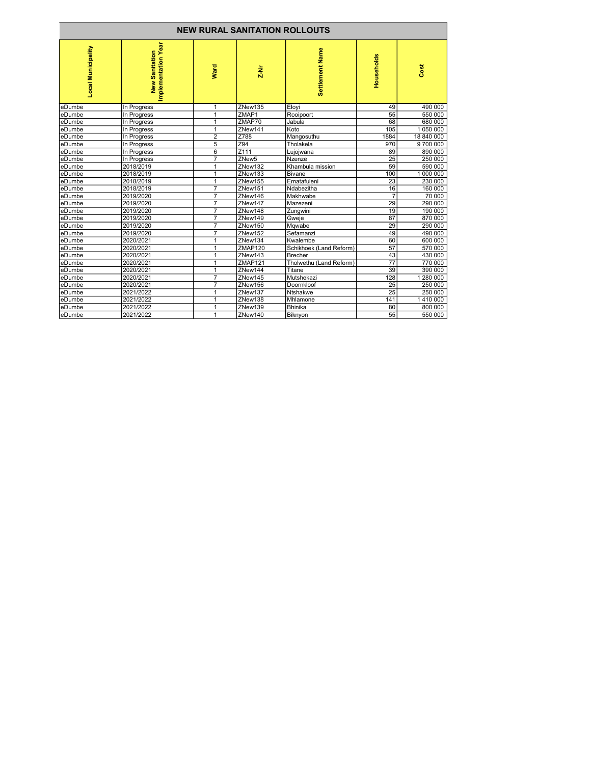## NEW RURAL SANITATION ROLLOUTS

| Local Municipality | New Sanitation Implementation Year | Ward | Z-Nr | Settlement Name | Households | Cost |
|---|---|---|---|---|---|---|
| eDumbe | In Progress | 1 | ZNew135 | Eloyi | 49 | 490 000 |
| eDumbe | In Progress | 1 | ZMAP1 | Rooipoort | 55 | 550 000 |
| eDumbe | In Progress | 1 | ZMAP70 | Jabula | 68 | 680 000 |
| eDumbe | In Progress | 1 | ZNew141 | Koto | 105 | 1 050 000 |
| eDumbe | In Progress | 2 | Z788 | Mangosuthu | 1884 | 18 840 000 |
| eDumbe | In Progress | 5 | Z94 | Tholakela | 970 | 9 700 000 |
| eDumbe | In Progress | 6 | Z111 | Lujojwana | 89 | 890 000 |
| eDumbe | In Progress | 7 | ZNew5 | Nzenze | 25 | 250 000 |
| eDumbe | 2018/2019 | 1 | ZNew132 | Khambula mission | 59 | 590 000 |
| eDumbe | 2018/2019 | 1 | ZNew133 | Bivane | 100 | 1 000 000 |
| eDumbe | 2018/2019 | 1 | ZNew155 | Ematafuleni | 23 | 230 000 |
| eDumbe | 2018/2019 | 7 | ZNew151 | Ndabezitha | 16 | 160 000 |
| eDumbe | 2019/2020 | 7 | ZNew146 | Makhwabe | 7 | 70 000 |
| eDumbe | 2019/2020 | 7 | ZNew147 | Mazezeni | 29 | 290 000 |
| eDumbe | 2019/2020 | 7 | ZNew148 | Zungwini | 19 | 190 000 |
| eDumbe | 2019/2020 | 7 | ZNew149 | Gweje | 87 | 870 000 |
| eDumbe | 2019/2020 | 7 | ZNew150 | Mqwabe | 29 | 290 000 |
| eDumbe | 2019/2020 | 7 | ZNew152 | Sefamanzi | 49 | 490 000 |
| eDumbe | 2020/2021 | 1 | ZNew134 | Kwalembe | 60 | 600 000 |
| eDumbe | 2020/2021 | 1 | ZMAP120 | Schikhoek (Land Reform) | 57 | 570 000 |
| eDumbe | 2020/2021 | 1 | ZNew143 | Brecher | 43 | 430 000 |
| eDumbe | 2020/2021 | 1 | ZMAP121 | Tholwethu (Land Reform) | 77 | 770 000 |
| eDumbe | 2020/2021 | 1 | ZNew144 | Titane | 39 | 390 000 |
| eDumbe | 2020/2021 | 7 | ZNew145 | Mutshekazi | 128 | 1 280 000 |
| eDumbe | 2020/2021 | 7 | ZNew156 | Doornkloof | 25 | 250 000 |
| eDumbe | 2021/2022 | 1 | ZNew137 | Ntshakwe | 25 | 250 000 |
| eDumbe | 2021/2022 | 1 | ZNew138 | Mhlamone | 141 | 1 410 000 |
| eDumbe | 2021/2022 | 1 | ZNew139 | Bhinika | 80 | 800 000 |
| eDumbe | 2021/2022 | 1 | ZNew140 | Biknyon | 55 | 550 000 |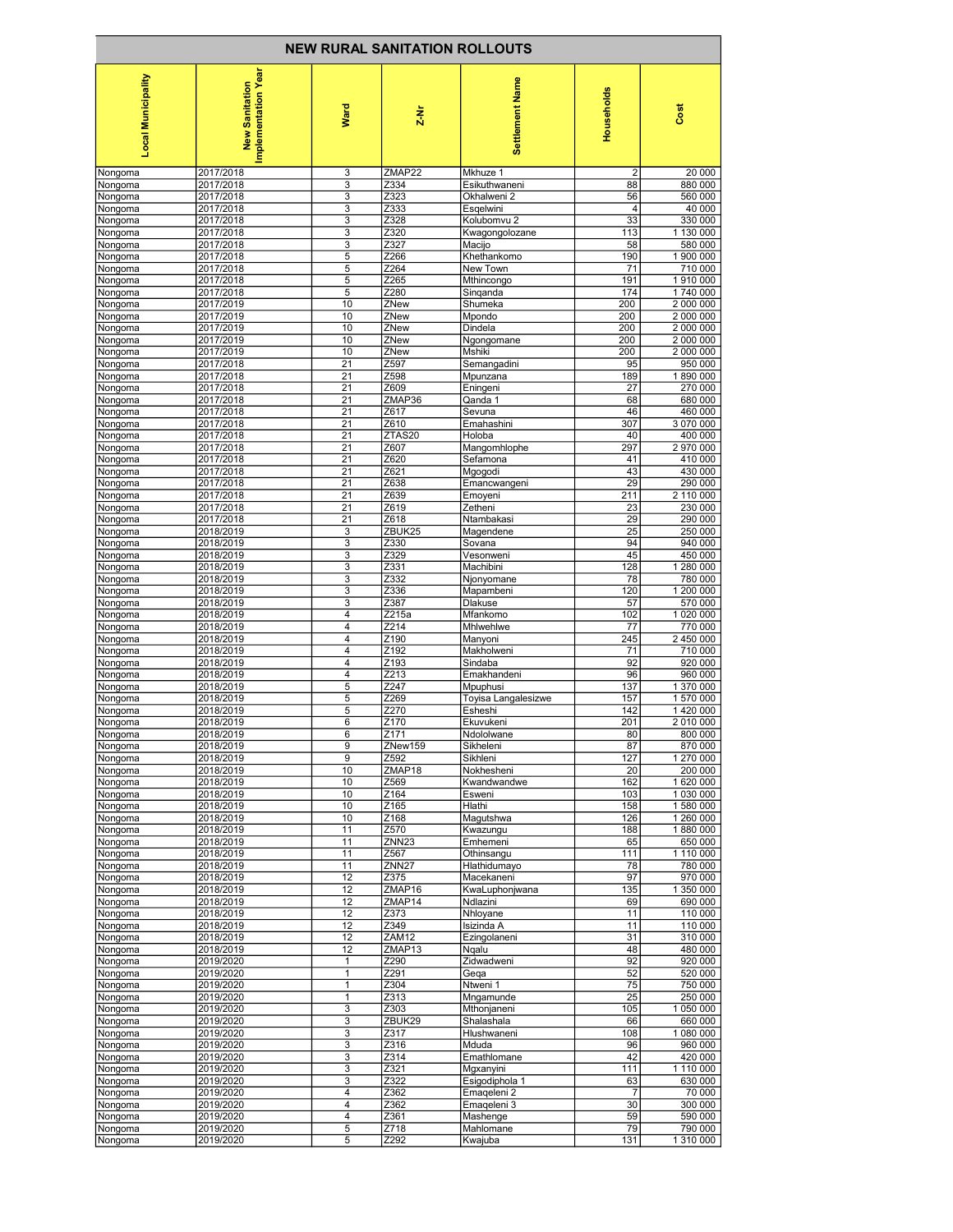| NEW RURAL SANITATION ROLLOUTS | | | | | | |
|---|---|---|---|---|---|---|
| **Local Municipality** | **New Sanitation Implementation Year** | **Ward** | **Z-Nr** | **Settlement Name** | **Households** | **Cost** |
| Nongoma | 2017/2018 | 3 | ZMAP22 | Mkhuze 1 | 2 | 20 000 |
| Nongoma | 2017/2018 | 3 | Z334 | Esikuthwaneni | 88 | 880 000 |
| Nongoma | 2017/2018 | 3 | Z323 | Okhalweni 2 | 56 | 560 000 |
| Nongoma | 2017/2018 | 3 | Z333 | Esqelwini | 4 | 40 000 |
| Nongoma | 2017/2018 | 3 | Z328 | Kolubomvu 2 | 33 | 330 000 |
| Nongoma | 2017/2018 | 3 | Z320 | Kwagongolozane | 113 | 1 130 000 |
| Nongoma | 2017/2018 | 3 | Z327 | Macijo | 58 | 580 000 |
| Nongoma | 2017/2018 | 5 | Z266 | Khethankomo | 190 | 1 900 000 |
| Nongoma | 2017/2018 | 5 | Z264 | New Town | 71 | 710 000 |
| Nongoma | 2017/2018 | 5 | Z265 | Mthincongo | 191 | 1 910 000 |
| Nongoma | 2017/2018 | 5 | Z280 | Singanda | 174 | 1 740 000 |
| Nongoma | 2017/2019 | 10 | ZNew | Shumeka | 200 | 2 000 000 |
| Nongoma | 2017/2019 | 10 | ZNew | Mpondo | 200 | 2 000 000 |
| Nongoma | 2017/2019 | 10 | ZNew | Dindela | 200 | 2 000 000 |
| Nongoma | 2017/2019 | 10 | ZNew | Ngongomane | 200 | 2 000 000 |
| Nongoma | 2017/2019 | 10 | ZNew | Mshiki | 200 | 2 000 000 |
| Nongoma | 2017/2018 | 21 | Z597 | Semangadini | 95 | 950 000 |
| Nongoma | 2017/2018 | 21 | Z598 | Mpunzana | 189 | 1 890 000 |
| Nongoma | 2017/2018 | 21 | Z609 | Eningeni | 27 | 270 000 |
| Nongoma | 2017/2018 | 21 | ZMAP36 | Qanda 1 | 68 | 680 000 |
| Nongoma | 2017/2018 | 21 | Z617 | Sevuna | 46 | 460 000 |
| Nongoma | 2017/2018 | 21 | Z610 | Emahashini | 307 | 3 070 000 |
| Nongoma | 2017/2018 | 21 | ZTAS20 | Holoba | 40 | 400 000 |
| Nongoma | 2017/2018 | 21 | Z607 | Mangomhlophe | 297 | 2 970 000 |
| Nongoma | 2017/2018 | 21 | Z620 | Sefamona | 41 | 410 000 |
| Nongoma | 2017/2018 | 21 | Z621 | Mgogodi | 43 | 430 000 |
| Nongoma | 2017/2018 | 21 | Z638 | Emancwangeni | 29 | 290 000 |
| Nongoma | 2017/2018 | 21 | Z639 | Emoyeni | 211 | 2 110 000 |
| Nongoma | 2017/2018 | 21 | Z619 | Zetheni | 23 | 230 000 |
| Nongoma | 2017/2018 | 21 | Z618 | Ntambakasi | 29 | 290 000 |
| Nongoma | 2018/2019 | 3 | ZBUK25 | Magendene | 25 | 250 000 |
| Nongoma | 2018/2019 | 3 | Z330 | Sovana | 94 | 940 000 |
| Nongoma | 2018/2019 | 3 | Z329 | Vesonweni | 45 | 450 000 |
| Nongoma | 2018/2019 | 3 | Z331 | Machibini | 128 | 1 280 000 |
| Nongoma | 2018/2019 | 3 | Z332 | Njonyomane | 78 | 780 000 |
| Nongoma | 2018/2019 | 3 | Z336 | Mapambeni | 120 | 1 200 000 |
| Nongoma | 2018/2019 | 3 | Z387 | Dlakuse | 57 | 570 000 |
| Nongoma | 2018/2019 | 4 | Z215a | Mfankomo | 102 | 1 020 000 |
| Nongoma | 2018/2019 | 4 | Z214 | Mhlwehlwe | 77 | 770 000 |
| Nongoma | 2018/2019 | 4 | Z190 | Manyoni | 245 | 2 450 000 |
| Nongoma | 2018/2019 | 4 | Z192 | Makholweni | 71 | 710 000 |
| Nongoma | 2018/2019 | 4 | Z193 | Sindaba | 92 | 920 000 |
| Nongoma | 2018/2019 | 4 | Z213 | Emakhandeni | 96 | 960 000 |
| Nongoma | 2018/2019 | 5 | Z247 | Mpuphusi | 137 | 1 370 000 |
| Nongoma | 2018/2019 | 5 | Z269 | Toyisa Langalesizwe | 157 | 1 570 000 |
| Nongoma | 2018/2019 | 5 | Z270 | Esheshi | 142 | 1 420 000 |
| Nongoma | 2018/2019 | 6 | Z170 | Ekuvukeni | 201 | 2 010 000 |
| Nongoma | 2018/2019 | 6 | Z171 | Ndololwane | 80 | 800 000 |
| Nongoma | 2018/2019 | 9 | ZNew159 | Sikheleni | 87 | 870 000 |
| Nongoma | 2018/2019 | 9 | Z592 | Sikhleni | 127 | 1 270 000 |
| Nongoma | 2018/2019 | 10 | ZMAP18 | Nokhesheni | 20 | 200 000 |
| Nongoma | 2018/2019 | 10 | Z569 | Kwandwandwe | 162 | 1 620 000 |
| Nongoma | 2018/2019 | 10 | Z164 | Esweni | 103 | 1 030 000 |
| Nongoma | 2018/2019 | 10 | Z165 | Hlathi | 158 | 1 580 000 |
| Nongoma | 2018/2019 | 10 | Z168 | Magutshwa | 126 | 1 260 000 |
| Nongoma | 2018/2019 | 11 | Z570 | Kwazungu | 188 | 1 880 000 |
| Nongoma | 2018/2019 | 11 | ZNN23 | Emhemeni | 65 | 650 000 |
| Nongoma | 2018/2019 | 11 | Z567 | Othinsangu | 111 | 1 110 000 |
| Nongoma | 2018/2019 | 11 | ZNN27 | Hlathidumayo | 78 | 780 000 |
| Nongoma | 2018/2019 | 12 | Z375 | Macekaneni | 97 | 970 000 |
| Nongoma | 2018/2019 | 12 | ZMAP16 | KwaLuphonjwana | 135 | 1 350 000 |
| Nongoma | 2018/2019 | 12 | ZMAP14 | Ndlazini | 69 | 690 000 |
| Nongoma | 2018/2019 | 12 | Z373 | Nhloyane | 11 | 110 000 |
| Nongoma | 2018/2019 | 12 | Z349 | Isizinda A | 11 | 110 000 |
| Nongoma | 2018/2019 | 12 | ZAM12 | Ezingolaneni | 31 | 310 000 |
| Nongoma | 2018/2019 | 12 | ZMAP13 | Nqalu | 48 | 480 000 |
| Nongoma | 2019/2020 | 1 | Z290 | Zidwadweni | 92 | 920 000 |
| Nongoma | 2019/2020 | 1 | Z291 | Geqa | 52 | 520 000 |
| Nongoma | 2019/2020 | 1 | Z304 | Ntweni 1 | 75 | 750 000 |
| Nongoma | 2019/2020 | 1 | Z313 | Mngamunde | 25 | 250 000 |
| Nongoma | 2019/2020 | 3 | Z303 | Mthonjaneni | 105 | 1 050 000 |
| Nongoma | 2019/2020 | 3 | ZBUK29 | Shalashala | 66 | 660 000 |
| Nongoma | 2019/2020 | 3 | Z317 | Hlushwaneni | 108 | 1 080 000 |
| Nongoma | 2019/2020 | 3 | Z316 | Mduda | 96 | 960 000 |
| Nongoma | 2019/2020 | 3 | Z314 | Emathlomane | 42 | 420 000 |
| Nongoma | 2019/2020 | 3 | Z321 | Mgxanyini | 111 | 1 110 000 |
| Nongoma | 2019/2020 | 3 | Z322 | Esigodiphola 1 | 63 | 630 000 |
| Nongoma | 2019/2020 | 4 | Z362 | Emaqeleni 2 | 7 | 70 000 |
| Nongoma | 2019/2020 | 4 | Z362 | Emaqeleni 3 | 30 | 300 000 |
| Nongoma | 2019/2020 | 4 | Z361 | Mashenge | 59 | 590 000 |
| Nongoma | 2019/2020 | 5 | Z718 | Mahlomane | 79 | 790 000 |
| Nongoma | 2019/2020 | 5 | Z292 | Kwajuba | 131 | 1 310 000 |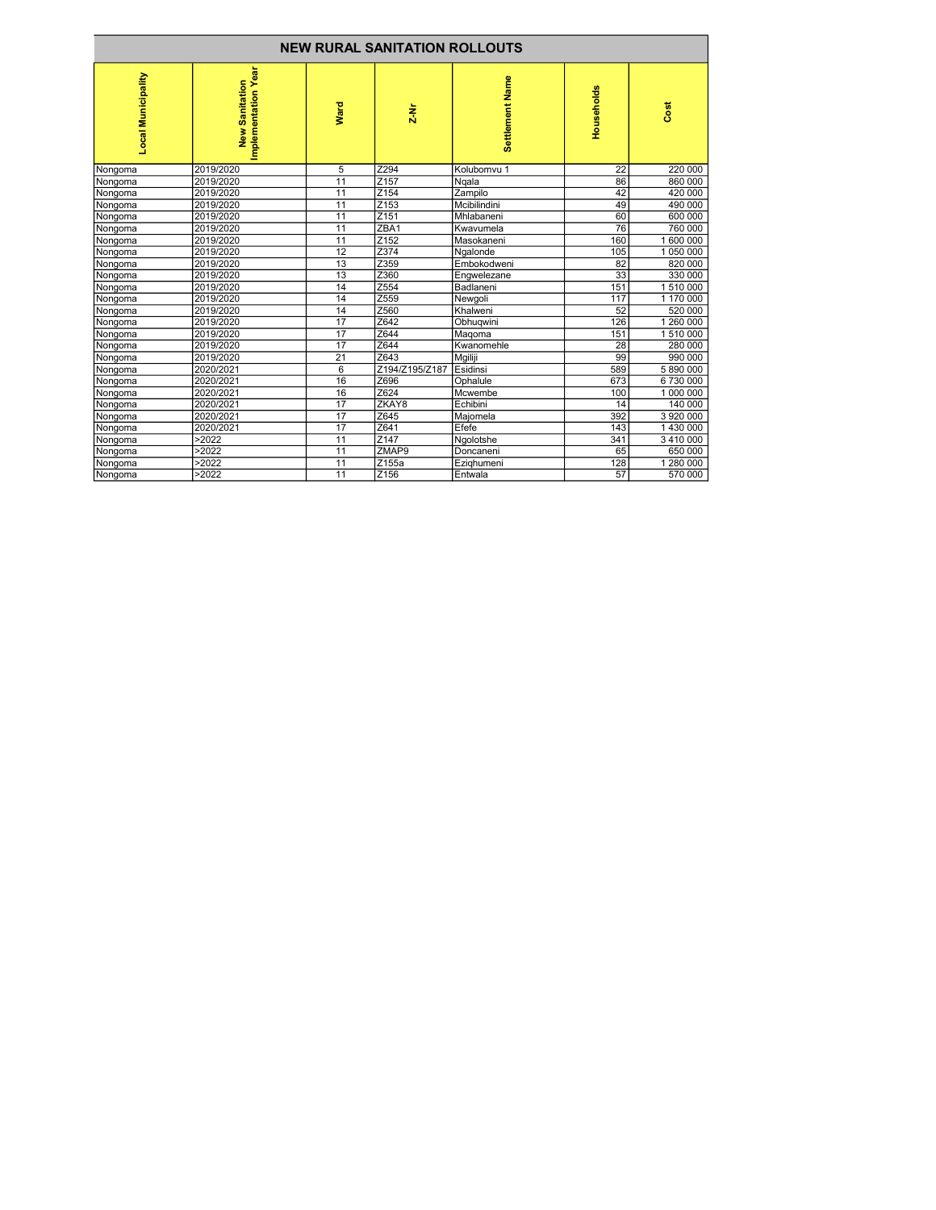| NEW RURAL SANITATION ROLLOUTS | | | | | | |
|---|---|---|---|---|---|---|
| Local Municipality | New Sanitation Implementation Year | Ward | Z-Nr | Settlement Name | Households | Cost |
| Nongoma | 2019/2020 | 5 | Z294 | Kolubomvu 1 | 22 | 220 000 |
| Nongoma | 2019/2020 | 11 | Z157 | Nqala | 86 | 860 000 |
| Nongoma | 2019/2020 | 11 | Z154 | Zampilo | 42 | 420 000 |
| Nongoma | 2019/2020 | 11 | Z153 | Mcibilindini | 49 | 490 000 |
| Nongoma | 2019/2020 | 11 | Z151 | Mhlabaneni | 60 | 600 000 |
| Nongoma | 2019/2020 | 11 | ZBA1 | Kwavumela | 76 | 760 000 |
| Nongoma | 2019/2020 | 11 | Z152 | Masokaneni | 160 | 1 600 000 |
| Nongoma | 2019/2020 | 12 | Z374 | Ngalonde | 105 | 1 050 000 |
| Nongoma | 2019/2020 | 13 | Z359 | Embokodweni | 82 | 820 000 |
| Nongoma | 2019/2020 | 13 | Z360 | Engwelezane | 33 | 330 000 |
| Nongoma | 2019/2020 | 14 | Z554 | Badlaneni | 151 | 1 510 000 |
| Nongoma | 2019/2020 | 14 | Z559 | Newgoli | 117 | 1 170 000 |
| Nongoma | 2019/2020 | 14 | Z560 | Khalweni | 52 | 520 000 |
| Nongoma | 2019/2020 | 17 | Z642 | Obhuqwini | 126 | 1 260 000 |
| Nongoma | 2019/2020 | 17 | Z644 | Maqoma | 151 | 1 510 000 |
| Nongoma | 2019/2020 | 17 | Z644 | Kwanomehle | 28 | 280 000 |
| Nongoma | 2019/2020 | 21 | Z643 | Mgiliji | 99 | 990 000 |
| Nongoma | 2020/2021 | 6 | Z194/Z195/Z187 | Esidinsi | 589 | 5 890 000 |
| Nongoma | 2020/2021 | 16 | Z696 | Ophalule | 673 | 6 730 000 |
| Nongoma | 2020/2021 | 16 | Z624 | Mcwembe | 100 | 1 000 000 |
| Nongoma | 2020/2021 | 17 | ZKAY8 | Echibini | 14 | 140 000 |
| Nongoma | 2020/2021 | 17 | Z645 | Majomela | 392 | 3 920 000 |
| Nongoma | 2020/2021 | 17 | Z641 | Efefe | 143 | 1 430 000 |
| Nongoma | >2022 | 11 | Z147 | Ngolotshe | 341 | 3 410 000 |
| Nongoma | >2022 | 11 | ZMAP9 | Doncaneni | 65 | 650 000 |
| Nongoma | >2022 | 11 | Z155a | Eziqhumeni | 128 | 1 280 000 |
| Nongoma | >2022 | 11 | Z156 | Entwala | 57 | 570 000 |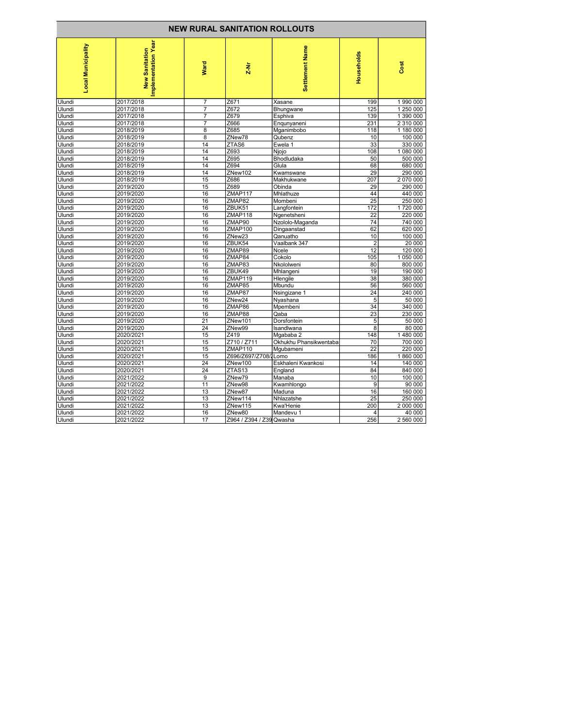## NEW RURAL SANITATION ROLLOUTS

| Local Municipality | New Sanitation Implementation Year | Ward | Z-Nr | Settlement Name | Households | Cost |
|---|---|---|---|---|---|---|
| Ulundi | 2017/2018 | 7 | Z671 | Xasane | 199 | 1 990 000 |
| Ulundi | 2017/2018 | 7 | Z672 | Bhungwane | 125 | 1 250 000 |
| Ulundi | 2017/2018 | 7 | Z679 | Esphiva | 139 | 1 390 000 |
| Ulundi | 2017/2018 | 7 | Z666 | Enqunyaneni | 231 | 2 310 000 |
| Ulundi | 2018/2019 | 8 | Z685 | Mganimbobo | 118 | 1 180 000 |
| Ulundi | 2018/2019 | 8 | ZNew78 | Qubenz | 10 | 100 000 |
| Ulundi | 2018/2019 | 14 | ZTAS6 | Ewela 1 | 33 | 330 000 |
| Ulundi | 2018/2019 | 14 | Z693 | Njojo | 108 | 1 080 000 |
| Ulundi | 2018/2019 | 14 | Z695 | Bhodludaka | 50 | 500 000 |
| Ulundi | 2018/2019 | 14 | Z694 | Glula | 68 | 680 000 |
| Ulundi | 2018/2019 | 14 | ZNew102 | Kwamswane | 29 | 290 000 |
| Ulundi | 2018/2019 | 15 | Z686 | Makhukwane | 207 | 2 070 000 |
| Ulundi | 2019/2020 | 15 | Z689 | Obinda | 29 | 290 000 |
| Ulundi | 2019/2020 | 16 | ZMAP117 | Mhlathuze | 44 | 440 000 |
| Ulundi | 2019/2020 | 16 | ZMAP82 | Mombeni | 25 | 250 000 |
| Ulundi | 2019/2020 | 16 | ZBUK51 | Langfontein | 172 | 1 720 000 |
| Ulundi | 2019/2020 | 16 | ZMAP118 | Ngenetsheni | 22 | 220 000 |
| Ulundi | 2019/2020 | 16 | ZMAP90 | Nzololo-Maganda | 74 | 740 000 |
| Ulundi | 2019/2020 | 16 | ZMAP100 | Dingaanstad | 62 | 620 000 |
| Ulundi | 2019/2020 | 16 | ZNew23 | Qanuatho | 10 | 100 000 |
| Ulundi | 2019/2020 | 16 | ZBUK54 | Vaalbank 347 | 2 | 20 000 |
| Ulundi | 2019/2020 | 16 | ZMAP89 | Ncele | 12 | 120 000 |
| Ulundi | 2019/2020 | 16 | ZMAP84 | Cokolo | 105 | 1 050 000 |
| Ulundi | 2019/2020 | 16 | ZMAP83 | Nkololweni | 80 | 800 000 |
| Ulundi | 2019/2020 | 16 | ZBUK49 | Mhlangeni | 19 | 190 000 |
| Ulundi | 2019/2020 | 16 | ZMAP119 | Hlengile | 38 | 380 000 |
| Ulundi | 2019/2020 | 16 | ZMAP85 | Mbundu | 56 | 560 000 |
| Ulundi | 2019/2020 | 16 | ZMAP87 | Nsingizane 1 | 24 | 240 000 |
| Ulundi | 2019/2020 | 16 | ZNew24 | Nyashana | 5 | 50 000 |
| Ulundi | 2019/2020 | 16 | ZMAP86 | Mpembeni | 34 | 340 000 |
| Ulundi | 2019/2020 | 16 | ZMAP88 | Qaba | 23 | 230 000 |
| Ulundi | 2019/2020 | 21 | ZNew101 | Dorsfontein | 5 | 50 000 |
| Ulundi | 2019/2020 | 24 | ZNew99 | Isandlwana | 8 | 80 000 |
| Ulundi | 2020/2021 | 15 | Z419 | Mgababa 2 | 148 | 1 480 000 |
| Ulundi | 2020/2021 | 15 | Z710 / Z711 | Okhukhu Phansikwentaba | 70 | 700 000 |
| Ulundi | 2020/2021 | 15 | ZMAP110 | Mgubameni | 22 | 220 000 |
| Ulundi | 2020/2021 | 15 | Z696/Z697/Z708/Z | Lomo | 186 | 1 860 000 |
| Ulundi | 2020/2021 | 24 | ZNew100 | Eskhaleni Kwankosi | 14 | 140 000 |
| Ulundi | 2020/2021 | 24 | ZTAS13 | England | 84 | 840 000 |
| Ulundi | 2021/2022 | 9 | ZNew79 | Manaba | 10 | 100 000 |
| Ulundi | 2021/2022 | 11 | ZNew98 | Kwamhlongo | 9 | 90 000 |
| Ulundi | 2021/2022 | 13 | ZNew87 | Maduna | 16 | 160 000 |
| Ulundi | 2021/2022 | 13 | ZNew114 | Nhlazatshe | 25 | 250 000 |
| Ulundi | 2021/2022 | 13 | ZNew115 | Kwa'Henie | 200 | 2 000 000 |
| Ulundi | 2021/2022 | 16 | ZNew80 | Mandevu 1 | 4 | 40 000 |
| Ulundi | 2021/2022 | 17 | Z964 / Z394 / Z39 | Qwasha | 256 | 2 560 000 |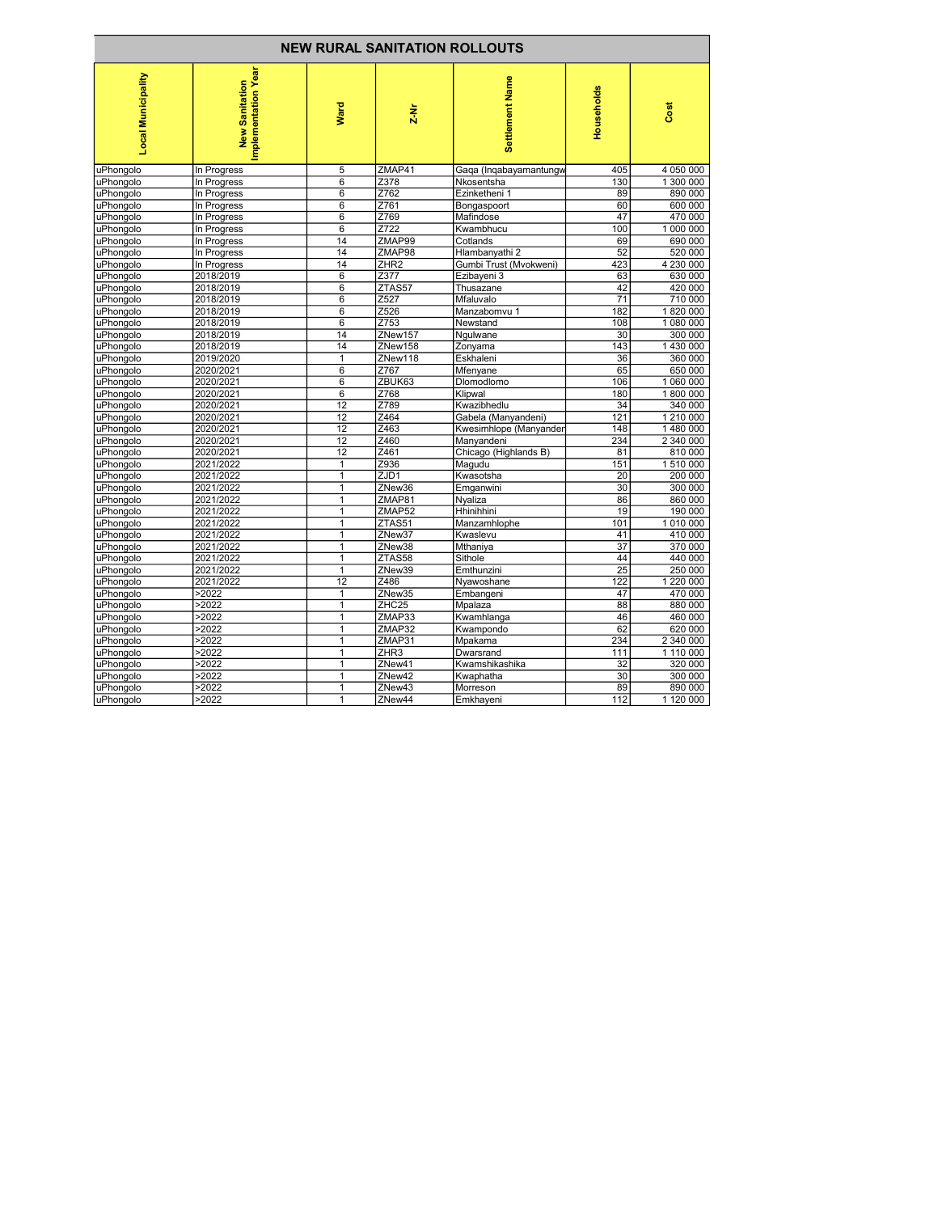# NEW RURAL SANITATION ROLLOUTS

| Local Municipality | New Sanitation Implementation Year | Ward | Z-Nr | Settlement Name | Households | Cost |
|---|---|---|---|---|---|---|
| uPhongolo | In Progress | 5 | ZMAP41 | Gaqa (Inqabayamantungw | 405 | 4 050 000 |
| uPhongolo | In Progress | 6 | Z378 | Nkosentsha | 130 | 1 300 000 |
| uPhongolo | In Progress | 6 | Z762 | Ezinketheni 1 | 89 | 890 000 |
| uPhongolo | In Progress | 6 | Z761 | Bongaspoort | 60 | 600 000 |
| uPhongolo | In Progress | 6 | Z769 | Mafindose | 47 | 470 000 |
| uPhongolo | In Progress | 6 | Z722 | Kwambhucu | 100 | 1 000 000 |
| uPhongolo | In Progress | 14 | ZMAP99 | Cotlands | 69 | 690 000 |
| uPhongolo | In Progress | 14 | ZMAP98 | Hlambanyathi 2 | 52 | 520 000 |
| uPhongolo | In Progress | 14 | ZHR2 | Gumbi Trust (Mvokweni) | 423 | 4 230 000 |
| uPhongolo | 2018/2019 | 6 | Z377 | Ezibayeni 3 | 63 | 630 000 |
| uPhongolo | 2018/2019 | 6 | ZTAS57 | Thusazane | 42 | 420 000 |
| uPhongolo | 2018/2019 | 6 | Z527 | Mfaluvalo | 71 | 710 000 |
| uPhongolo | 2018/2019 | 6 | Z526 | Manzabomvu 1 | 182 | 1 820 000 |
| uPhongolo | 2018/2019 | 6 | Z753 | Newstand | 108 | 1 080 000 |
| uPhongolo | 2018/2019 | 14 | ZNew157 | Ngulwane | 30 | 300 000 |
| uPhongolo | 2018/2019 | 14 | ZNew158 | Zonyama | 143 | 1 430 000 |
| uPhongolo | 2019/2020 | 1 | ZNew118 | Eskhaleni | 36 | 360 000 |
| uPhongolo | 2020/2021 | 6 | Z767 | Mfenyane | 65 | 650 000 |
| uPhongolo | 2020/2021 | 6 | ZBUK63 | Dlomodlomo | 106 | 1 060 000 |
| uPhongolo | 2020/2021 | 6 | Z768 | Klipwal | 180 | 1 800 000 |
| uPhongolo | 2020/2021 | 12 | Z789 | Kwazibhedlu | 34 | 340 000 |
| uPhongolo | 2020/2021 | 12 | Z464 | Gabela (Manyandeni) | 121 | 1 210 000 |
| uPhongolo | 2020/2021 | 12 | Z463 | Kwesimhlope (Manyander | 148 | 1 480 000 |
| uPhongolo | 2020/2021 | 12 | Z460 | Manyandeni | 234 | 2 340 000 |
| uPhongolo | 2020/2021 | 12 | Z461 | Chicago (Highlands B) | 81 | 810 000 |
| uPhongolo | 2021/2022 | 1 | Z936 | Magudu | 151 | 1 510 000 |
| uPhongolo | 2021/2022 | 1 | ZJD1 | Kwasotsha | 20 | 200 000 |
| uPhongolo | 2021/2022 | 1 | ZNew36 | Emganwini | 30 | 300 000 |
| uPhongolo | 2021/2022 | 1 | ZMAP81 | Nyaliza | 86 | 860 000 |
| uPhongolo | 2021/2022 | 1 | ZMAP52 | Hhinihhini | 19 | 190 000 |
| uPhongolo | 2021/2022 | 1 | ZTAS51 | Manzamhlophe | 101 | 1 010 000 |
| uPhongolo | 2021/2022 | 1 | ZNew37 | Kwaslevu | 41 | 410 000 |
| uPhongolo | 2021/2022 | 1 | ZNew38 | Mthaniya | 37 | 370 000 |
| uPhongolo | 2021/2022 | 1 | ZTAS58 | Sithole | 44 | 440 000 |
| uPhongolo | 2021/2022 | 1 | ZNew39 | Emthunzini | 25 | 250 000 |
| uPhongolo | 2021/2022 | 12 | Z486 | Nyawoshane | 122 | 1 220 000 |
| uPhongolo | >2022 | 1 | ZNew35 | Embangeni | 47 | 470 000 |
| uPhongolo | >2022 | 1 | ZHC25 | Mpalaza | 88 | 880 000 |
| uPhongolo | >2022 | 1 | ZMAP33 | Kwamhlanga | 46 | 460 000 |
| uPhongolo | >2022 | 1 | ZMAP32 | Kwampondo | 62 | 620 000 |
| uPhongolo | >2022 | 1 | ZMAP31 | Mpakama | 234 | 2 340 000 |
| uPhongolo | >2022 | 1 | ZHR3 | Dwarsrand | 111 | 1 110 000 |
| uPhongolo | >2022 | 1 | ZNew41 | Kwamshikashika | 32 | 320 000 |
| uPhongolo | >2022 | 1 | ZNew42 | Kwaphatha | 30 | 300 000 |
| uPhongolo | >2022 | 1 | ZNew43 | Morreson | 89 | 890 000 |
| uPhongolo | >2022 | 1 | ZNew44 | Emkhayeni | 112 | 1 120 000 |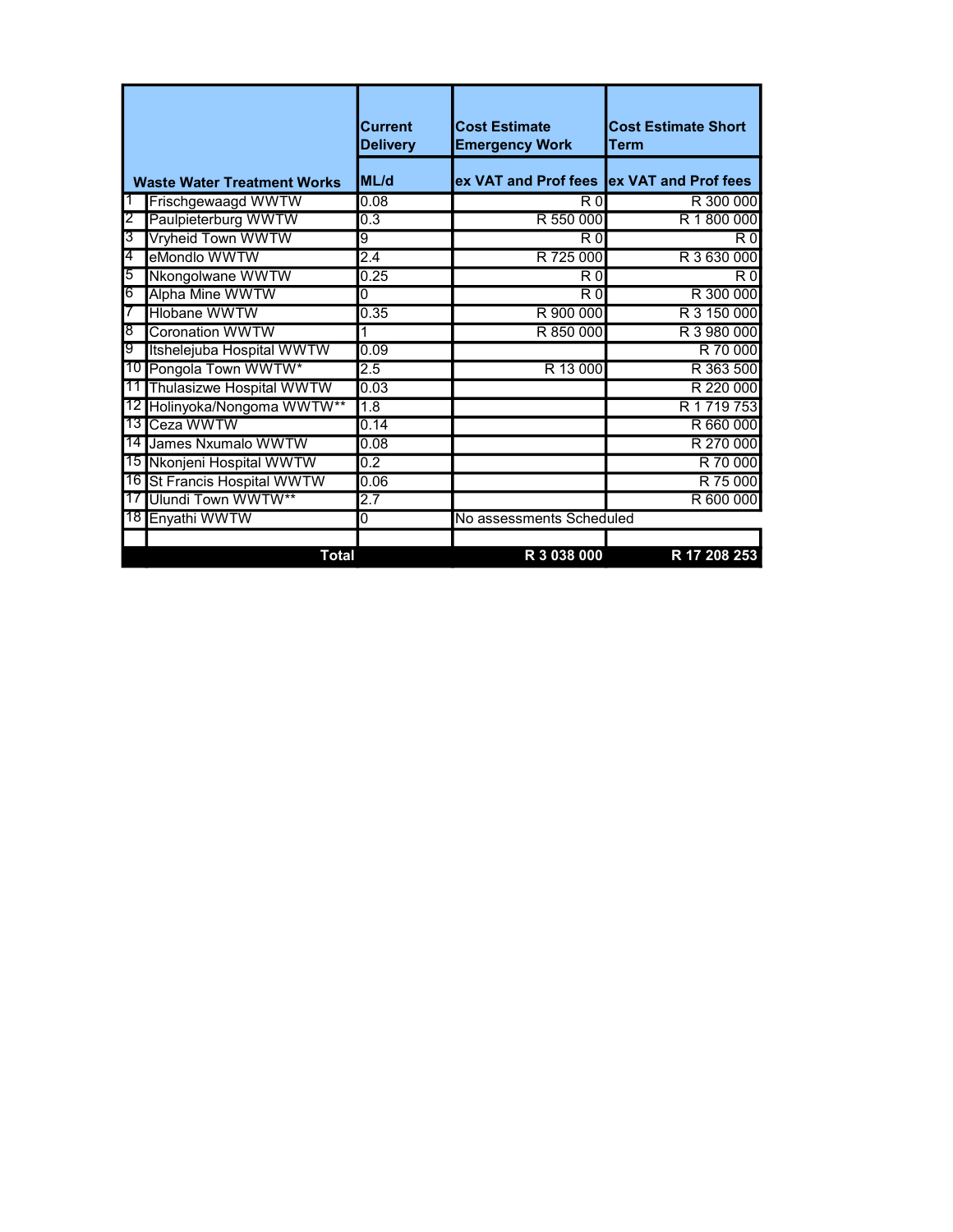| | Waste Water Treatment Works | Current Delivery ML/d | Cost Estimate Emergency Work ex VAT and Prof fees | Cost Estimate Short Term ex VAT and Prof fees |
|---|---|---|---|---|
| 1 | Frischgewaagd WWTW | 0.08 | R 0 | R 300 000 |
| 2 | Paulpieterburg WWTW | 0.3 | R 550 000 | R 1 800 000 |
| 3 | Vryheid Town WWTW | 9 | R 0 | R 0 |
| 4 | eMondlo WWTW | 2.4 | R 725 000 | R 3 630 000 |
| 5 | Nkongolwane WWTW | 0.25 | R 0 | R 0 |
| 6 | Alpha Mine WWTW | 0 | R 0 | R 300 000 |
| 7 | Hlobane WWTW | 0.35 | R 900 000 | R 3 150 000 |
| 8 | Coronation WWTW | 1 | R 850 000 | R 3 980 000 |
| 9 | Itshelejuba Hospital WWTW | 0.09 | | R 70 000 |
| 10 | Pongola Town WWTW* | 2.5 | R 13 000 | R 363 500 |
| 11 | Thulasizwe Hospital WWTW | 0.03 | | R 220 000 |
| 12 | Holinyoka/Nongoma WWTW** | 1.8 | | R 1 719 753 |
| 13 | Ceza WWTW | 0.14 | | R 660 000 |
| 14 | James Nxumalo WWTW | 0.08 | | R 270 000 |
| 15 | Nkonjeni Hospital WWTW | 0.2 | | R 70 000 |
| 16 | St Francis Hospital WWTW | 0.06 | | R 75 000 |
| 17 | Ulundi Town WWTW** | 2.7 | | R 600 000 |
| 18 | Enyathi WWTW | 0 | No assessments Scheduled | |
| | | | | |
| | **Total** | | **R 3 038 000** | **R 17 208 253** |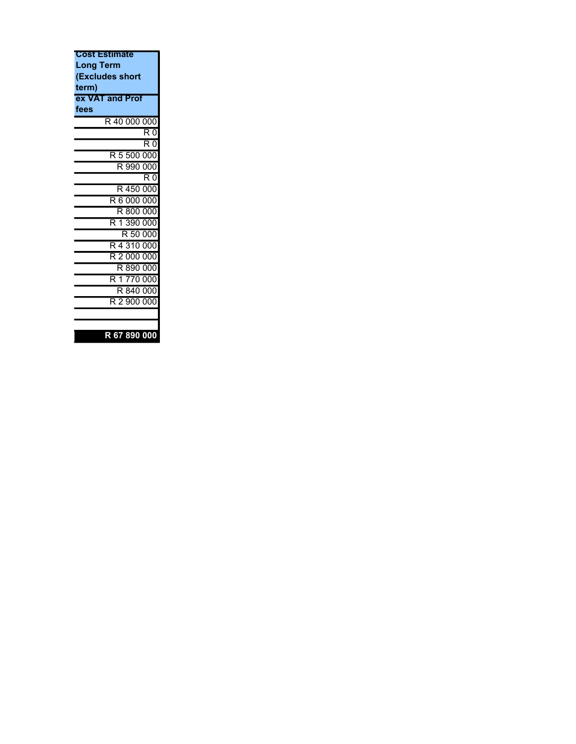| Cost Estimate Long Term (Excludes short term) ex VAT and Prof fees |
|---:|
| R 40 000 000 |
| R 0 |
| R 0 |
| R 5 500 000 |
| R 990 000 |
| R 0 |
| R 450 000 |
| R 6 000 000 |
| R 800 000 |
| R 1 390 000 |
| R 50 000 |
| R 4 310 000 |
| R 2 000 000 |
| R 890 000 |
| R 1 770 000 |
| R 840 000 |
| R 2 900 000 |
| |
| |
| **R 67 890 000** |